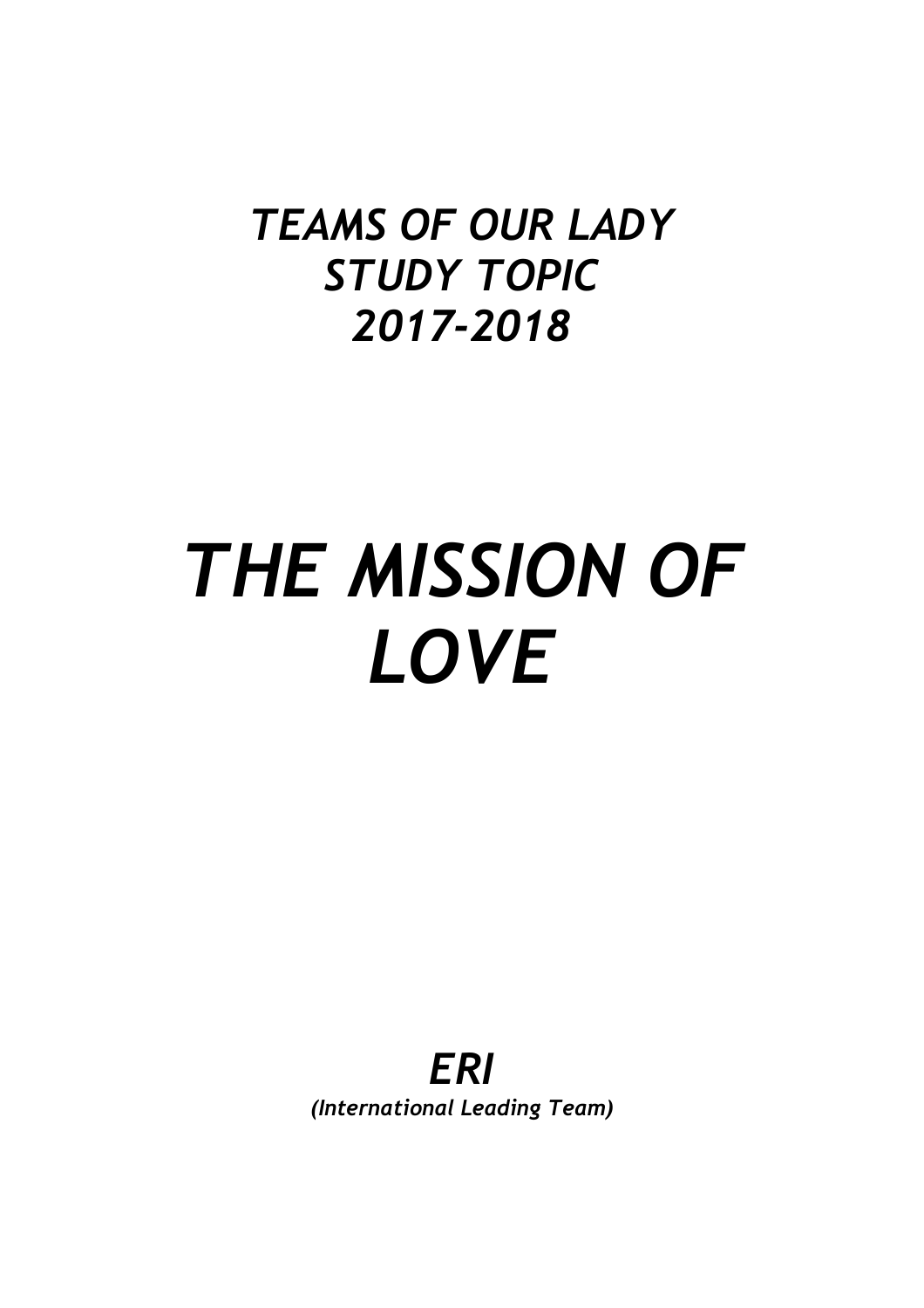*TEAMS OF OUR LADY*
*STUDY TOPIC*
*2017-2018*

# *THE MISSION OF LOVE*

***ERI***
***(International Leading Team)***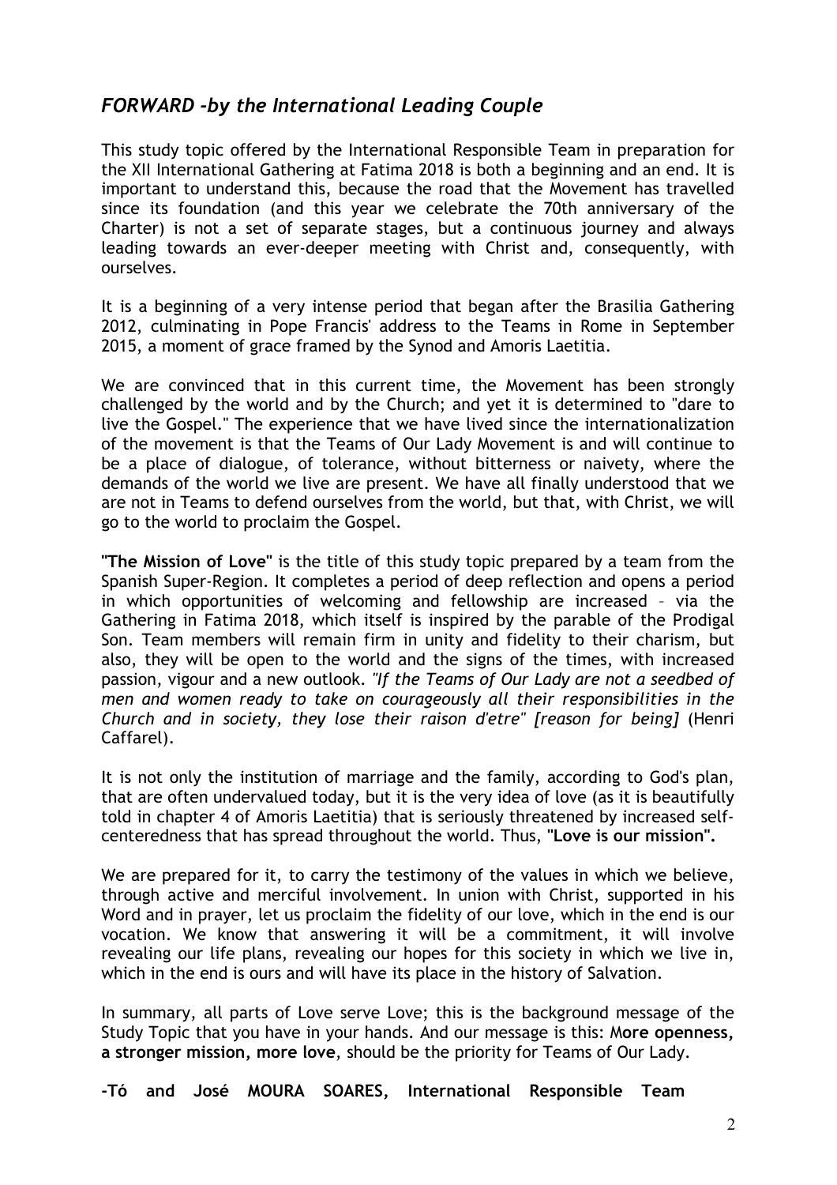## *FORWARD -by the International Leading Couple*

This study topic offered by the International Responsible Team in preparation for the XII International Gathering at Fatima 2018 is both a beginning and an end. It is important to understand this, because the road that the Movement has travelled since its foundation (and this year we celebrate the 70th anniversary of the Charter) is not a set of separate stages, but a continuous journey and always leading towards an ever-deeper meeting with Christ and, consequently, with ourselves.

It is a beginning of a very intense period that began after the Brasilia Gathering 2012, culminating in Pope Francis' address to the Teams in Rome in September 2015, a moment of grace framed by the Synod and Amoris Laetitia.

We are convinced that in this current time, the Movement has been strongly challenged by the world and by the Church; and yet it is determined to "dare to live the Gospel." The experience that we have lived since the internationalization of the movement is that the Teams of Our Lady Movement is and will continue to be a place of dialogue, of tolerance, without bitterness or naivety, where the demands of the world we live are present. We have all finally understood that we are not in Teams to defend ourselves from the world, but that, with Christ, we will go to the world to proclaim the Gospel.

**"The Mission of Love"** is the title of this study topic prepared by a team from the Spanish Super-Region. It completes a period of deep reflection and opens a period in which opportunities of welcoming and fellowship are increased – via the Gathering in Fatima 2018, which itself is inspired by the parable of the Prodigal Son. Team members will remain firm in unity and fidelity to their charism, but also, they will be open to the world and the signs of the times, with increased passion, vigour and a new outlook. *"If the Teams of Our Lady are not a seedbed of men and women ready to take on courageously all their responsibilities in the Church and in society, they lose their raison d'etre" [reason for being]* (Henri Caffarel).

It is not only the institution of marriage and the family, according to God's plan, that are often undervalued today, but it is the very idea of love (as it is beautifully told in chapter 4 of Amoris Laetitia) that is seriously threatened by increased self-centeredness that has spread throughout the world. Thus, **"Love is our mission".**

We are prepared for it, to carry the testimony of the values in which we believe, through active and merciful involvement. In union with Christ, supported in his Word and in prayer, let us proclaim the fidelity of our love, which in the end is our vocation. We know that answering it will be a commitment, it will involve revealing our life plans, revealing our hopes for this society in which we live in, which in the end is ours and will have its place in the history of Salvation.

In summary, all parts of Love serve Love; this is the background message of the Study Topic that you have in your hands. And our message is this: M**ore openness, a stronger mission, more love**, should be the priority for Teams of Our Lady.

**-Tó and José MOURA SOARES, International Responsible Team**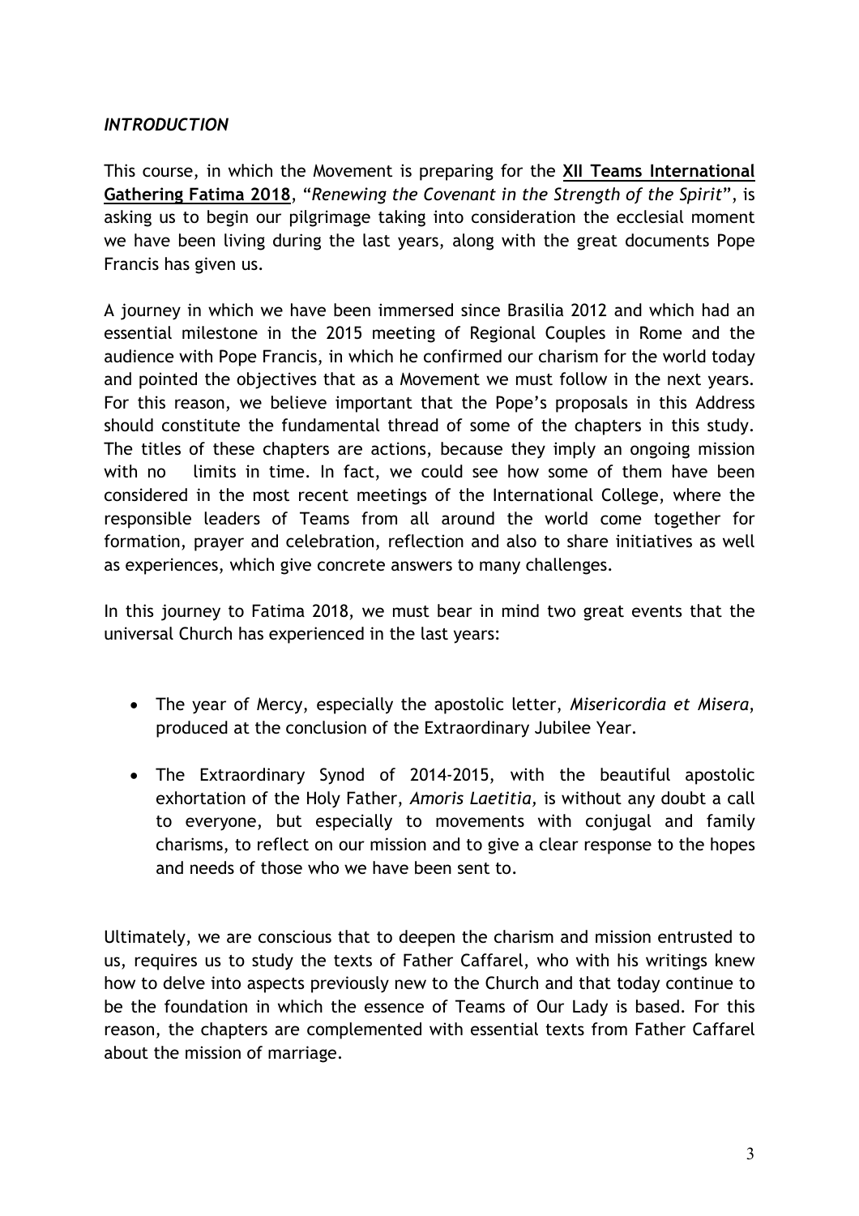### *INTRODUCTION*

This course, in which the Movement is preparing for the **XII Teams International Gathering Fatima 2018**, "*Renewing the Covenant in the Strength of the Spirit*", is asking us to begin our pilgrimage taking into consideration the ecclesial moment we have been living during the last years, along with the great documents Pope Francis has given us.

A journey in which we have been immersed since Brasilia 2012 and which had an essential milestone in the 2015 meeting of Regional Couples in Rome and the audience with Pope Francis, in which he confirmed our charism for the world today and pointed the objectives that as a Movement we must follow in the next years. For this reason, we believe important that the Pope's proposals in this Address should constitute the fundamental thread of some of the chapters in this study. The titles of these chapters are actions, because they imply an ongoing mission with no limits in time. In fact, we could see how some of them have been considered in the most recent meetings of the International College, where the responsible leaders of Teams from all around the world come together for formation, prayer and celebration, reflection and also to share initiatives as well as experiences, which give concrete answers to many challenges.

In this journey to Fatima 2018, we must bear in mind two great events that the universal Church has experienced in the last years:

- The year of Mercy, especially the apostolic letter, *Misericordia et Misera*, produced at the conclusion of the Extraordinary Jubilee Year.
- The Extraordinary Synod of 2014-2015, with the beautiful apostolic exhortation of the Holy Father, *Amoris Laetitia,* is without any doubt a call to everyone, but especially to movements with conjugal and family charisms, to reflect on our mission and to give a clear response to the hopes and needs of those who we have been sent to.

Ultimately, we are conscious that to deepen the charism and mission entrusted to us, requires us to study the texts of Father Caffarel, who with his writings knew how to delve into aspects previously new to the Church and that today continue to be the foundation in which the essence of Teams of Our Lady is based. For this reason, the chapters are complemented with essential texts from Father Caffarel about the mission of marriage.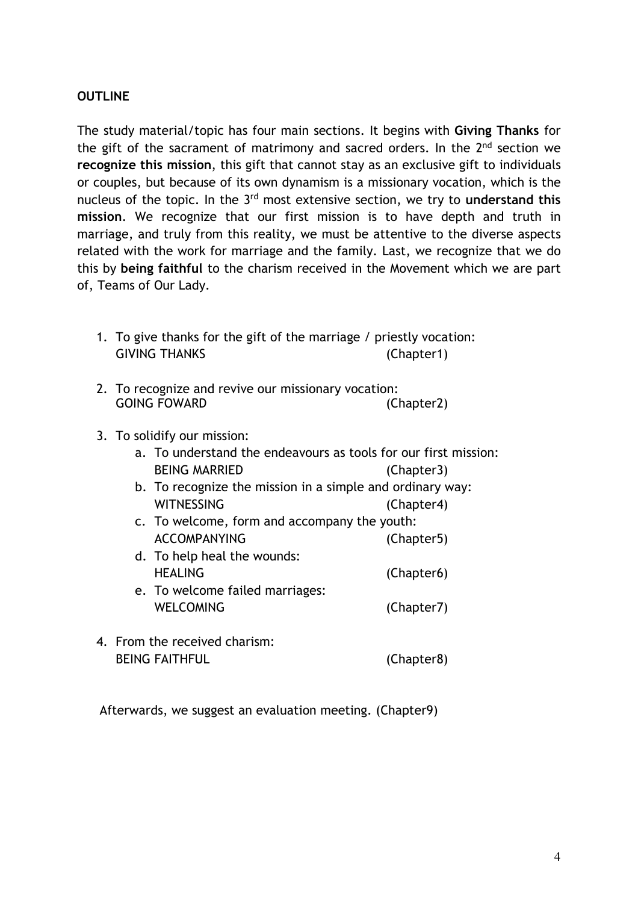**OUTLINE**

The study material/topic has four main sections. It begins with **Giving Thanks** for the gift of the sacrament of matrimony and sacred orders. In the 2nd section we **recognize this mission**, this gift that cannot stay as an exclusive gift to individuals or couples, but because of its own dynamism is a missionary vocation, which is the nucleus of the topic. In the 3rd most extensive section, we try to **understand this mission**. We recognize that our first mission is to have depth and truth in marriage, and truly from this reality, we must be attentive to the diverse aspects related with the work for marriage and the family. Last, we recognize that we do this by **being faithful** to the charism received in the Movement which we are part of, Teams of Our Lady.

1. To give thanks for the gift of the marriage / priestly vocation:
   GIVING THANKS (Chapter1)
2. To recognize and revive our missionary vocation:
   GOING FOWARD (Chapter2)
3. To solidify our mission:
   a. To understand the endeavours as tools for our first mission:
      BEING MARRIED (Chapter3)
   b. To recognize the mission in a simple and ordinary way:
      WITNESSING (Chapter4)
   c. To welcome, form and accompany the youth:
      ACCOMPANYING (Chapter5)
   d. To help heal the wounds:
      HEALING (Chapter6)
   e. To welcome failed marriages:
      WELCOMING (Chapter7)
4. From the received charism:
   BEING FAITHFUL (Chapter8)

Afterwards, we suggest an evaluation meeting. (Chapter9)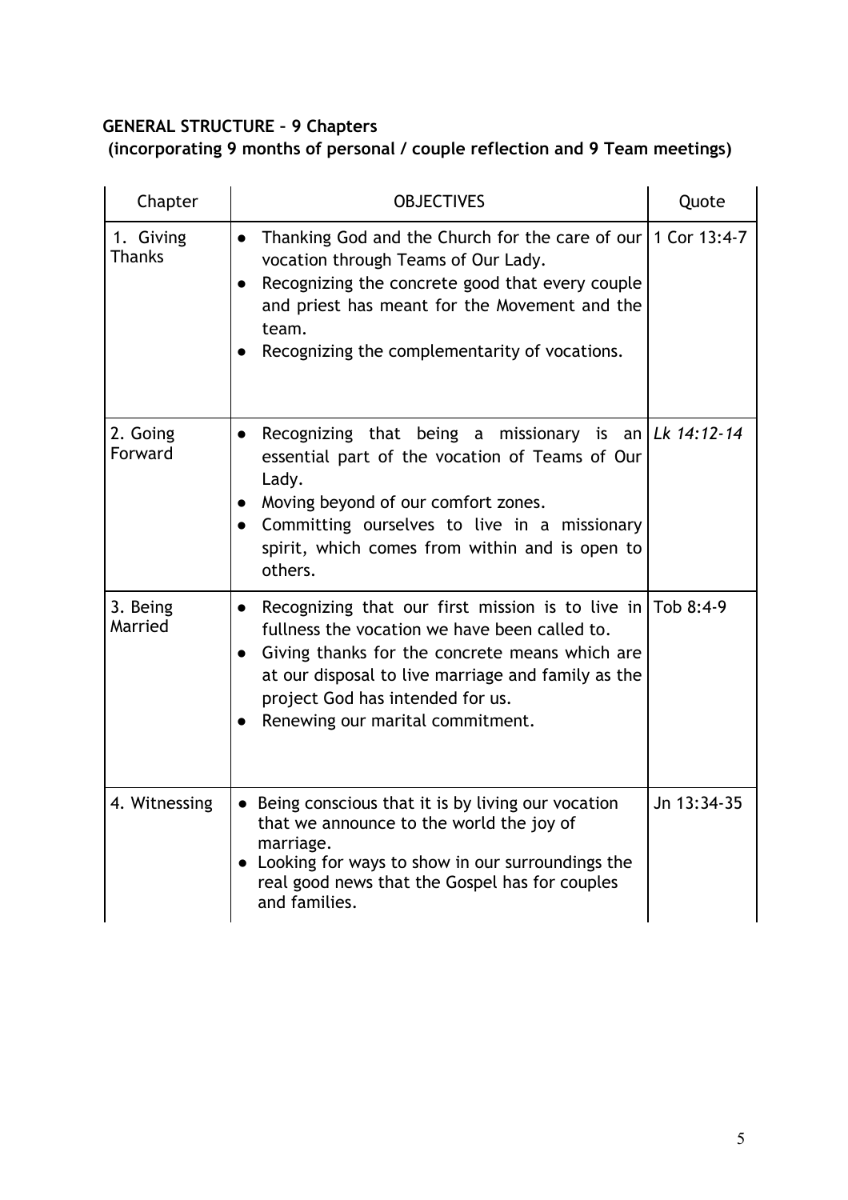**GENERAL STRUCTURE – 9 Chapters**
**(incorporating 9 months of personal / couple reflection and 9 Team meetings)**

| Chapter | OBJECTIVES | Quote |
|---|---|---|
| 1. Giving Thanks | • Thanking God and the Church for the care of our vocation through Teams of Our Lady.<br>• Recognizing the concrete good that every couple and priest has meant for the Movement and the team.<br>• Recognizing the complementarity of vocations. | 1 Cor 13:4-7 |
| 2. Going Forward | • Recognizing that being a missionary is an essential part of the vocation of Teams of Our Lady.<br>• Moving beyond of our comfort zones.<br>• Committing ourselves to live in a missionary spirit, which comes from within and is open to others. | *Lk 14:12-14* |
| 3. Being Married | • Recognizing that our first mission is to live in fullness the vocation we have been called to.<br>• Giving thanks for the concrete means which are at our disposal to live marriage and family as the project God has intended for us.<br>• Renewing our marital commitment. | Tob 8:4-9 |
| 4. Witnessing | • Being conscious that it is by living our vocation that we announce to the world the joy of marriage.<br>• Looking for ways to show in our surroundings the real good news that the Gospel has for couples and families. | Jn 13:34-35 |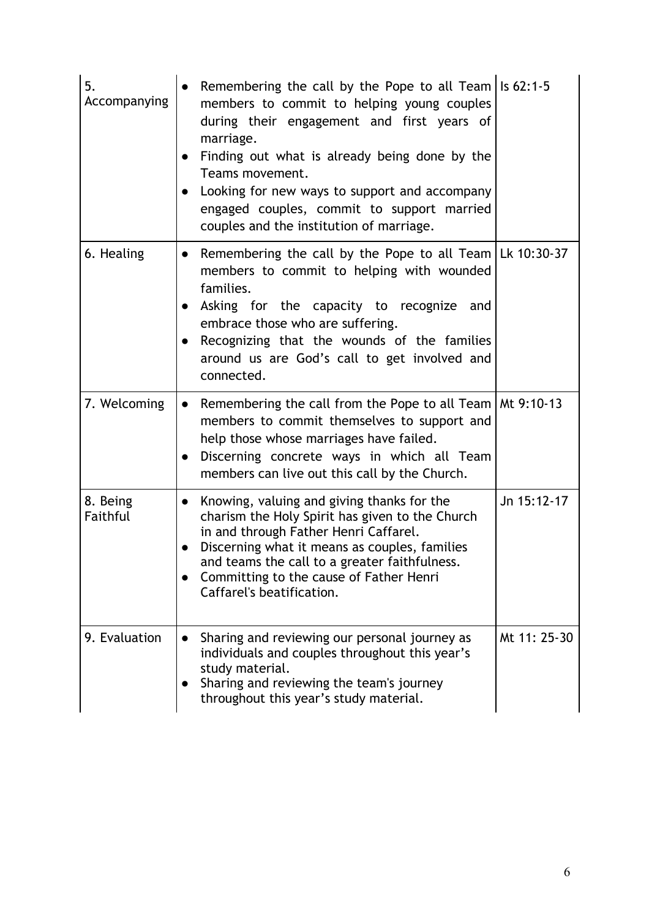| | | |
|---|---|---|
| 5. Accompanying | • Remembering the call by the Pope to all Team members to commit to helping young couples during their engagement and first years of marriage.<br>• Finding out what is already being done by the Teams movement.<br>• Looking for new ways to support and accompany engaged couples, commit to support married couples and the institution of marriage. | Is 62:1-5 |
| 6. Healing | • Remembering the call by the Pope to all Team members to commit to helping with wounded families.<br>• Asking for the capacity to recognize and embrace those who are suffering.<br>• Recognizing that the wounds of the families around us are God's call to get involved and connected. | Lk 10:30-37 |
| 7. Welcoming | • Remembering the call from the Pope to all Team members to commit themselves to support and help those whose marriages have failed.<br>• Discerning concrete ways in which all Team members can live out this call by the Church. | Mt 9:10-13 |
| 8. Being Faithful | • Knowing, valuing and giving thanks for the charism the Holy Spirit has given to the Church in and through Father Henri Caffarel.<br>• Discerning what it means as couples, families and teams the call to a greater faithfulness.<br>• Committing to the cause of Father Henri Caffarel's beatification. | Jn 15:12-17 |
| 9. Evaluation | • Sharing and reviewing our personal journey as individuals and couples throughout this year's study material.<br>• Sharing and reviewing the team's journey throughout this year's study material. | Mt 11: 25-30 |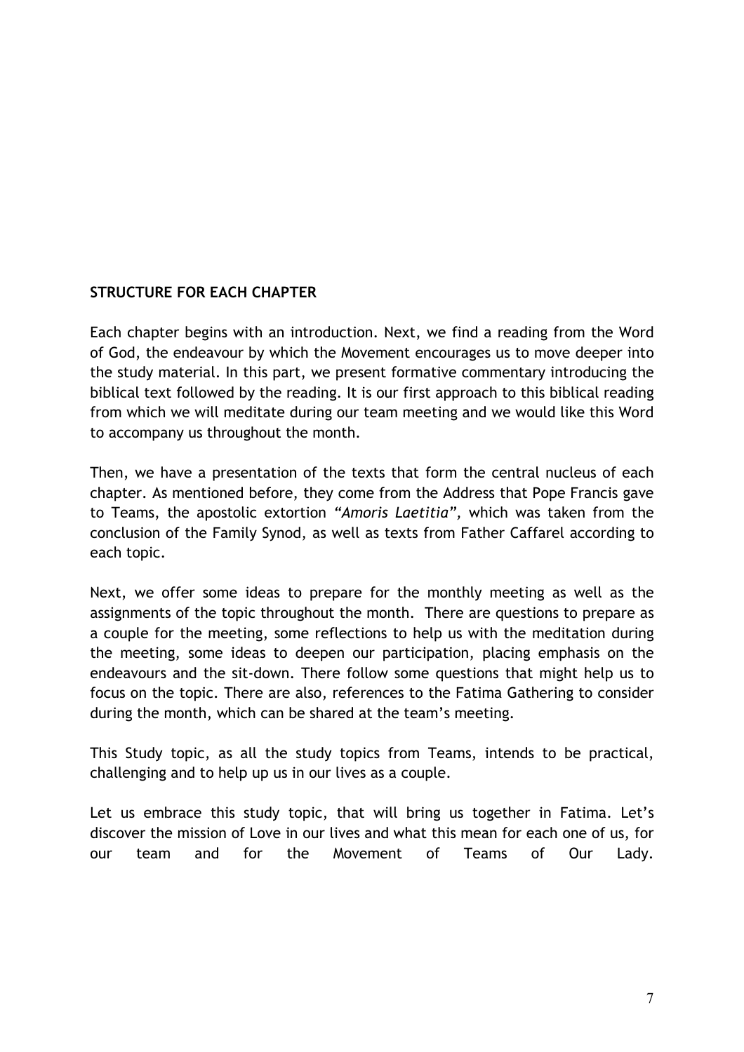**STRUCTURE FOR EACH CHAPTER**

Each chapter begins with an introduction. Next, we find a reading from the Word of God, the endeavour by which the Movement encourages us to move deeper into the study material. In this part, we present formative commentary introducing the biblical text followed by the reading. It is our first approach to this biblical reading from which we will meditate during our team meeting and we would like this Word to accompany us throughout the month.

Then, we have a presentation of the texts that form the central nucleus of each chapter. As mentioned before, they come from the Address that Pope Francis gave to Teams, the apostolic extortion *"Amoris Laetitia",* which was taken from the conclusion of the Family Synod, as well as texts from Father Caffarel according to each topic.

Next, we offer some ideas to prepare for the monthly meeting as well as the assignments of the topic throughout the month. There are questions to prepare as a couple for the meeting, some reflections to help us with the meditation during the meeting, some ideas to deepen our participation, placing emphasis on the endeavours and the sit-down. There follow some questions that might help us to focus on the topic. There are also, references to the Fatima Gathering to consider during the month, which can be shared at the team's meeting.

This Study topic, as all the study topics from Teams, intends to be practical, challenging and to help up us in our lives as a couple.

Let us embrace this study topic, that will bring us together in Fatima. Let's discover the mission of Love in our lives and what this mean for each one of us, for our team and for the Movement of Teams of Our Lady.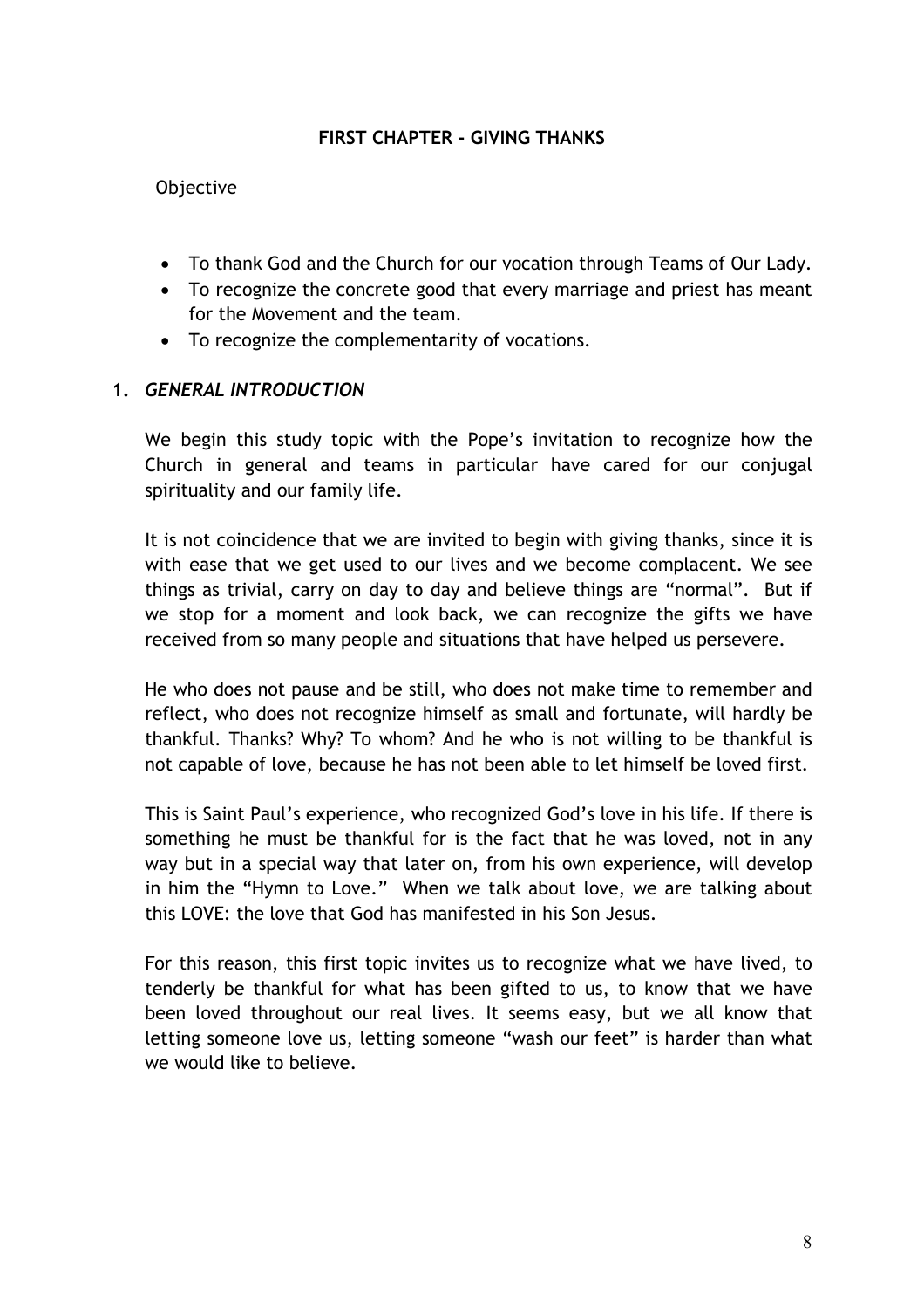## FIRST CHAPTER - GIVING THANKS

Objective

- To thank God and the Church for our vocation through Teams of Our Lady.
- To recognize the concrete good that every marriage and priest has meant for the Movement and the team.
- To recognize the complementarity of vocations.

### 1. *GENERAL INTRODUCTION*

We begin this study topic with the Pope's invitation to recognize how the Church in general and teams in particular have cared for our conjugal spirituality and our family life.

It is not coincidence that we are invited to begin with giving thanks, since it is with ease that we get used to our lives and we become complacent. We see things as trivial, carry on day to day and believe things are "normal". But if we stop for a moment and look back, we can recognize the gifts we have received from so many people and situations that have helped us persevere.

He who does not pause and be still, who does not make time to remember and reflect, who does not recognize himself as small and fortunate, will hardly be thankful. Thanks? Why? To whom? And he who is not willing to be thankful is not capable of love, because he has not been able to let himself be loved first.

This is Saint Paul's experience, who recognized God's love in his life. If there is something he must be thankful for is the fact that he was loved, not in any way but in a special way that later on, from his own experience, will develop in him the "Hymn to Love." When we talk about love, we are talking about this LOVE: the love that God has manifested in his Son Jesus.

For this reason, this first topic invites us to recognize what we have lived, to tenderly be thankful for what has been gifted to us, to know that we have been loved throughout our real lives. It seems easy, but we all know that letting someone love us, letting someone "wash our feet" is harder than what we would like to believe.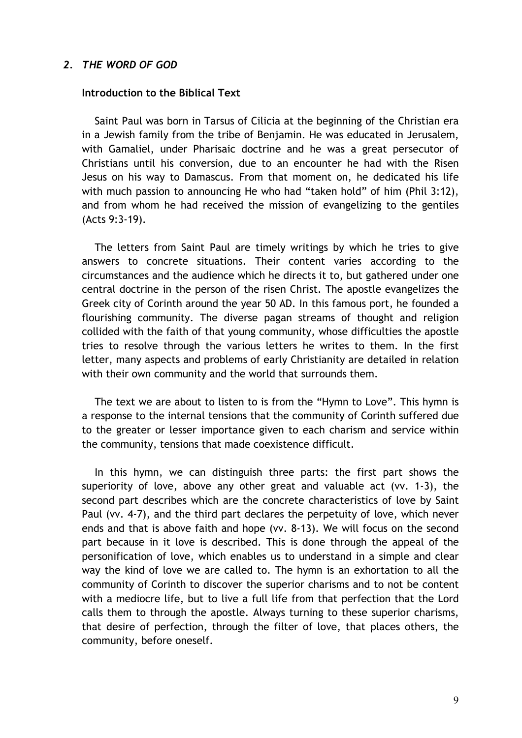## *2. THE WORD OF GOD*

### Introduction to the Biblical Text

Saint Paul was born in Tarsus of Cilicia at the beginning of the Christian era in a Jewish family from the tribe of Benjamin. He was educated in Jerusalem, with Gamaliel, under Pharisaic doctrine and he was a great persecutor of Christians until his conversion, due to an encounter he had with the Risen Jesus on his way to Damascus. From that moment on, he dedicated his life with much passion to announcing He who had "taken hold" of him (Phil 3:12), and from whom he had received the mission of evangelizing to the gentiles (Acts 9:3-19).

The letters from Saint Paul are timely writings by which he tries to give answers to concrete situations. Their content varies according to the circumstances and the audience which he directs it to, but gathered under one central doctrine in the person of the risen Christ. The apostle evangelizes the Greek city of Corinth around the year 50 AD. In this famous port, he founded a flourishing community. The diverse pagan streams of thought and religion collided with the faith of that young community, whose difficulties the apostle tries to resolve through the various letters he writes to them. In the first letter, many aspects and problems of early Christianity are detailed in relation with their own community and the world that surrounds them.

The text we are about to listen to is from the "Hymn to Love". This hymn is a response to the internal tensions that the community of Corinth suffered due to the greater or lesser importance given to each charism and service within the community, tensions that made coexistence difficult.

In this hymn, we can distinguish three parts: the first part shows the superiority of love, above any other great and valuable act (vv. 1-3), the second part describes which are the concrete characteristics of love by Saint Paul (vv. 4-7), and the third part declares the perpetuity of love, which never ends and that is above faith and hope (vv. 8-13). We will focus on the second part because in it love is described. This is done through the appeal of the personification of love, which enables us to understand in a simple and clear way the kind of love we are called to. The hymn is an exhortation to all the community of Corinth to discover the superior charisms and to not be content with a mediocre life, but to live a full life from that perfection that the Lord calls them to through the apostle. Always turning to these superior charisms, that desire of perfection, through the filter of love, that places others, the community, before oneself.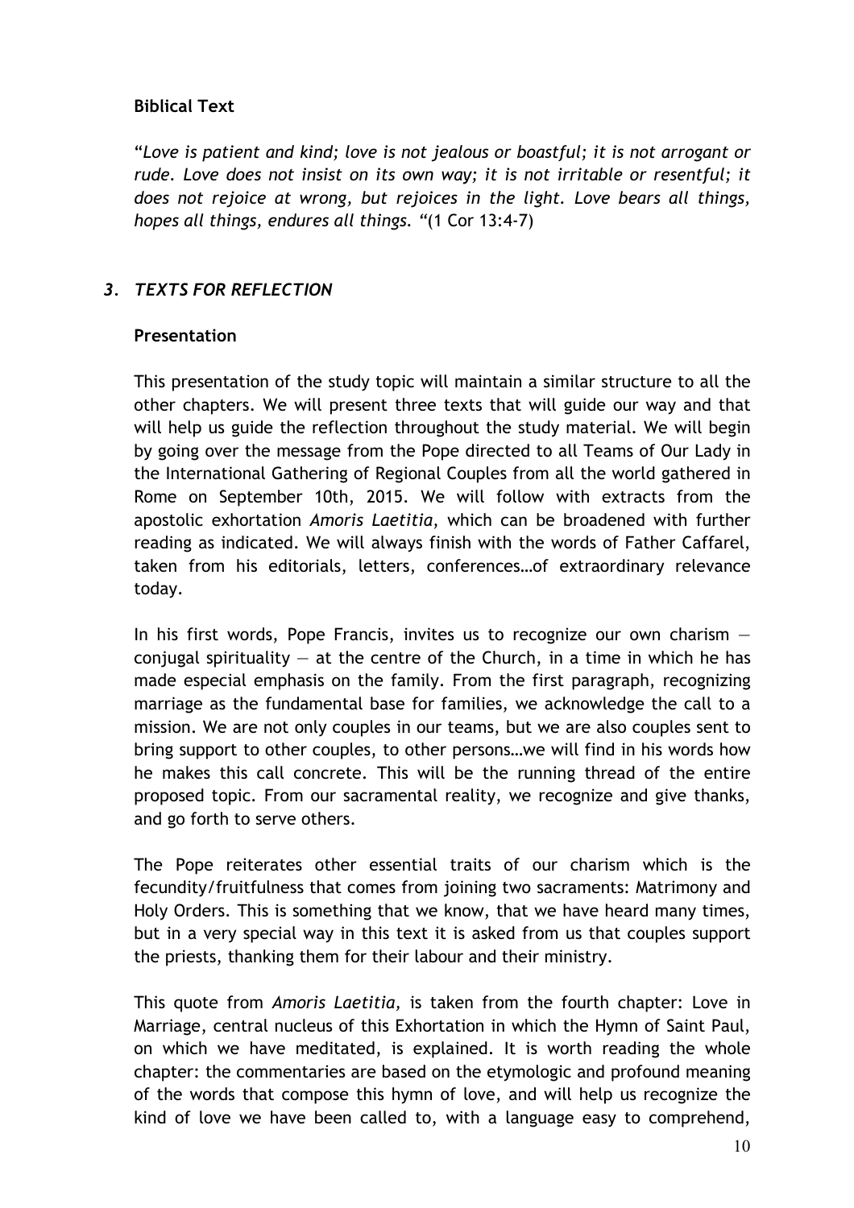**Biblical Text**

"*Love is patient and kind; love is not jealous or boastful; it is not arrogant or rude. Love does not insist on its own way; it is not irritable or resentful; it does not rejoice at wrong, but rejoices in the light. Love bears all things, hopes all things, endures all things.* "(1 Cor 13:4-7)

## *3. TEXTS FOR REFLECTION*

**Presentation**

This presentation of the study topic will maintain a similar structure to all the other chapters. We will present three texts that will guide our way and that will help us guide the reflection throughout the study material. We will begin by going over the message from the Pope directed to all Teams of Our Lady in the International Gathering of Regional Couples from all the world gathered in Rome on September 10th, 2015. We will follow with extracts from the apostolic exhortation *Amoris Laetitia*, which can be broadened with further reading as indicated. We will always finish with the words of Father Caffarel, taken from his editorials, letters, conferences…of extraordinary relevance today.

In his first words, Pope Francis, invites us to recognize our own charism — conjugal spirituality — at the centre of the Church, in a time in which he has made especial emphasis on the family. From the first paragraph, recognizing marriage as the fundamental base for families, we acknowledge the call to a mission. We are not only couples in our teams, but we are also couples sent to bring support to other couples, to other persons…we will find in his words how he makes this call concrete. This will be the running thread of the entire proposed topic. From our sacramental reality, we recognize and give thanks, and go forth to serve others.

The Pope reiterates other essential traits of our charism which is the fecundity/fruitfulness that comes from joining two sacraments: Matrimony and Holy Orders. This is something that we know, that we have heard many times, but in a very special way in this text it is asked from us that couples support the priests, thanking them for their labour and their ministry.

This quote from *Amoris Laetitia,* is taken from the fourth chapter: Love in Marriage, central nucleus of this Exhortation in which the Hymn of Saint Paul, on which we have meditated, is explained. It is worth reading the whole chapter: the commentaries are based on the etymologic and profound meaning of the words that compose this hymn of love, and will help us recognize the kind of love we have been called to, with a language easy to comprehend,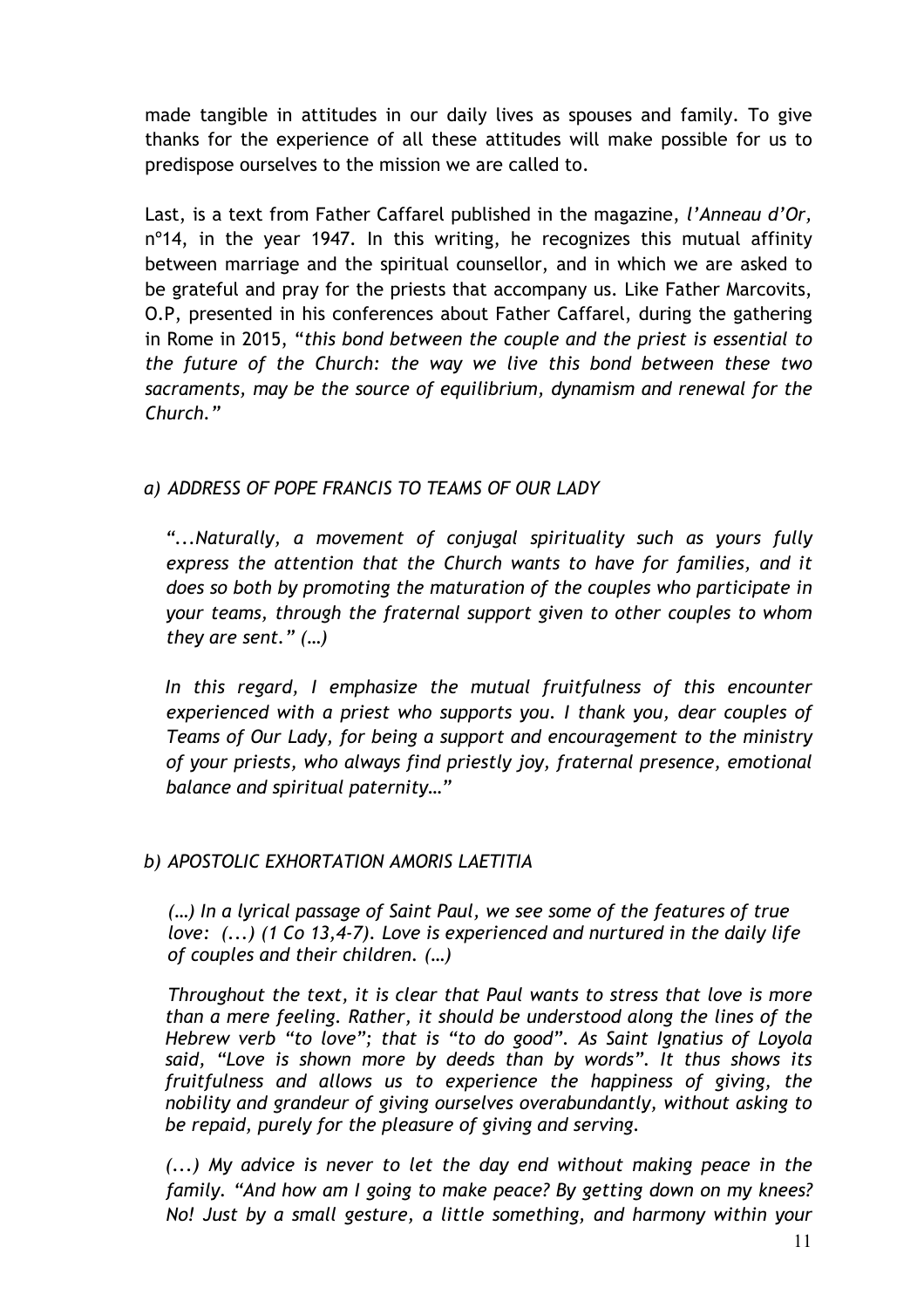made tangible in attitudes in our daily lives as spouses and family. To give thanks for the experience of all these attitudes will make possible for us to predispose ourselves to the mission we are called to.

Last, is a text from Father Caffarel published in the magazine, *l'Anneau d'Or*, nº14, in the year 1947. In this writing, he recognizes this mutual affinity between marriage and the spiritual counsellor, and in which we are asked to be grateful and pray for the priests that accompany us. Like Father Marcovits, O.P, presented in his conferences about Father Caffarel, during the gathering in Rome in 2015, "*this bond between the couple and the priest is essential to the future of the Church: the way we live this bond between these two sacraments, may be the source of equilibrium, dynamism and renewal for the Church.*"

### *a) ADDRESS OF POPE FRANCIS TO TEAMS OF OUR LADY*

*"...Naturally, a movement of conjugal spirituality such as yours fully express the attention that the Church wants to have for families, and it does so both by promoting the maturation of the couples who participate in your teams, through the fraternal support given to other couples to whom they are sent." (…)*

*In this regard, I emphasize the mutual fruitfulness of this encounter experienced with a priest who supports you. I thank you, dear couples of Teams of Our Lady, for being a support and encouragement to the ministry of your priests, who always find priestly joy, fraternal presence, emotional balance and spiritual paternity…"*

### *b) APOSTOLIC EXHORTATION AMORIS LAETITIA*

*(…) In a lyrical passage of Saint Paul, we see some of the features of true love: (...) (1 Co 13,4-7). Love is experienced and nurtured in the daily life of couples and their children. (…)*

*Throughout the text, it is clear that Paul wants to stress that love is more than a mere feeling. Rather, it should be understood along the lines of the Hebrew verb "to love"; that is "to do good". As Saint Ignatius of Loyola said, "Love is shown more by deeds than by words". It thus shows its fruitfulness and allows us to experience the happiness of giving, the nobility and grandeur of giving ourselves overabundantly, without asking to be repaid, purely for the pleasure of giving and serving.*

*(...) My advice is never to let the day end without making peace in the family. "And how am I going to make peace? By getting down on my knees? No! Just by a small gesture, a little something, and harmony within your*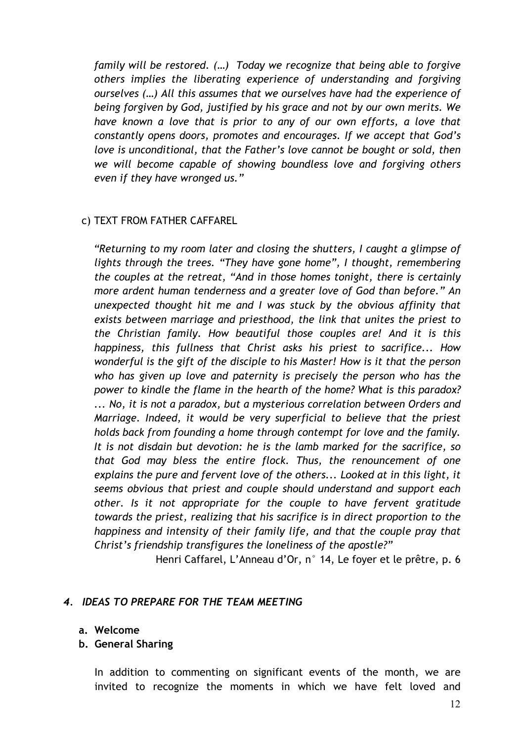*family will be restored. (…) Today we recognize that being able to forgive others implies the liberating experience of understanding and forgiving ourselves (…) All this assumes that we ourselves have had the experience of being forgiven by God, justified by his grace and not by our own merits. We have known a love that is prior to any of our own efforts, a love that constantly opens doors, promotes and encourages. If we accept that God's love is unconditional, that the Father's love cannot be bought or sold, then we will become capable of showing boundless love and forgiving others even if they have wronged us."*

c) TEXT FROM FATHER CAFFAREL

*"Returning to my room later and closing the shutters, I caught a glimpse of lights through the trees. "They have gone home", I thought, remembering the couples at the retreat, "And in those homes tonight, there is certainly more ardent human tenderness and a greater love of God than before." An unexpected thought hit me and I was stuck by the obvious affinity that exists between marriage and priesthood, the link that unites the priest to the Christian family. How beautiful those couples are! And it is this happiness, this fullness that Christ asks his priest to sacrifice... How wonderful is the gift of the disciple to his Master! How is it that the person who has given up love and paternity is precisely the person who has the power to kindle the flame in the hearth of the home? What is this paradox? ... No, it is not a paradox, but a mysterious correlation between Orders and Marriage. Indeed, it would be very superficial to believe that the priest holds back from founding a home through contempt for love and the family. It is not disdain but devotion: he is the lamb marked for the sacrifice, so that God may bless the entire flock. Thus, the renouncement of one explains the pure and fervent love of the others... Looked at in this light, it seems obvious that priest and couple should understand and support each other. Is it not appropriate for the couple to have fervent gratitude towards the priest, realizing that his sacrifice is in direct proportion to the happiness and intensity of their family life, and that the couple pray that Christ's friendship transfigures the loneliness of the apostle?"*

Henri Caffarel, L'Anneau d'Or, n° 14, Le foyer et le prêtre, p. 6

## *4. IDEAS TO PREPARE FOR THE TEAM MEETING*

**a. Welcome**

**b. General Sharing**

In addition to commenting on significant events of the month, we are invited to recognize the moments in which we have felt loved and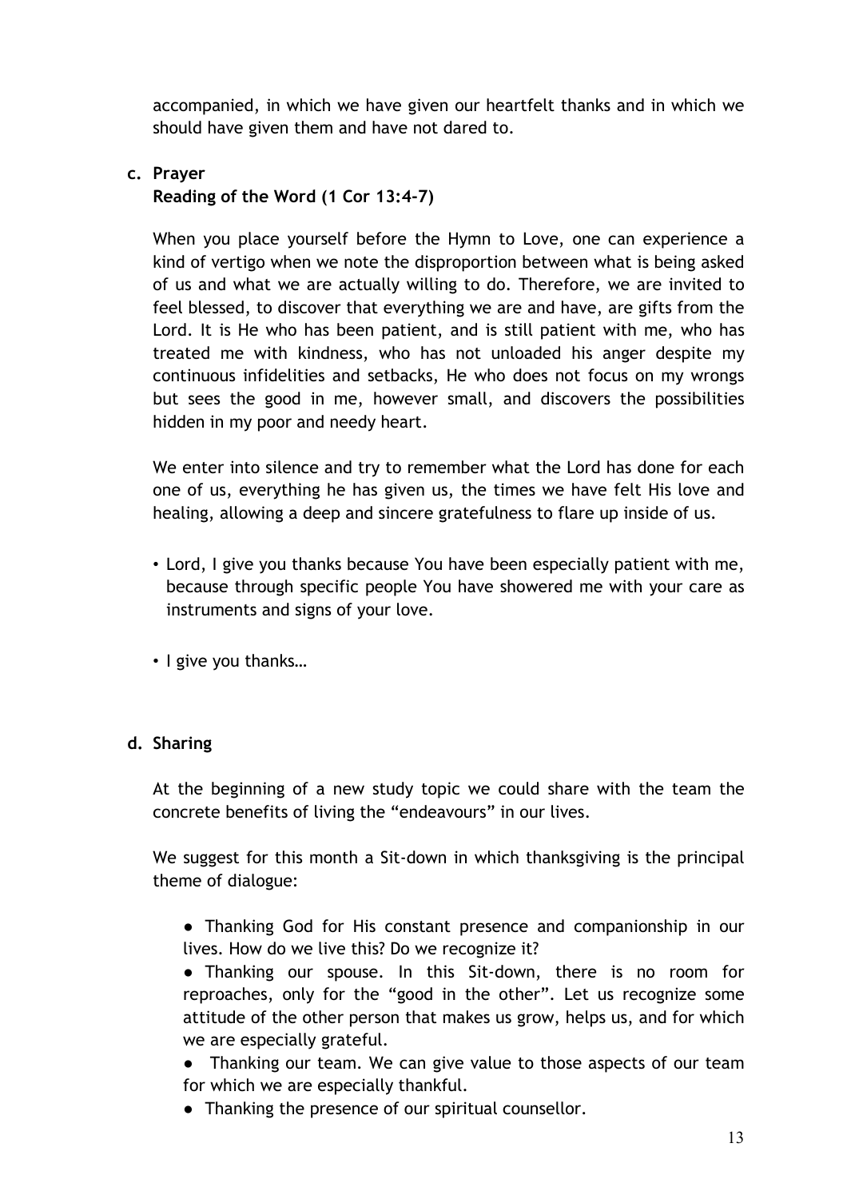accompanied, in which we have given our heartfelt thanks and in which we should have given them and have not dared to.

**c. Prayer**

**Reading of the Word (1 Cor 13:4-7)**

When you place yourself before the Hymn to Love, one can experience a kind of vertigo when we note the disproportion between what is being asked of us and what we are actually willing to do. Therefore, we are invited to feel blessed, to discover that everything we are and have, are gifts from the Lord. It is He who has been patient, and is still patient with me, who has treated me with kindness, who has not unloaded his anger despite my continuous infidelities and setbacks, He who does not focus on my wrongs but sees the good in me, however small, and discovers the possibilities hidden in my poor and needy heart.

We enter into silence and try to remember what the Lord has done for each one of us, everything he has given us, the times we have felt His love and healing, allowing a deep and sincere gratefulness to flare up inside of us.

- Lord, I give you thanks because You have been especially patient with me, because through specific people You have showered me with your care as instruments and signs of your love.
- I give you thanks…

**d. Sharing**

At the beginning of a new study topic we could share with the team the concrete benefits of living the "endeavours" in our lives.

We suggest for this month a Sit-down in which thanksgiving is the principal theme of dialogue:

- Thanking God for His constant presence and companionship in our lives. How do we live this? Do we recognize it?
- Thanking our spouse. In this Sit-down, there is no room for reproaches, only for the "good in the other". Let us recognize some attitude of the other person that makes us grow, helps us, and for which we are especially grateful.
- Thanking our team. We can give value to those aspects of our team for which we are especially thankful.
- Thanking the presence of our spiritual counsellor.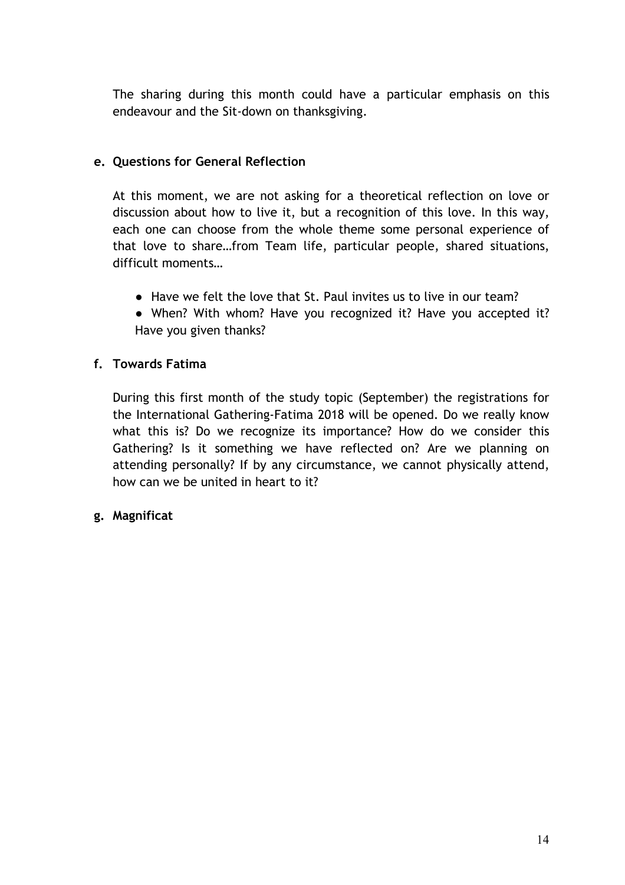The sharing during this month could have a particular emphasis on this endeavour and the Sit-down on thanksgiving.

**e. Questions for General Reflection**

At this moment, we are not asking for a theoretical reflection on love or discussion about how to live it, but a recognition of this love. In this way, each one can choose from the whole theme some personal experience of that love to share…from Team life, particular people, shared situations, difficult moments…

- Have we felt the love that St. Paul invites us to live in our team?
- When? With whom? Have you recognized it? Have you accepted it? Have you given thanks?

**f. Towards Fatima**

During this first month of the study topic (September) the registrations for the International Gathering-Fatima 2018 will be opened. Do we really know what this is? Do we recognize its importance? How do we consider this Gathering? Is it something we have reflected on? Are we planning on attending personally? If by any circumstance, we cannot physically attend, how can we be united in heart to it?

**g. Magnificat**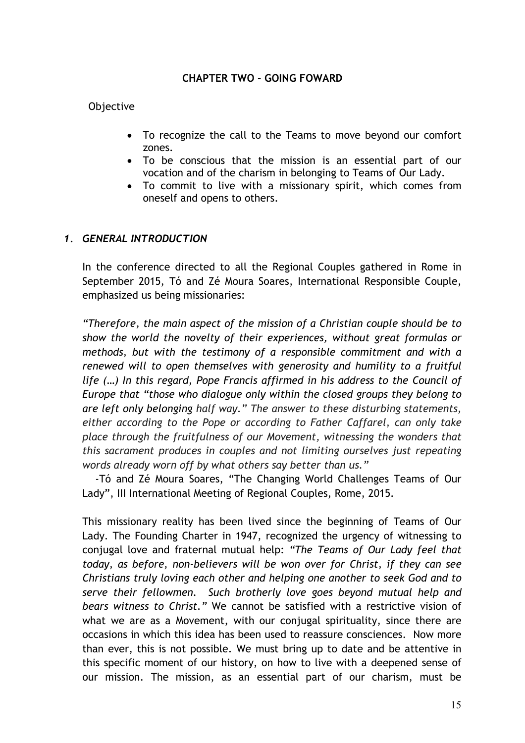**CHAPTER TWO - GOING FOWARD**

Objective

- To recognize the call to the Teams to move beyond our comfort zones.
- To be conscious that the mission is an essential part of our vocation and of the charism in belonging to Teams of Our Lady.
- To commit to live with a missionary spirit, which comes from oneself and opens to others.

## *1. GENERAL INTRODUCTION*

In the conference directed to all the Regional Couples gathered in Rome in September 2015, Tó and Zé Moura Soares, International Responsible Couple, emphasized us being missionaries:

*"Therefore, the main aspect of the mission of a Christian couple should be to show the world the novelty of their experiences, without great formulas or methods, but with the testimony of a responsible commitment and with a renewed will to open themselves with generosity and humility to a fruitful life (…) In this regard, Pope Francis affirmed in his address to the Council of Europe that "those who dialogue only within the closed groups they belong to are left only belonging half way." The answer to these disturbing statements, either according to the Pope or according to Father Caffarel, can only take place through the fruitfulness of our Movement, witnessing the wonders that this sacrament produces in couples and not limiting ourselves just repeating words already worn off by what others say better than us."*

-Tó and Zé Moura Soares, "The Changing World Challenges Teams of Our Lady", III International Meeting of Regional Couples, Rome, 2015.

This missionary reality has been lived since the beginning of Teams of Our Lady. The Founding Charter in 1947, recognized the urgency of witnessing to conjugal love and fraternal mutual help: *"The Teams of Our Lady feel that today, as before, non-believers will be won over for Christ, if they can see Christians truly loving each other and helping one another to seek God and to serve their fellowmen. Such brotherly love goes beyond mutual help and bears witness to Christ."* We cannot be satisfied with a restrictive vision of what we are as a Movement, with our conjugal spirituality, since there are occasions in which this idea has been used to reassure consciences. Now more than ever, this is not possible. We must bring up to date and be attentive in this specific moment of our history, on how to live with a deepened sense of our mission. The mission, as an essential part of our charism, must be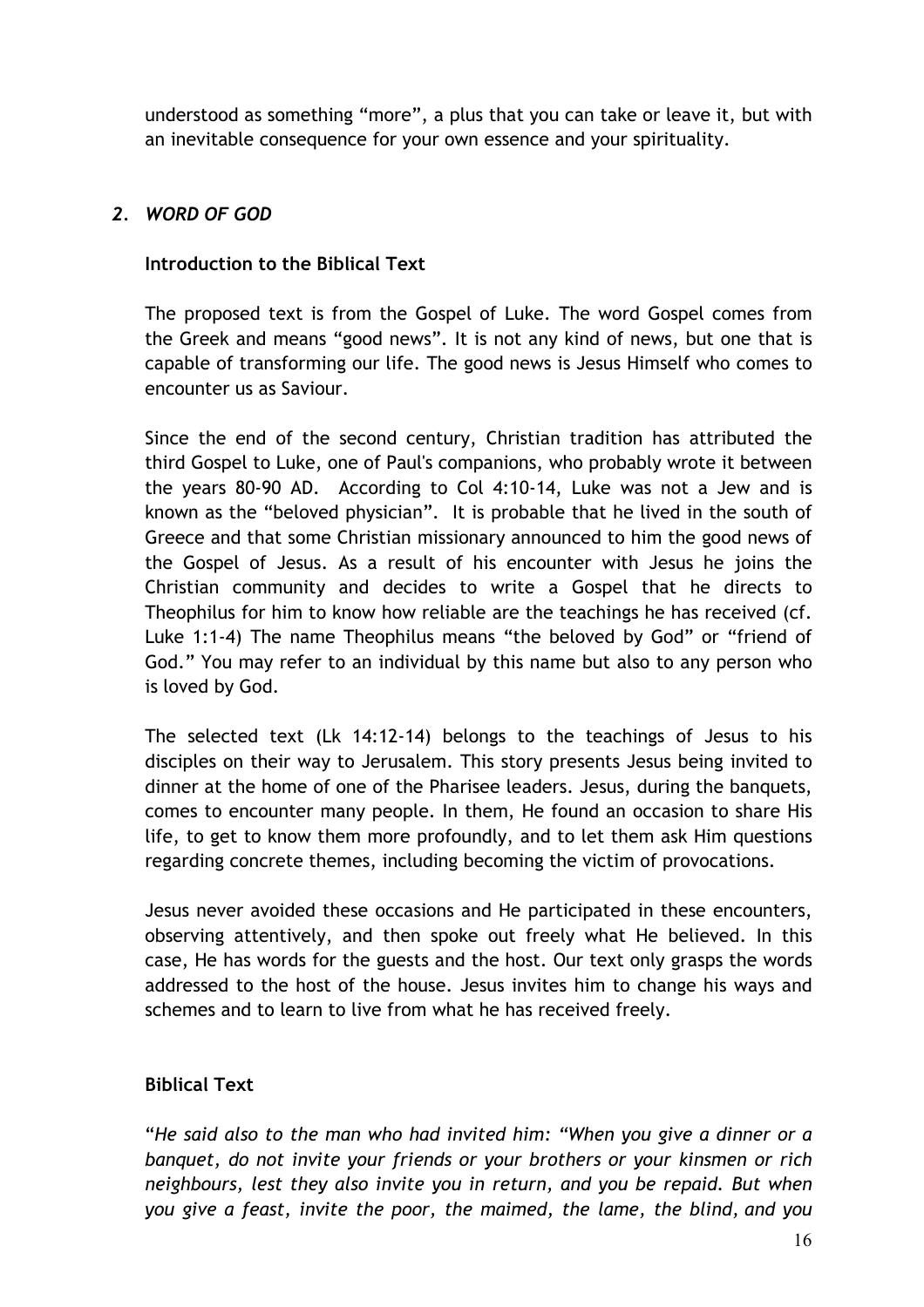understood as something "more", a plus that you can take or leave it, but with an inevitable consequence for your own essence and your spirituality.

## *2. WORD OF GOD*

### Introduction to the Biblical Text

The proposed text is from the Gospel of Luke. The word Gospel comes from the Greek and means "good news". It is not any kind of news, but one that is capable of transforming our life. The good news is Jesus Himself who comes to encounter us as Saviour.

Since the end of the second century, Christian tradition has attributed the third Gospel to Luke, one of Paul's companions, who probably wrote it between the years 80-90 AD. According to Col 4:10-14, Luke was not a Jew and is known as the "beloved physician". It is probable that he lived in the south of Greece and that some Christian missionary announced to him the good news of the Gospel of Jesus. As a result of his encounter with Jesus he joins the Christian community and decides to write a Gospel that he directs to Theophilus for him to know how reliable are the teachings he has received (cf. Luke 1:1-4) The name Theophilus means "the beloved by God" or "friend of God." You may refer to an individual by this name but also to any person who is loved by God.

The selected text (Lk 14:12-14) belongs to the teachings of Jesus to his disciples on their way to Jerusalem. This story presents Jesus being invited to dinner at the home of one of the Pharisee leaders. Jesus, during the banquets, comes to encounter many people. In them, He found an occasion to share His life, to get to know them more profoundly, and to let them ask Him questions regarding concrete themes, including becoming the victim of provocations.

Jesus never avoided these occasions and He participated in these encounters, observing attentively, and then spoke out freely what He believed. In this case, He has words for the guests and the host. Our text only grasps the words addressed to the host of the house. Jesus invites him to change his ways and schemes and to learn to live from what he has received freely.

### Biblical Text

"*He said also to the man who had invited him: "When you give a dinner or a banquet, do not invite your friends or your brothers or your kinsmen or rich neighbours, lest they also invite you in return, and you be repaid. But when you give a feast, invite the poor, the maimed, the lame, the blind, and you*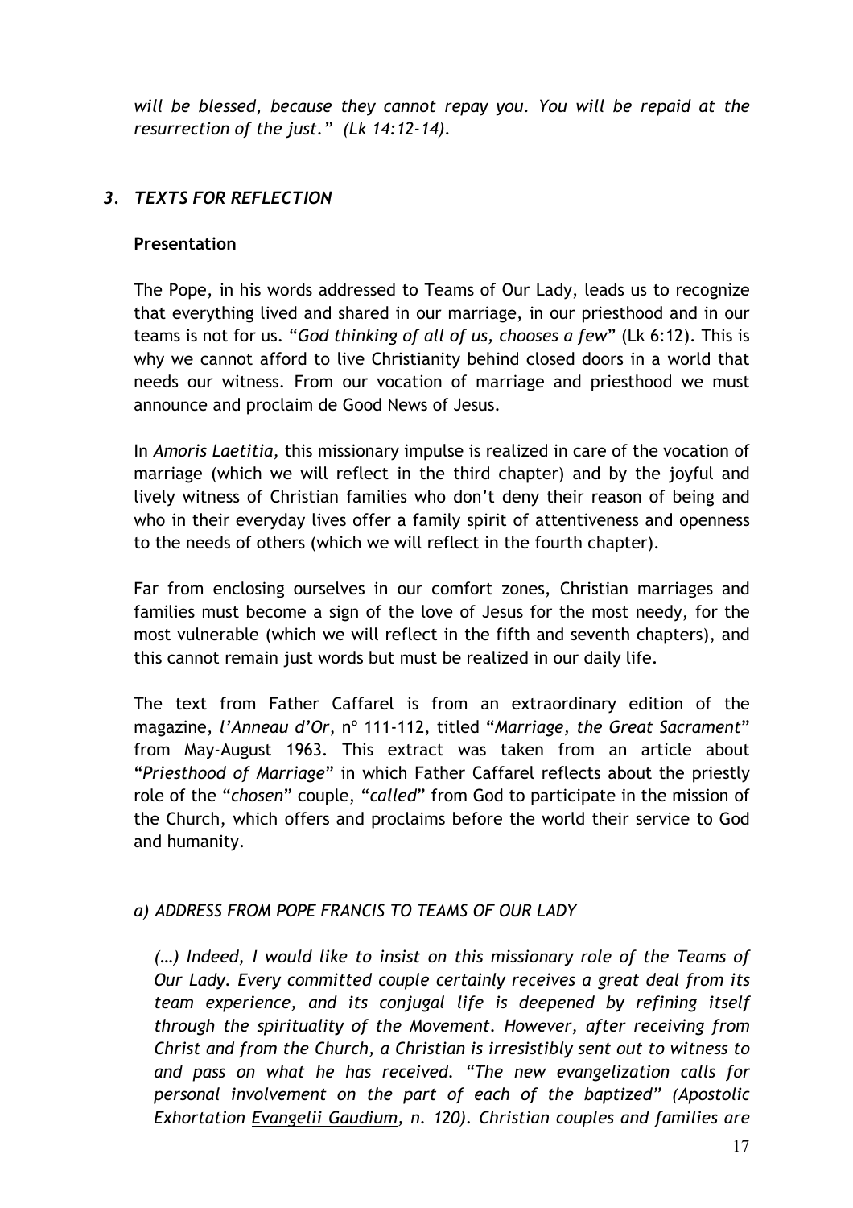*will be blessed, because they cannot repay you. You will be repaid at the resurrection of the just." (Lk 14:12-14).*

## *3. TEXTS FOR REFLECTION*

### Presentation

The Pope, in his words addressed to Teams of Our Lady, leads us to recognize that everything lived and shared in our marriage, in our priesthood and in our teams is not for us. "*God thinking of all of us, chooses a few*" (Lk 6:12). This is why we cannot afford to live Christianity behind closed doors in a world that needs our witness. From our vocation of marriage and priesthood we must announce and proclaim de Good News of Jesus.

In *Amoris Laetitia,* this missionary impulse is realized in care of the vocation of marriage (which we will reflect in the third chapter) and by the joyful and lively witness of Christian families who don't deny their reason of being and who in their everyday lives offer a family spirit of attentiveness and openness to the needs of others (which we will reflect in the fourth chapter).

Far from enclosing ourselves in our comfort zones, Christian marriages and families must become a sign of the love of Jesus for the most needy, for the most vulnerable (which we will reflect in the fifth and seventh chapters), and this cannot remain just words but must be realized in our daily life.

The text from Father Caffarel is from an extraordinary edition of the magazine, *l'Anneau d'Or*, nº 111-112, titled "*Marriage, the Great Sacrament*" from May-August 1963. This extract was taken from an article about "*Priesthood of Marriage*" in which Father Caffarel reflects about the priestly role of the "*chosen*" couple, "*called*" from God to participate in the mission of the Church, which offers and proclaims before the world their service to God and humanity.

### *a) ADDRESS FROM POPE FRANCIS TO TEAMS OF OUR LADY*

*(…) Indeed, I would like to insist on this missionary role of the Teams of Our Lady. Every committed couple certainly receives a great deal from its team experience, and its conjugal life is deepened by refining itself through the spirituality of the Movement. However, after receiving from Christ and from the Church, a Christian is irresistibly sent out to witness to and pass on what he has received. "The new evangelization calls for personal involvement on the part of each of the baptized" (Apostolic Exhortation Evangelii Gaudium, n. 120). Christian couples and families are*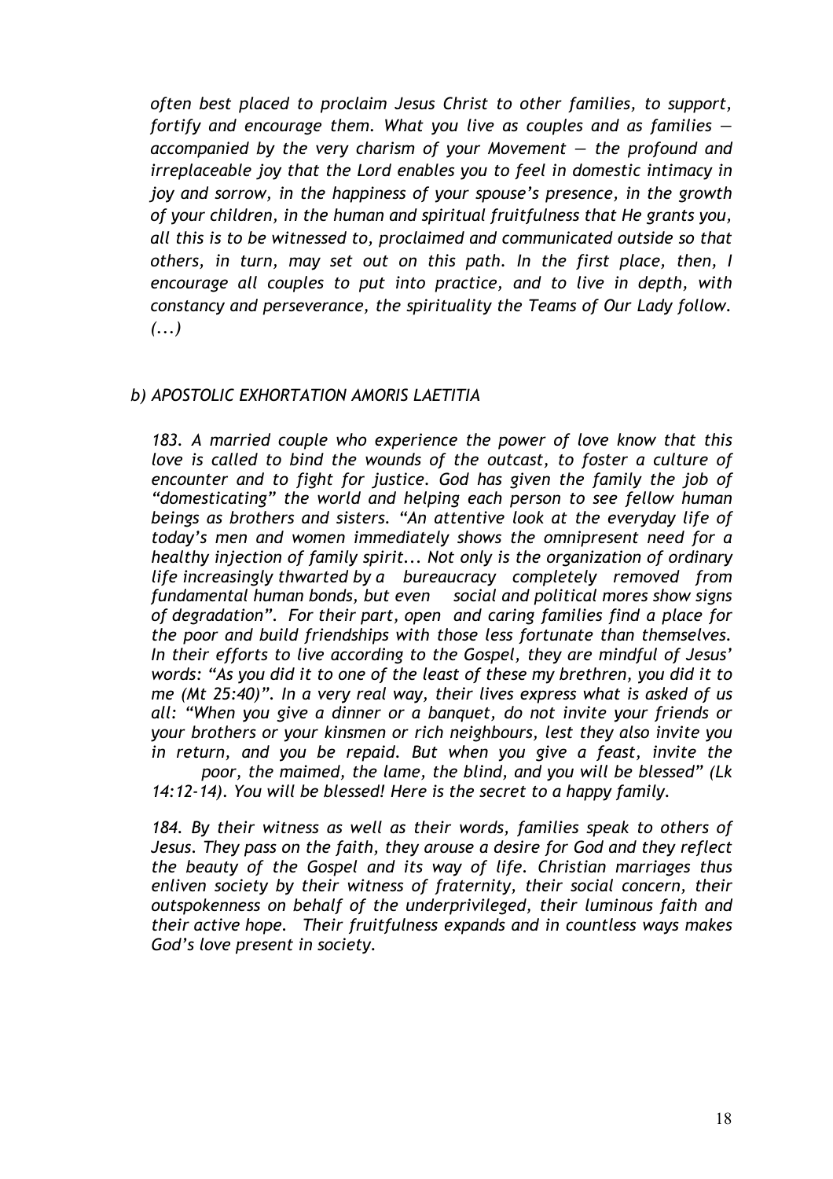*often best placed to proclaim Jesus Christ to other families, to support, fortify and encourage them. What you live as couples and as families — accompanied by the very charism of your Movement — the profound and irreplaceable joy that the Lord enables you to feel in domestic intimacy in joy and sorrow, in the happiness of your spouse's presence, in the growth of your children, in the human and spiritual fruitfulness that He grants you, all this is to be witnessed to, proclaimed and communicated outside so that others, in turn, may set out on this path. In the first place, then, I encourage all couples to put into practice, and to live in depth, with constancy and perseverance, the spirituality the Teams of Our Lady follow. (...)*

*b) APOSTOLIC EXHORTATION AMORIS LAETITIA*

*183. A married couple who experience the power of love know that this love is called to bind the wounds of the outcast, to foster a culture of encounter and to fight for justice. God has given the family the job of "domesticating" the world and helping each person to see fellow human beings as brothers and sisters. "An attentive look at the everyday life of today's men and women immediately shows the omnipresent need for a healthy injection of family spirit... Not only is the organization of ordinary life increasingly thwarted by a bureaucracy completely removed from fundamental human bonds, but even social and political mores show signs of degradation". For their part, open and caring families find a place for the poor and build friendships with those less fortunate than themselves. In their efforts to live according to the Gospel, they are mindful of Jesus' words: "As you did it to one of the least of these my brethren, you did it to me (Mt 25:40)". In a very real way, their lives express what is asked of us all: "When you give a dinner or a banquet, do not invite your friends or your brothers or your kinsmen or rich neighbours, lest they also invite you in return, and you be repaid. But when you give a feast, invite the poor, the maimed, the lame, the blind, and you will be blessed" (Lk 14:12-14). You will be blessed! Here is the secret to a happy family.*

*184. By their witness as well as their words, families speak to others of Jesus. They pass on the faith, they arouse a desire for God and they reflect the beauty of the Gospel and its way of life. Christian marriages thus enliven society by their witness of fraternity, their social concern, their outspokenness on behalf of the underprivileged, their luminous faith and their active hope. Their fruitfulness expands and in countless ways makes God's love present in society.*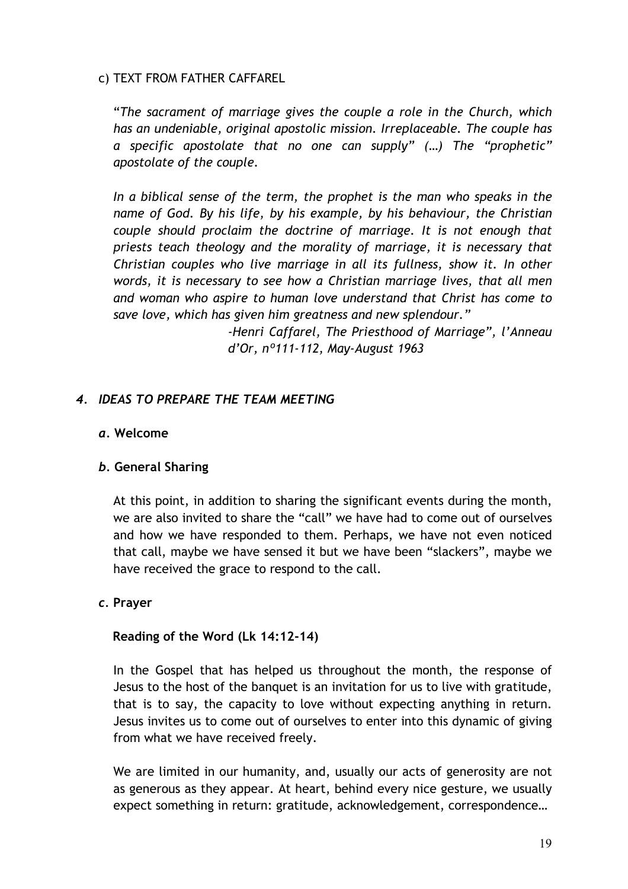c) TEXT FROM FATHER CAFFAREL

"*The sacrament of marriage gives the couple a role in the Church, which has an undeniable, original apostolic mission. Irreplaceable. The couple has a specific apostolate that no one can supply" (…) The "prophetic" apostolate of the couple.*

*In a biblical sense of the term, the prophet is the man who speaks in the name of God. By his life, by his example, by his behaviour, the Christian couple should proclaim the doctrine of marriage. It is not enough that priests teach theology and the morality of marriage, it is necessary that Christian couples who live marriage in all its fullness, show it. In other words, it is necessary to see how a Christian marriage lives, that all men and woman who aspire to human love understand that Christ has come to save love, which has given him greatness and new splendour."*

*-Henri Caffarel, The Priesthood of Marriage", l'Anneau d'Or, nº111-112, May-August 1963*

## *4. IDEAS TO PREPARE THE TEAM MEETING*

### *a*. Welcome

### *b*. General Sharing

At this point, in addition to sharing the significant events during the month, we are also invited to share the "call" we have had to come out of ourselves and how we have responded to them. Perhaps, we have not even noticed that call, maybe we have sensed it but we have been "slackers", maybe we have received the grace to respond to the call.

### *c*. Prayer

**Reading of the Word (Lk 14:12-14)**

In the Gospel that has helped us throughout the month, the response of Jesus to the host of the banquet is an invitation for us to live with gratitude, that is to say, the capacity to love without expecting anything in return. Jesus invites us to come out of ourselves to enter into this dynamic of giving from what we have received freely.

We are limited in our humanity, and, usually our acts of generosity are not as generous as they appear. At heart, behind every nice gesture, we usually expect something in return: gratitude, acknowledgement, correspondence…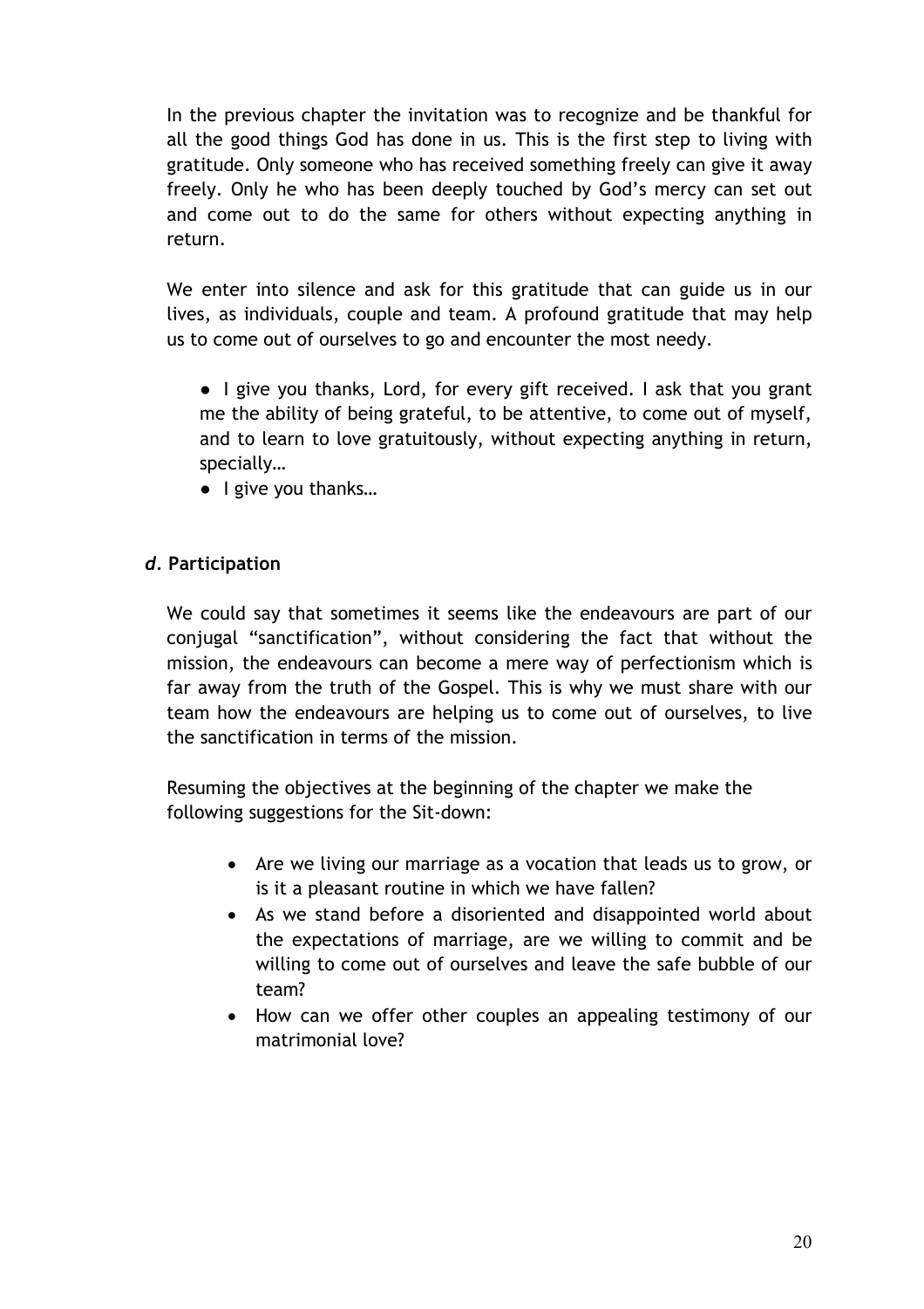In the previous chapter the invitation was to recognize and be thankful for all the good things God has done in us. This is the first step to living with gratitude. Only someone who has received something freely can give it away freely. Only he who has been deeply touched by God's mercy can set out and come out to do the same for others without expecting anything in return.

We enter into silence and ask for this gratitude that can guide us in our lives, as individuals, couple and team. A profound gratitude that may help us to come out of ourselves to go and encounter the most needy.

- I give you thanks, Lord, for every gift received. I ask that you grant me the ability of being grateful, to be attentive, to come out of myself, and to learn to love gratuitously, without expecting anything in return, specially…
- I give you thanks…

### *d*. Participation

We could say that sometimes it seems like the endeavours are part of our conjugal "sanctification", without considering the fact that without the mission, the endeavours can become a mere way of perfectionism which is far away from the truth of the Gospel. This is why we must share with our team how the endeavours are helping us to come out of ourselves, to live the sanctification in terms of the mission.

Resuming the objectives at the beginning of the chapter we make the following suggestions for the Sit-down:

- Are we living our marriage as a vocation that leads us to grow, or is it a pleasant routine in which we have fallen?
- As we stand before a disoriented and disappointed world about the expectations of marriage, are we willing to commit and be willing to come out of ourselves and leave the safe bubble of our team?
- How can we offer other couples an appealing testimony of our matrimonial love?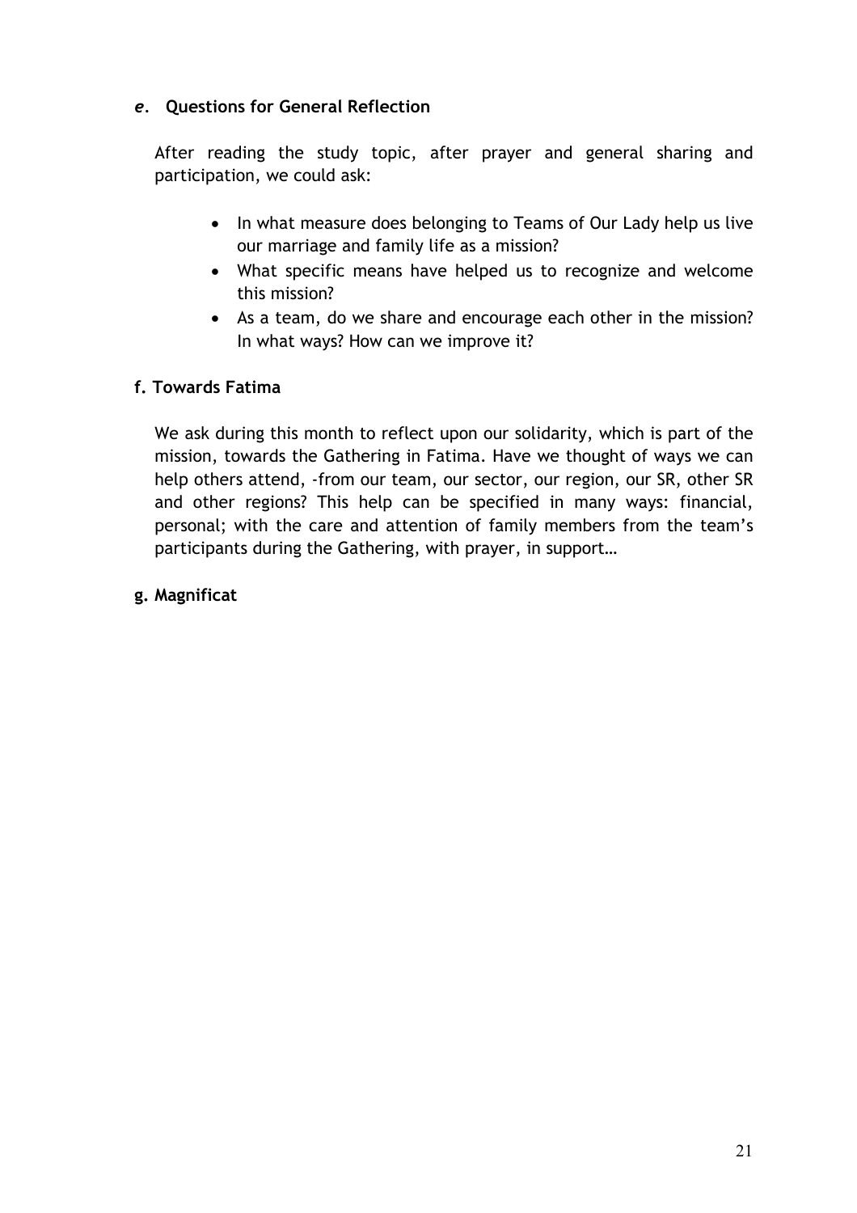### *e*. Questions for General Reflection

After reading the study topic, after prayer and general sharing and participation, we could ask:

- In what measure does belonging to Teams of Our Lady help us live our marriage and family life as a mission?
- What specific means have helped us to recognize and welcome this mission?
- As a team, do we share and encourage each other in the mission? In what ways? How can we improve it?

### f. Towards Fatima

We ask during this month to reflect upon our solidarity, which is part of the mission, towards the Gathering in Fatima. Have we thought of ways we can help others attend, -from our team, our sector, our region, our SR, other SR and other regions? This help can be specified in many ways: financial, personal; with the care and attention of family members from the team's participants during the Gathering, with prayer, in support…

### g. Magnificat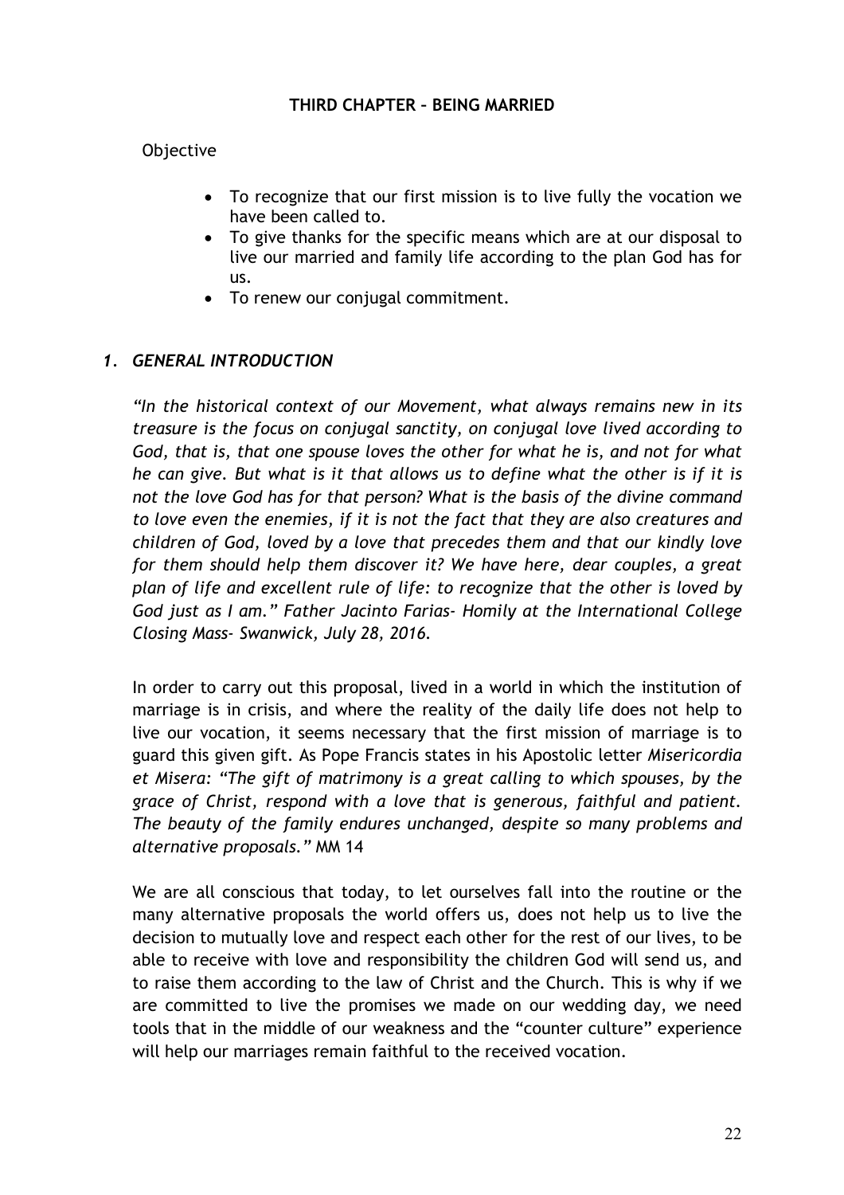**THIRD CHAPTER – BEING MARRIED**

Objective

- To recognize that our first mission is to live fully the vocation we have been called to.
- To give thanks for the specific means which are at our disposal to live our married and family life according to the plan God has for us.
- To renew our conjugal commitment.

## *1. GENERAL INTRODUCTION*

*"In the historical context of our Movement, what always remains new in its treasure is the focus on conjugal sanctity, on conjugal love lived according to God, that is, that one spouse loves the other for what he is, and not for what he can give. But what is it that allows us to define what the other is if it is not the love God has for that person? What is the basis of the divine command to love even the enemies, if it is not the fact that they are also creatures and children of God, loved by a love that precedes them and that our kindly love for them should help them discover it? We have here, dear couples, a great plan of life and excellent rule of life: to recognize that the other is loved by God just as I am." Father Jacinto Farias- Homily at the International College Closing Mass- Swanwick, July 28, 2016.*

In order to carry out this proposal, lived in a world in which the institution of marriage is in crisis, and where the reality of the daily life does not help to live our vocation, it seems necessary that the first mission of marriage is to guard this given gift. As Pope Francis states in his Apostolic letter *Misericordia et Misera: "The gift of matrimony is a great calling to which spouses, by the grace of Christ, respond with a love that is generous, faithful and patient. The beauty of the family endures unchanged, despite so many problems and alternative proposals."* MM 14

We are all conscious that today, to let ourselves fall into the routine or the many alternative proposals the world offers us, does not help us to live the decision to mutually love and respect each other for the rest of our lives, to be able to receive with love and responsibility the children God will send us, and to raise them according to the law of Christ and the Church. This is why if we are committed to live the promises we made on our wedding day, we need tools that in the middle of our weakness and the "counter culture" experience will help our marriages remain faithful to the received vocation.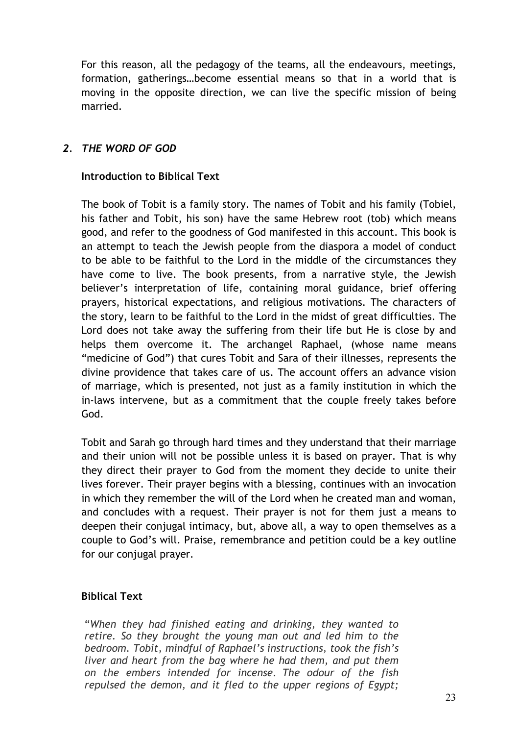For this reason, all the pedagogy of the teams, all the endeavours, meetings, formation, gatherings…become essential means so that in a world that is moving in the opposite direction, we can live the specific mission of being married.

## *2. THE WORD OF GOD*

### Introduction to Biblical Text

The book of Tobit is a family story. The names of Tobit and his family (Tobiel, his father and Tobit, his son) have the same Hebrew root (tob) which means good, and refer to the goodness of God manifested in this account. This book is an attempt to teach the Jewish people from the diaspora a model of conduct to be able to be faithful to the Lord in the middle of the circumstances they have come to live. The book presents, from a narrative style, the Jewish believer's interpretation of life, containing moral guidance, brief offering prayers, historical expectations, and religious motivations. The characters of the story, learn to be faithful to the Lord in the midst of great difficulties. The Lord does not take away the suffering from their life but He is close by and helps them overcome it. The archangel Raphael, (whose name means "medicine of God") that cures Tobit and Sara of their illnesses, represents the divine providence that takes care of us. The account offers an advance vision of marriage, which is presented, not just as a family institution in which the in-laws intervene, but as a commitment that the couple freely takes before God.

Tobit and Sarah go through hard times and they understand that their marriage and their union will not be possible unless it is based on prayer. That is why they direct their prayer to God from the moment they decide to unite their lives forever. Their prayer begins with a blessing, continues with an invocation in which they remember the will of the Lord when he created man and woman, and concludes with a request. Their prayer is not for them just a means to deepen their conjugal intimacy, but, above all, a way to open themselves as a couple to God's will. Praise, remembrance and petition could be a key outline for our conjugal prayer.

### Biblical Text

"*When they had finished eating and drinking, they wanted to retire. So they brought the young man out and led him to the bedroom. Tobit, mindful of Raphael's instructions, took the fish's liver and heart from the bag where he had them, and put them on the embers intended for incense. The odour of the fish repulsed the demon, and it fled to the upper regions of Egypt;*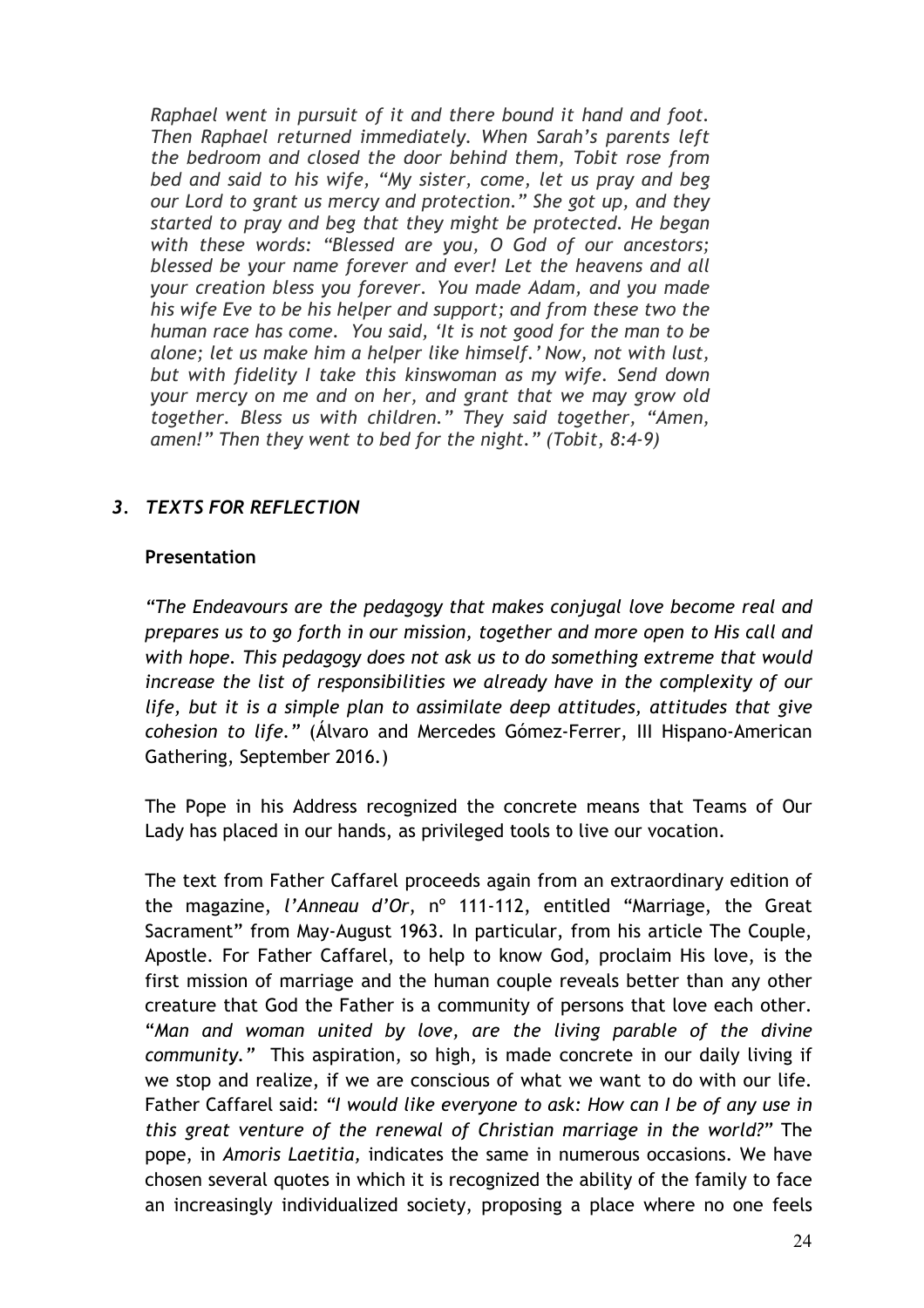*Raphael went in pursuit of it and there bound it hand and foot. Then Raphael returned immediately. When Sarah's parents left the bedroom and closed the door behind them, Tobit rose from bed and said to his wife, "My sister, come, let us pray and beg our Lord to grant us mercy and protection." She got up, and they started to pray and beg that they might be protected. He began with these words: "Blessed are you, O God of our ancestors; blessed be your name forever and ever! Let the heavens and all your creation bless you forever. You made Adam, and you made his wife Eve to be his helper and support; and from these two the human race has come. You said, 'It is not good for the man to be alone; let us make him a helper like himself.' Now, not with lust, but with fidelity I take this kinswoman as my wife. Send down your mercy on me and on her, and grant that we may grow old together. Bless us with children." They said together, "Amen, amen!" Then they went to bed for the night." (Tobit, 8:4-9)*

## *3. TEXTS FOR REFLECTION*

**Presentation**

*"The Endeavours are the pedagogy that makes conjugal love become real and prepares us to go forth in our mission, together and more open to His call and with hope. This pedagogy does not ask us to do something extreme that would increase the list of responsibilities we already have in the complexity of our life, but it is a simple plan to assimilate deep attitudes, attitudes that give cohesion to life."* (Álvaro and Mercedes Gómez-Ferrer, III Hispano-American Gathering, September 2016.)

The Pope in his Address recognized the concrete means that Teams of Our Lady has placed in our hands, as privileged tools to live our vocation.

The text from Father Caffarel proceeds again from an extraordinary edition of the magazine, *l'Anneau d'Or*, nº 111-112, entitled "Marriage, the Great Sacrament" from May-August 1963. In particular, from his article The Couple, Apostle. For Father Caffarel, to help to know God, proclaim His love, is the first mission of marriage and the human couple reveals better than any other creature that God the Father is a community of persons that love each other. "*Man and woman united by love, are the living parable of the divine community."* This aspiration, so high, is made concrete in our daily living if we stop and realize, if we are conscious of what we want to do with our life. Father Caffarel said: *"I would like everyone to ask: How can I be of any use in this great venture of the renewal of Christian marriage in the world?"* The pope, in *Amoris Laetitia,* indicates the same in numerous occasions. We have chosen several quotes in which it is recognized the ability of the family to face an increasingly individualized society, proposing a place where no one feels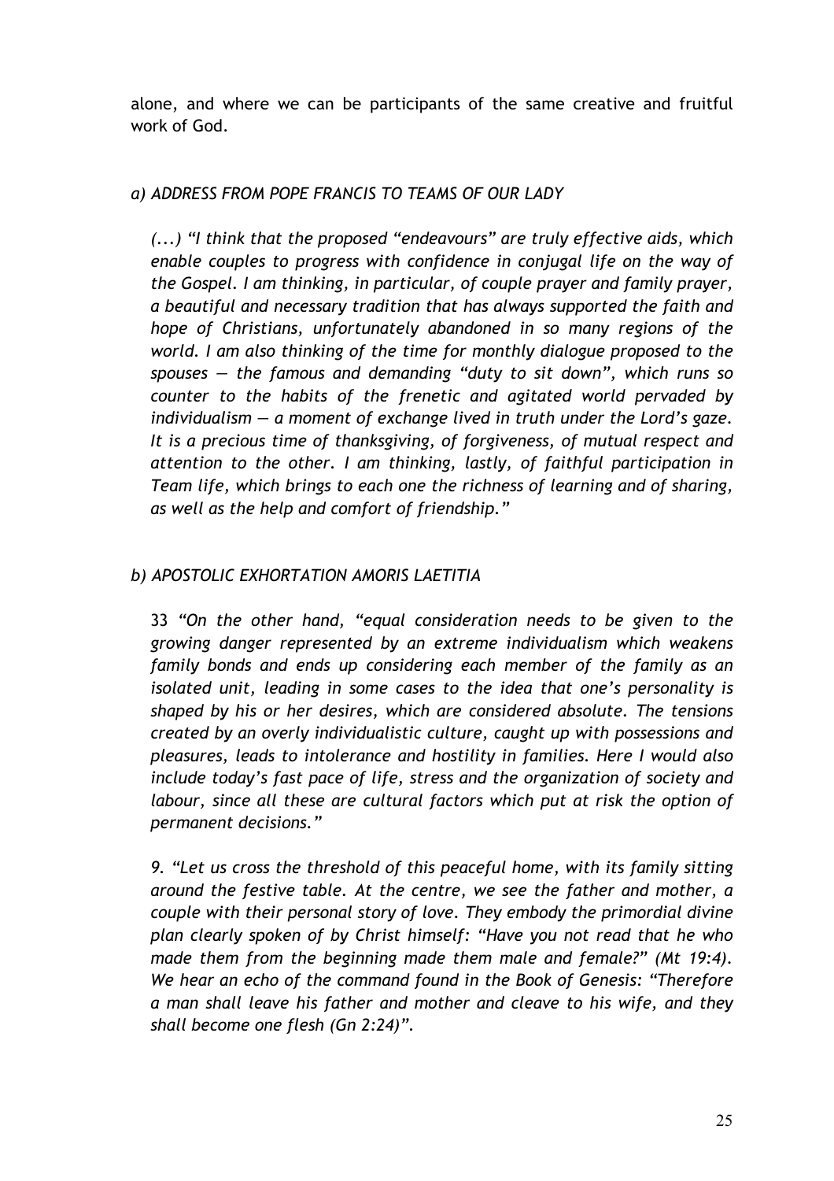alone, and where we can be participants of the same creative and fruitful work of God.

### *a) ADDRESS FROM POPE FRANCIS TO TEAMS OF OUR LADY*

> *(...) "I think that the proposed "endeavours" are truly effective aids, which enable couples to progress with confidence in conjugal life on the way of the Gospel. I am thinking, in particular, of couple prayer and family prayer, a beautiful and necessary tradition that has always supported the faith and hope of Christians, unfortunately abandoned in so many regions of the world. I am also thinking of the time for monthly dialogue proposed to the spouses — the famous and demanding "duty to sit down", which runs so counter to the habits of the frenetic and agitated world pervaded by individualism — a moment of exchange lived in truth under the Lord's gaze. It is a precious time of thanksgiving, of forgiveness, of mutual respect and attention to the other. I am thinking, lastly, of faithful participation in Team life, which brings to each one the richness of learning and of sharing, as well as the help and comfort of friendship."*

### *b) APOSTOLIC EXHORTATION AMORIS LAETITIA*

> 33 *"On the other hand, "equal consideration needs to be given to the growing danger represented by an extreme individualism which weakens family bonds and ends up considering each member of the family as an isolated unit, leading in some cases to the idea that one's personality is shaped by his or her desires, which are considered absolute. The tensions created by an overly individualistic culture, caught up with possessions and pleasures, leads to intolerance and hostility in families. Here I would also include today's fast pace of life, stress and the organization of society and labour, since all these are cultural factors which put at risk the option of permanent decisions."*
>
> *9. "Let us cross the threshold of this peaceful home, with its family sitting around the festive table. At the centre, we see the father and mother, a couple with their personal story of love. They embody the primordial divine plan clearly spoken of by Christ himself: "Have you not read that he who made them from the beginning made them male and female?" (Mt 19:4). We hear an echo of the command found in the Book of Genesis: "Therefore a man shall leave his father and mother and cleave to his wife, and they shall become one flesh (Gn 2:24)".*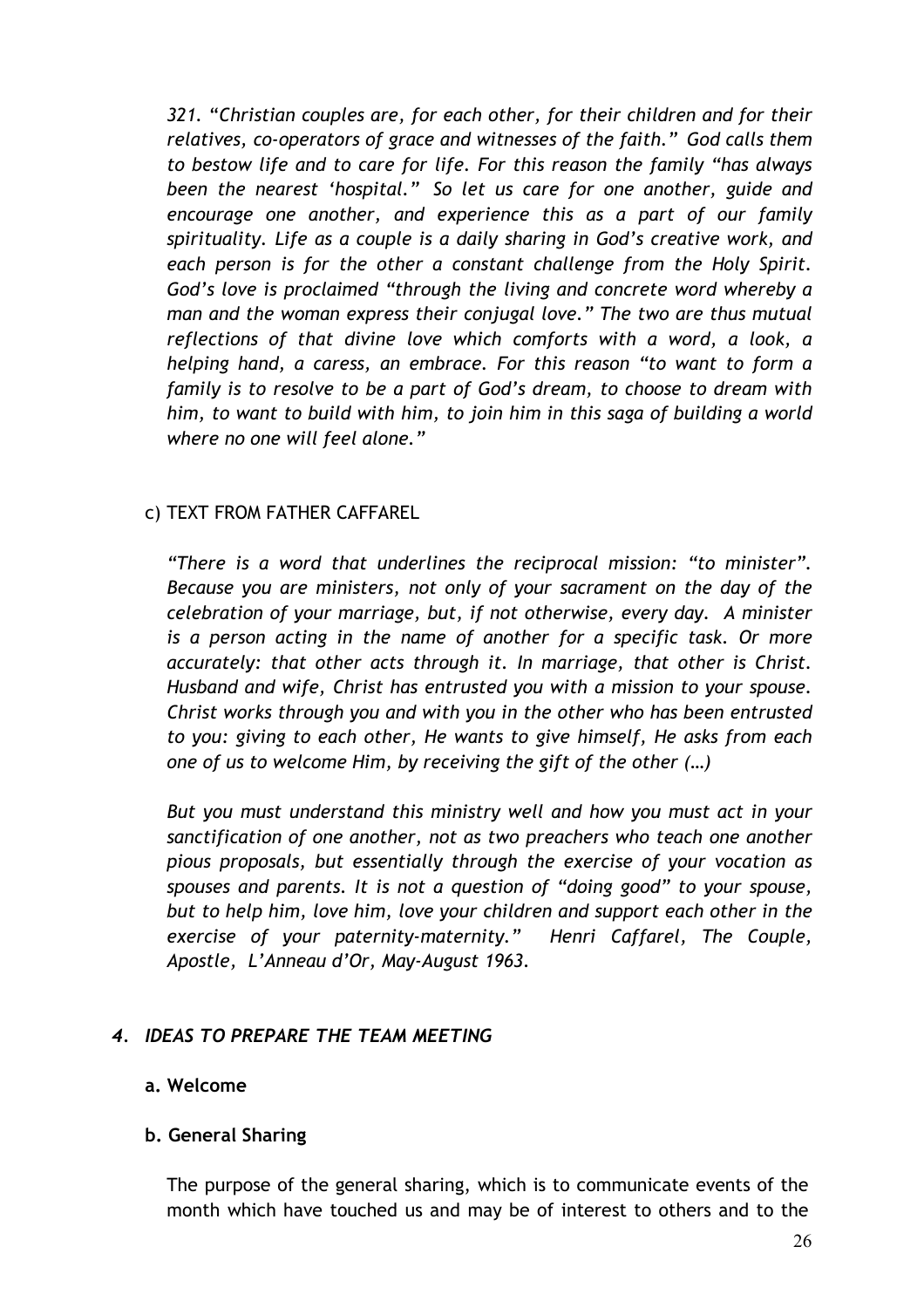*321. "Christian couples are, for each other, for their children and for their relatives, co-operators of grace and witnesses of the faith." God calls them to bestow life and to care for life. For this reason the family "has always been the nearest 'hospital." So let us care for one another, guide and encourage one another, and experience this as a part of our family spirituality. Life as a couple is a daily sharing in God's creative work, and each person is for the other a constant challenge from the Holy Spirit. God's love is proclaimed "through the living and concrete word whereby a man and the woman express their conjugal love." The two are thus mutual reflections of that divine love which comforts with a word, a look, a helping hand, a caress, an embrace. For this reason "to want to form a family is to resolve to be a part of God's dream, to choose to dream with him, to want to build with him, to join him in this saga of building a world where no one will feel alone."*

c) TEXT FROM FATHER CAFFAREL

*"There is a word that underlines the reciprocal mission: "to minister". Because you are ministers, not only of your sacrament on the day of the celebration of your marriage, but, if not otherwise, every day. A minister is a person acting in the name of another for a specific task. Or more accurately: that other acts through it. In marriage, that other is Christ. Husband and wife, Christ has entrusted you with a mission to your spouse. Christ works through you and with you in the other who has been entrusted to you: giving to each other, He wants to give himself, He asks from each one of us to welcome Him, by receiving the gift of the other (…)*

*But you must understand this ministry well and how you must act in your sanctification of one another, not as two preachers who teach one another pious proposals, but essentially through the exercise of your vocation as spouses and parents. It is not a question of "doing good" to your spouse, but to help him, love him, love your children and support each other in the exercise of your paternity-maternity." Henri Caffarel, The Couple, Apostle, L'Anneau d'Or, May-August 1963.*

## *4. IDEAS TO PREPARE THE TEAM MEETING*

**a. Welcome**

**b. General Sharing**

The purpose of the general sharing, which is to communicate events of the month which have touched us and may be of interest to others and to the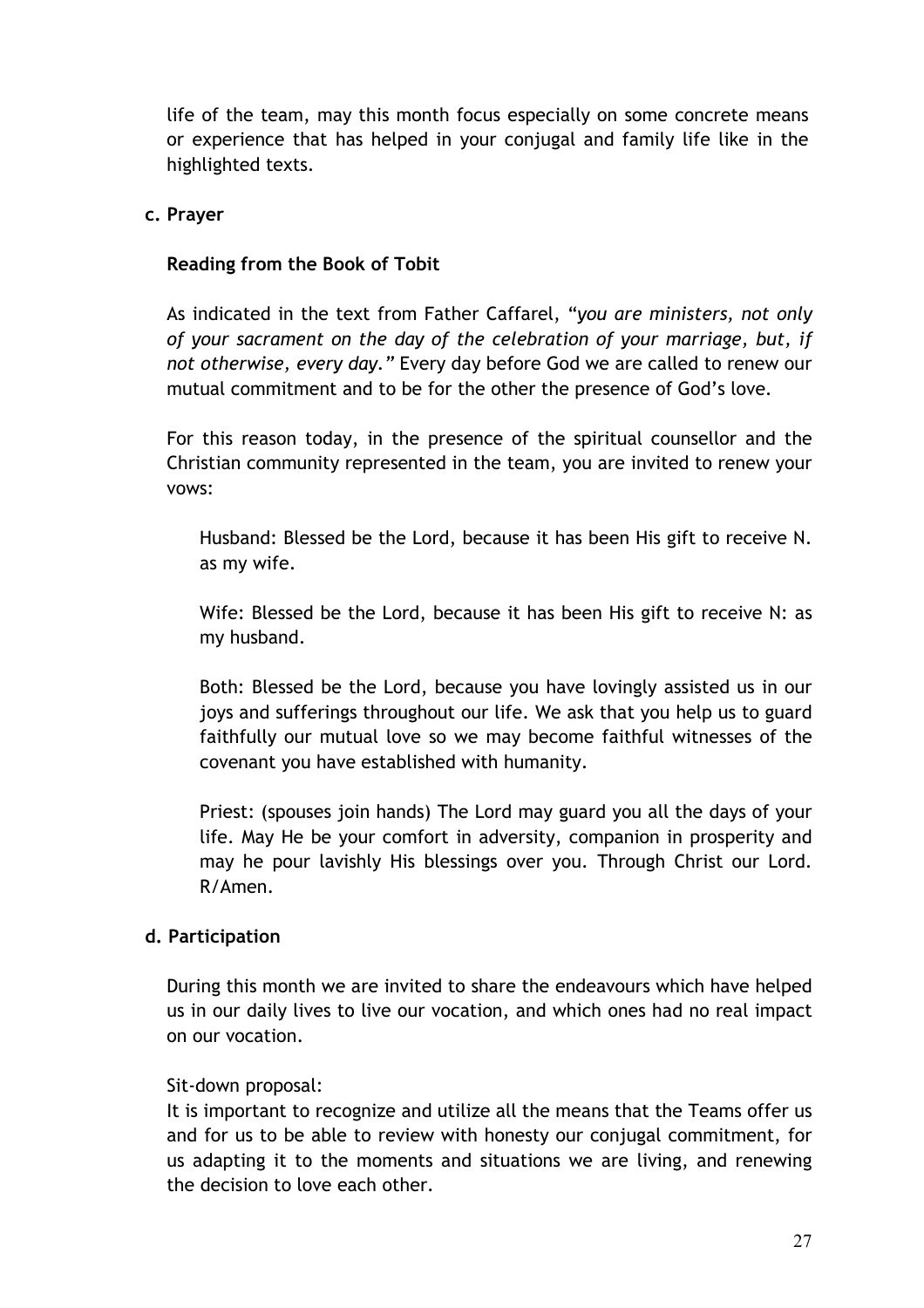life of the team, may this month focus especially on some concrete means or experience that has helped in your conjugal and family life like in the highlighted texts.

**c. Prayer**

**Reading from the Book of Tobit**

As indicated in the text from Father Caffarel, "*you are ministers, not only of your sacrament on the day of the celebration of your marriage, but, if not otherwise, every day.*" Every day before God we are called to renew our mutual commitment and to be for the other the presence of God's love.

For this reason today, in the presence of the spiritual counsellor and the Christian community represented in the team, you are invited to renew your vows:

> Husband: Blessed be the Lord, because it has been His gift to receive N. as my wife.
>
> Wife: Blessed be the Lord, because it has been His gift to receive N: as my husband.
>
> Both: Blessed be the Lord, because you have lovingly assisted us in our joys and sufferings throughout our life. We ask that you help us to guard faithfully our mutual love so we may become faithful witnesses of the covenant you have established with humanity.
>
> Priest: (spouses join hands) The Lord may guard you all the days of your life. May He be your comfort in adversity, companion in prosperity and may he pour lavishly His blessings over you. Through Christ our Lord. R/Amen.

**d. Participation**

During this month we are invited to share the endeavours which have helped us in our daily lives to live our vocation, and which ones had no real impact on our vocation.

Sit-down proposal:
It is important to recognize and utilize all the means that the Teams offer us and for us to be able to review with honesty our conjugal commitment, for us adapting it to the moments and situations we are living, and renewing the decision to love each other.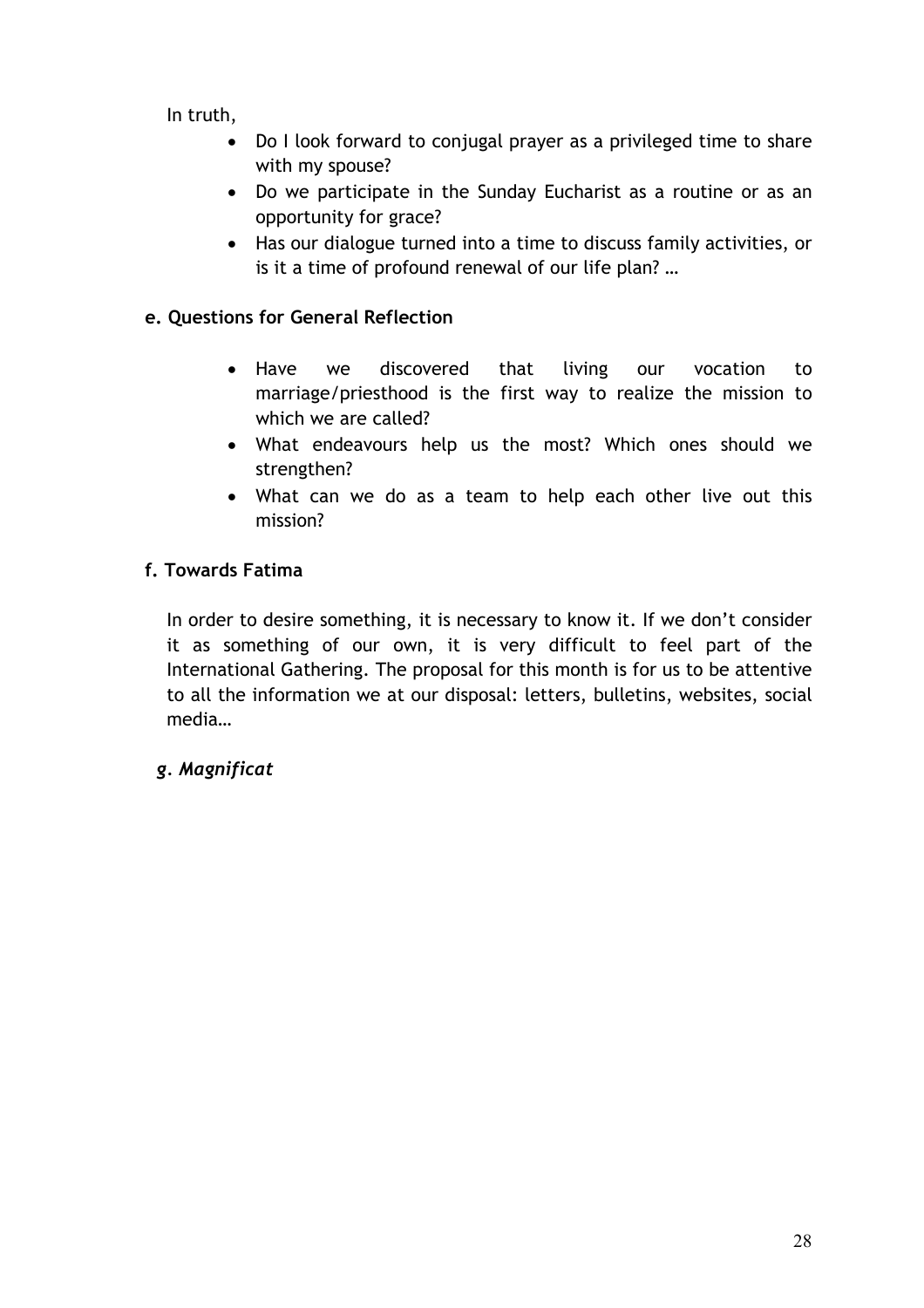In truth,

- Do I look forward to conjugal prayer as a privileged time to share with my spouse?
- Do we participate in the Sunday Eucharist as a routine or as an opportunity for grace?
- Has our dialogue turned into a time to discuss family activities, or is it a time of profound renewal of our life plan? …

### e. Questions for General Reflection

- Have we discovered that living our vocation to marriage/priesthood is the first way to realize the mission to which we are called?
- What endeavours help us the most? Which ones should we strengthen?
- What can we do as a team to help each other live out this mission?

### f. Towards Fatima

In order to desire something, it is necessary to know it. If we don't consider it as something of our own, it is very difficult to feel part of the International Gathering. The proposal for this month is for us to be attentive to all the information we at our disposal: letters, bulletins, websites, social media…

### *g. Magnificat*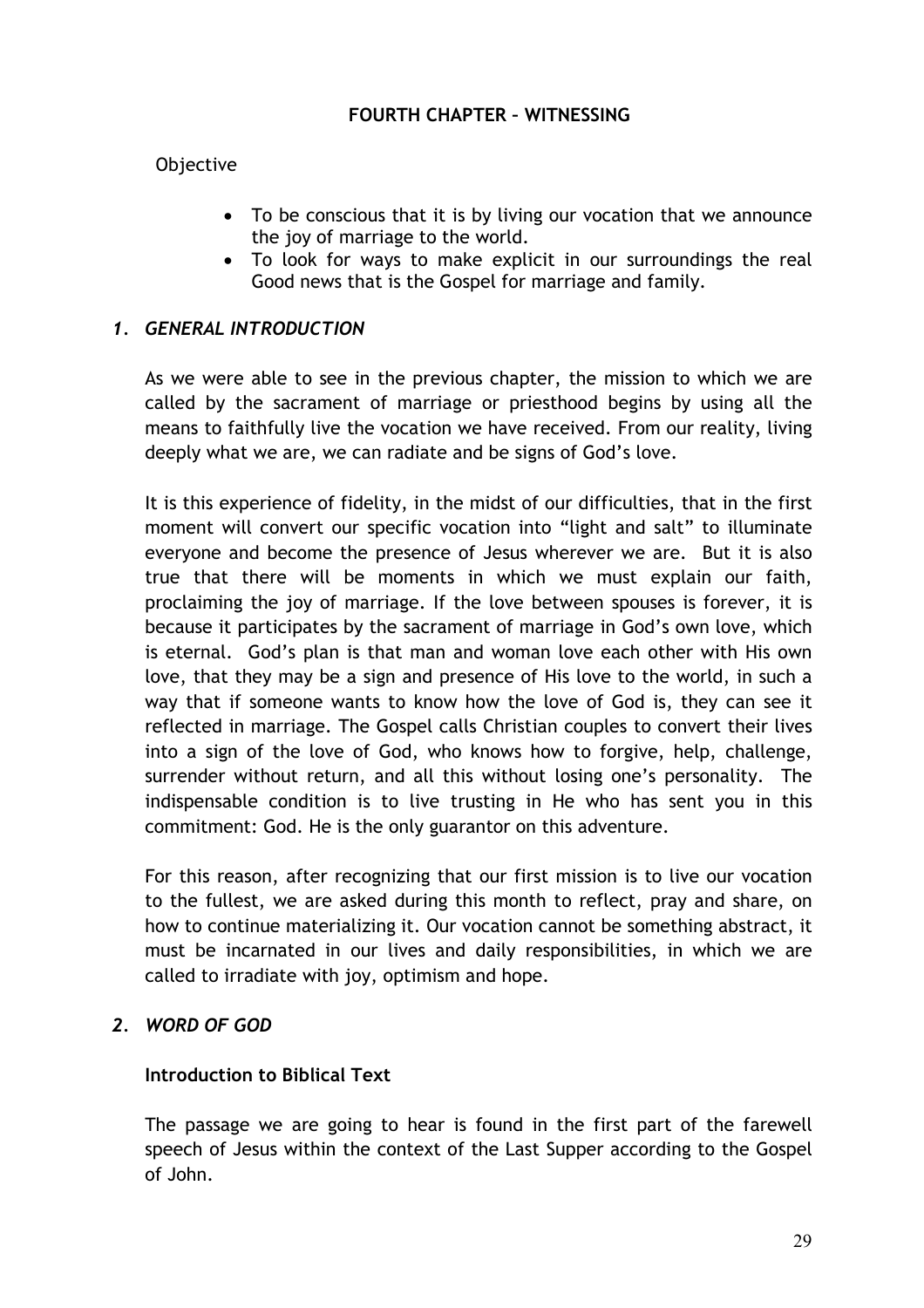# FOURTH CHAPTER – WITNESSING

Objective

- To be conscious that it is by living our vocation that we announce the joy of marriage to the world.
- To look for ways to make explicit in our surroundings the real Good news that is the Gospel for marriage and family.

## *1. GENERAL INTRODUCTION*

As we were able to see in the previous chapter, the mission to which we are called by the sacrament of marriage or priesthood begins by using all the means to faithfully live the vocation we have received. From our reality, living deeply what we are, we can radiate and be signs of God's love.

It is this experience of fidelity, in the midst of our difficulties, that in the first moment will convert our specific vocation into "light and salt" to illuminate everyone and become the presence of Jesus wherever we are. But it is also true that there will be moments in which we must explain our faith, proclaiming the joy of marriage. If the love between spouses is forever, it is because it participates by the sacrament of marriage in God's own love, which is eternal. God's plan is that man and woman love each other with His own love, that they may be a sign and presence of His love to the world, in such a way that if someone wants to know how the love of God is, they can see it reflected in marriage. The Gospel calls Christian couples to convert their lives into a sign of the love of God, who knows how to forgive, help, challenge, surrender without return, and all this without losing one's personality. The indispensable condition is to live trusting in He who has sent you in this commitment: God. He is the only guarantor on this adventure.

For this reason, after recognizing that our first mission is to live our vocation to the fullest, we are asked during this month to reflect, pray and share, on how to continue materializing it. Our vocation cannot be something abstract, it must be incarnated in our lives and daily responsibilities, in which we are called to irradiate with joy, optimism and hope.

## *2. WORD OF GOD*

**Introduction to Biblical Text**

The passage we are going to hear is found in the first part of the farewell speech of Jesus within the context of the Last Supper according to the Gospel of John.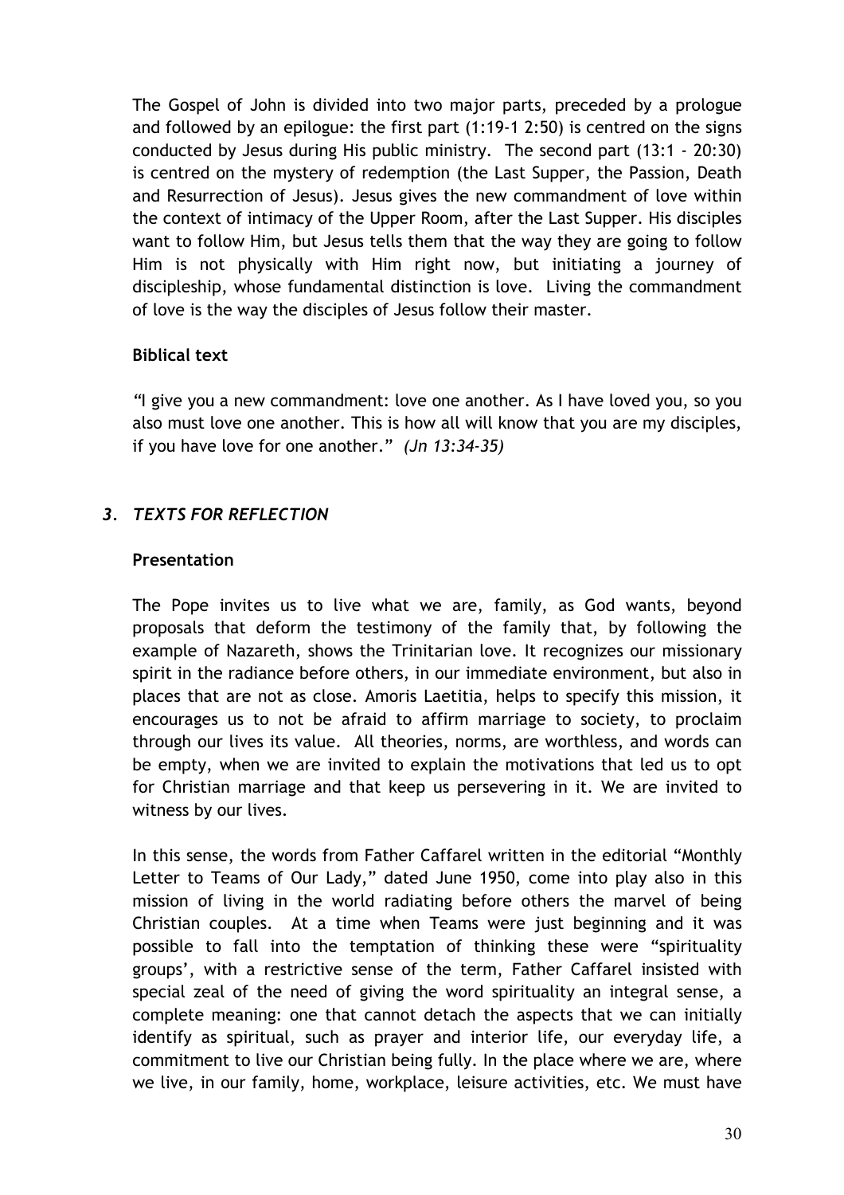The Gospel of John is divided into two major parts, preceded by a prologue and followed by an epilogue: the first part (1:19-1 2:50) is centred on the signs conducted by Jesus during His public ministry. The second part (13:1 - 20:30) is centred on the mystery of redemption (the Last Supper, the Passion, Death and Resurrection of Jesus). Jesus gives the new commandment of love within the context of intimacy of the Upper Room, after the Last Supper. His disciples want to follow Him, but Jesus tells them that the way they are going to follow Him is not physically with Him right now, but initiating a journey of discipleship, whose fundamental distinction is love. Living the commandment of love is the way the disciples of Jesus follow their master.

**Biblical text**

"I give you a new commandment: love one another. As I have loved you, so you also must love one another. This is how all will know that you are my disciples, if you have love for one another." *(Jn 13:34-35)*

### *3. TEXTS FOR REFLECTION*

**Presentation**

The Pope invites us to live what we are, family, as God wants, beyond proposals that deform the testimony of the family that, by following the example of Nazareth, shows the Trinitarian love. It recognizes our missionary spirit in the radiance before others, in our immediate environment, but also in places that are not as close. Amoris Laetitia, helps to specify this mission, it encourages us to not be afraid to affirm marriage to society, to proclaim through our lives its value. All theories, norms, are worthless, and words can be empty, when we are invited to explain the motivations that led us to opt for Christian marriage and that keep us persevering in it. We are invited to witness by our lives.

In this sense, the words from Father Caffarel written in the editorial "Monthly Letter to Teams of Our Lady," dated June 1950, come into play also in this mission of living in the world radiating before others the marvel of being Christian couples. At a time when Teams were just beginning and it was possible to fall into the temptation of thinking these were "spirituality groups', with a restrictive sense of the term, Father Caffarel insisted with special zeal of the need of giving the word spirituality an integral sense, a complete meaning: one that cannot detach the aspects that we can initially identify as spiritual, such as prayer and interior life, our everyday life, a commitment to live our Christian being fully. In the place where we are, where we live, in our family, home, workplace, leisure activities, etc. We must have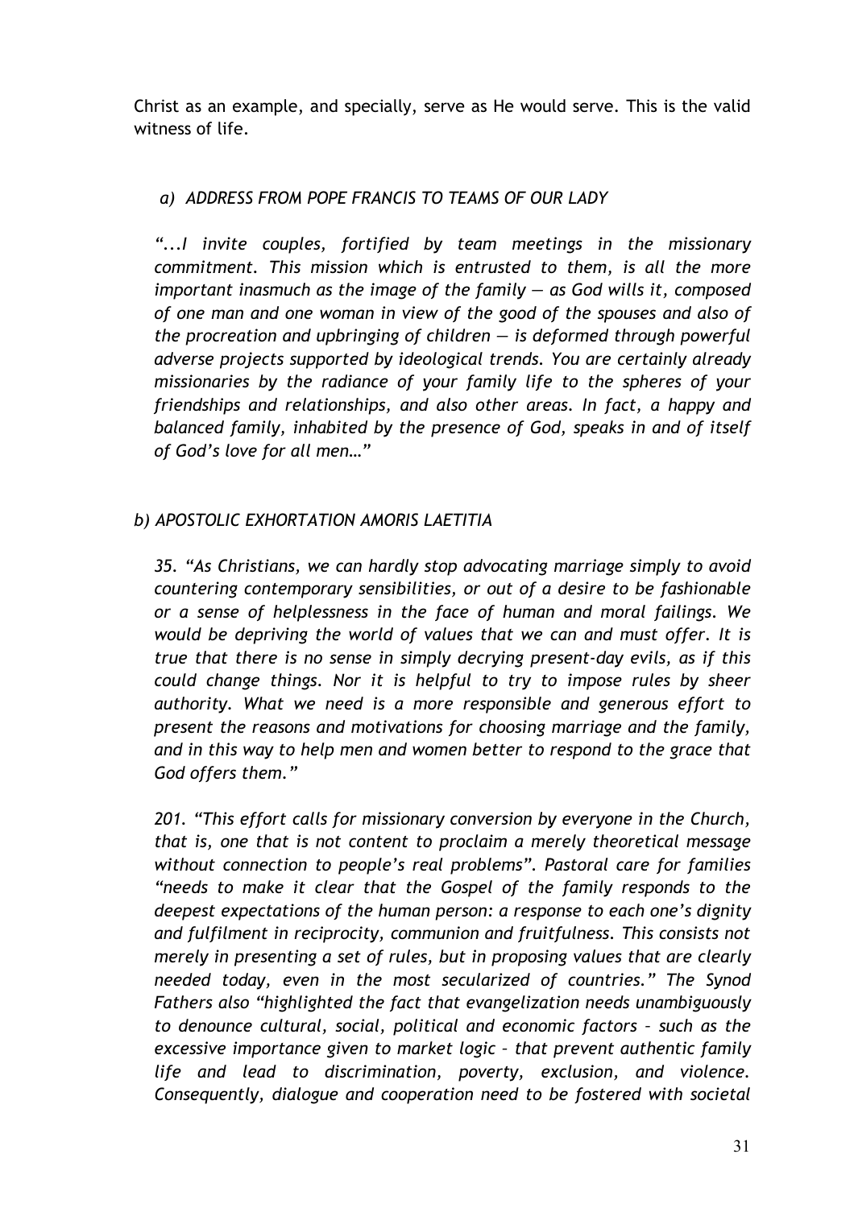Christ as an example, and specially, serve as He would serve. This is the valid witness of life.

### *a) ADDRESS FROM POPE FRANCIS TO TEAMS OF OUR LADY*

*"...I invite couples, fortified by team meetings in the missionary commitment. This mission which is entrusted to them, is all the more important inasmuch as the image of the family — as God wills it, composed of one man and one woman in view of the good of the spouses and also of the procreation and upbringing of children — is deformed through powerful adverse projects supported by ideological trends. You are certainly already missionaries by the radiance of your family life to the spheres of your friendships and relationships, and also other areas. In fact, a happy and balanced family, inhabited by the presence of God, speaks in and of itself of God's love for all men…"*

### *b) APOSTOLIC EXHORTATION AMORIS LAETITIA*

*35. "As Christians, we can hardly stop advocating marriage simply to avoid countering contemporary sensibilities, or out of a desire to be fashionable or a sense of helplessness in the face of human and moral failings. We would be depriving the world of values that we can and must offer. It is true that there is no sense in simply decrying present-day evils, as if this could change things. Nor it is helpful to try to impose rules by sheer authority. What we need is a more responsible and generous effort to present the reasons and motivations for choosing marriage and the family, and in this way to help men and women better to respond to the grace that God offers them."*

*201. "This effort calls for missionary conversion by everyone in the Church, that is, one that is not content to proclaim a merely theoretical message without connection to people's real problems". Pastoral care for families "needs to make it clear that the Gospel of the family responds to the deepest expectations of the human person: a response to each one's dignity and fulfilment in reciprocity, communion and fruitfulness. This consists not merely in presenting a set of rules, but in proposing values that are clearly needed today, even in the most secularized of countries." The Synod Fathers also "highlighted the fact that evangelization needs unambiguously to denounce cultural, social, political and economic factors – such as the excessive importance given to market logic – that prevent authentic family life and lead to discrimination, poverty, exclusion, and violence. Consequently, dialogue and cooperation need to be fostered with societal*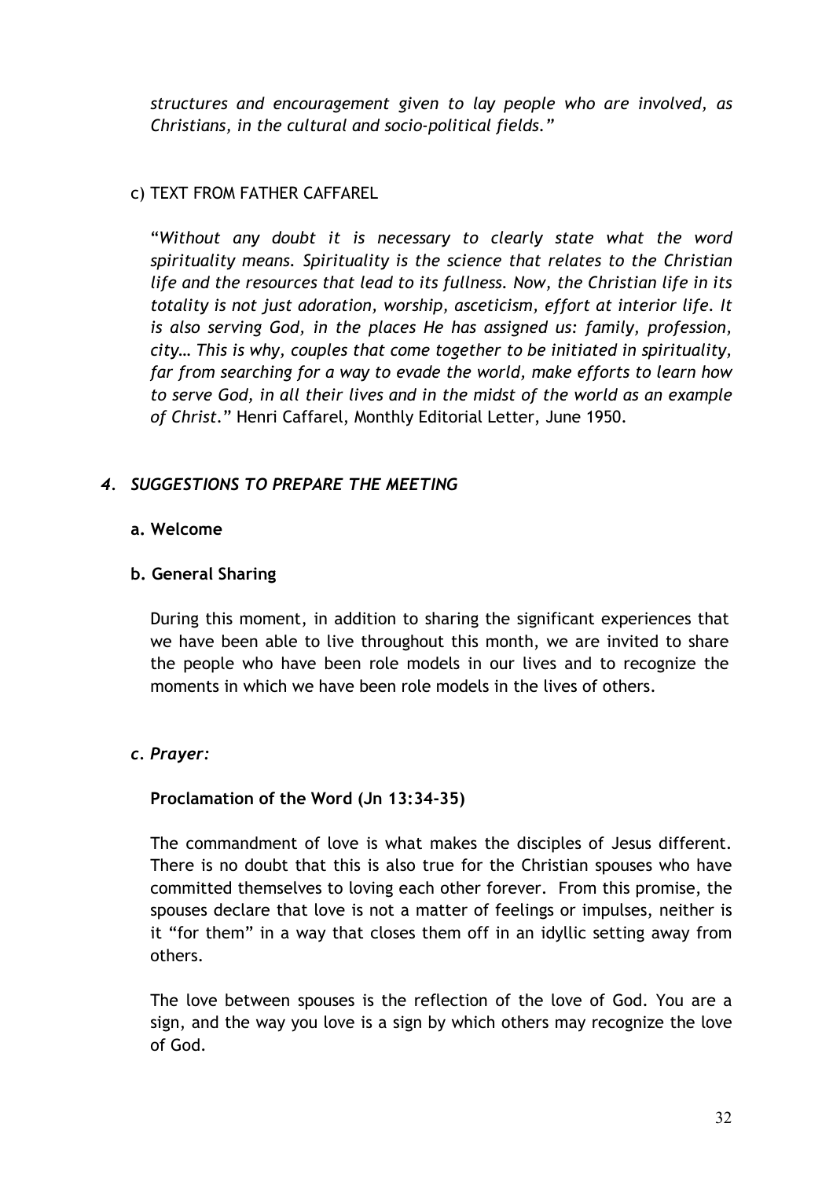*structures and encouragement given to lay people who are involved, as Christians, in the cultural and socio-political fields."*

c) TEXT FROM FATHER CAFFAREL

"*Without any doubt it is necessary to clearly state what the word spirituality means. Spirituality is the science that relates to the Christian life and the resources that lead to its fullness. Now, the Christian life in its totality is not just adoration, worship, asceticism, effort at interior life. It is also serving God, in the places He has assigned us: family, profession, city… This is why, couples that come together to be initiated in spirituality, far from searching for a way to evade the world, make efforts to learn how to serve God, in all their lives and in the midst of the world as an example of Christ*." Henri Caffarel, Monthly Editorial Letter, June 1950.

### *4. SUGGESTIONS TO PREPARE THE MEETING*

**a. Welcome**

**b. General Sharing**

During this moment, in addition to sharing the significant experiences that we have been able to live throughout this month, we are invited to share the people who have been role models in our lives and to recognize the moments in which we have been role models in the lives of others.

***c. Prayer:***

**Proclamation of the Word (Jn 13:34-35)**

The commandment of love is what makes the disciples of Jesus different. There is no doubt that this is also true for the Christian spouses who have committed themselves to loving each other forever. From this promise, the spouses declare that love is not a matter of feelings or impulses, neither is it "for them" in a way that closes them off in an idyllic setting away from others.

The love between spouses is the reflection of the love of God. You are a sign, and the way you love is a sign by which others may recognize the love of God.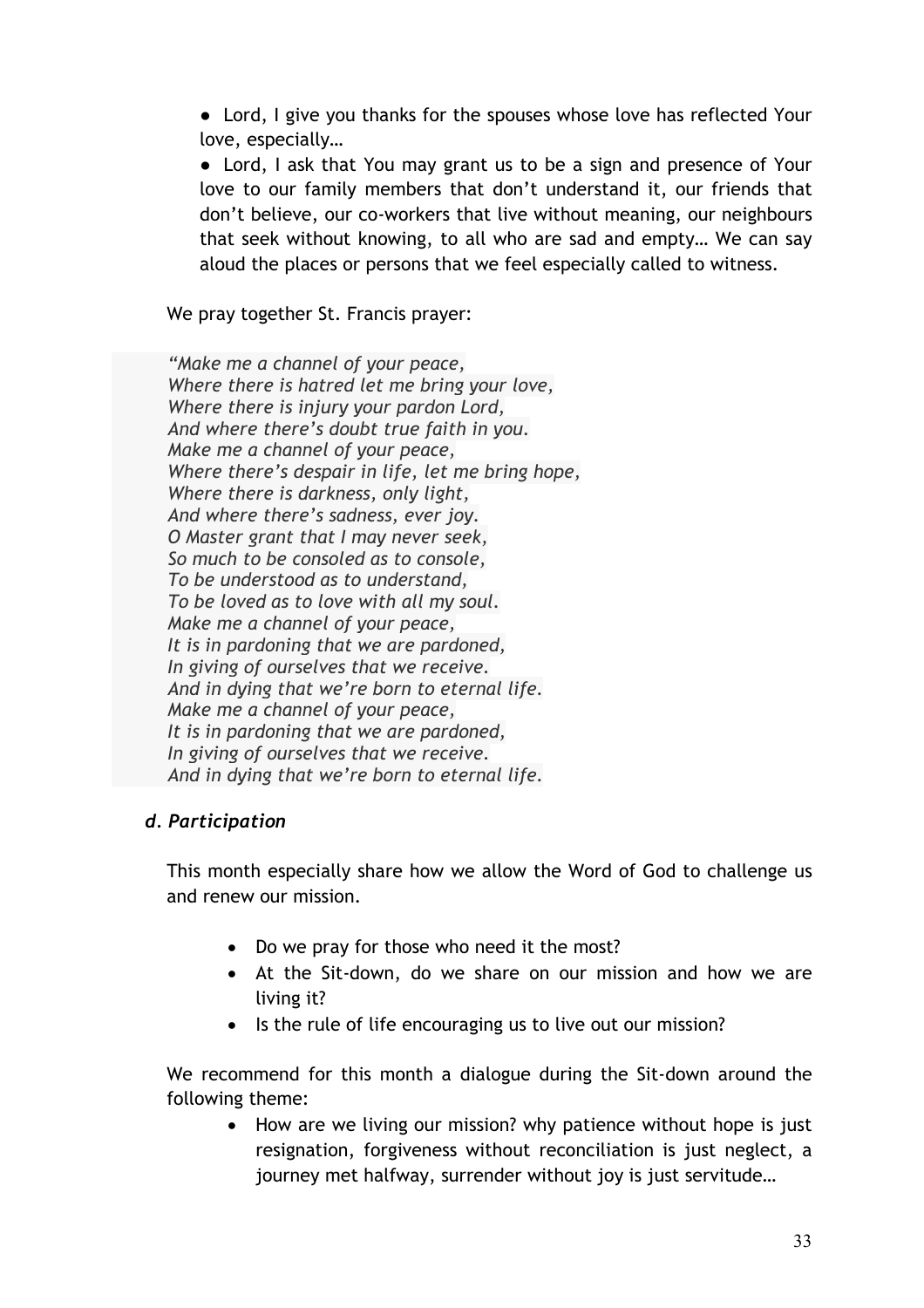● Lord, I give you thanks for the spouses whose love has reflected Your love, especially…

● Lord, I ask that You may grant us to be a sign and presence of Your love to our family members that don't understand it, our friends that don't believe, our co-workers that live without meaning, our neighbours that seek without knowing, to all who are sad and empty… We can say aloud the places or persons that we feel especially called to witness.

We pray together St. Francis prayer:

*"Make me a channel of your peace,*
*Where there is hatred let me bring your love,*
*Where there is injury your pardon Lord,*
*And where there's doubt true faith in you.*
*Make me a channel of your peace,*
*Where there's despair in life, let me bring hope,*
*Where there is darkness, only light,*
*And where there's sadness, ever joy.*
*O Master grant that I may never seek,*
*So much to be consoled as to console,*
*To be understood as to understand,*
*To be loved as to love with all my soul.*
*Make me a channel of your peace,*
*It is in pardoning that we are pardoned,*
*In giving of ourselves that we receive.*
*And in dying that we're born to eternal life.*
*Make me a channel of your peace,*
*It is in pardoning that we are pardoned,*
*In giving of ourselves that we receive.*
*And in dying that we're born to eternal life.*

### *d. Participation*

This month especially share how we allow the Word of God to challenge us and renew our mission.

- Do we pray for those who need it the most?
- At the Sit-down, do we share on our mission and how we are living it?
- Is the rule of life encouraging us to live out our mission?

We recommend for this month a dialogue during the Sit-down around the following theme:

- How are we living our mission? why patience without hope is just resignation, forgiveness without reconciliation is just neglect, a journey met halfway, surrender without joy is just servitude…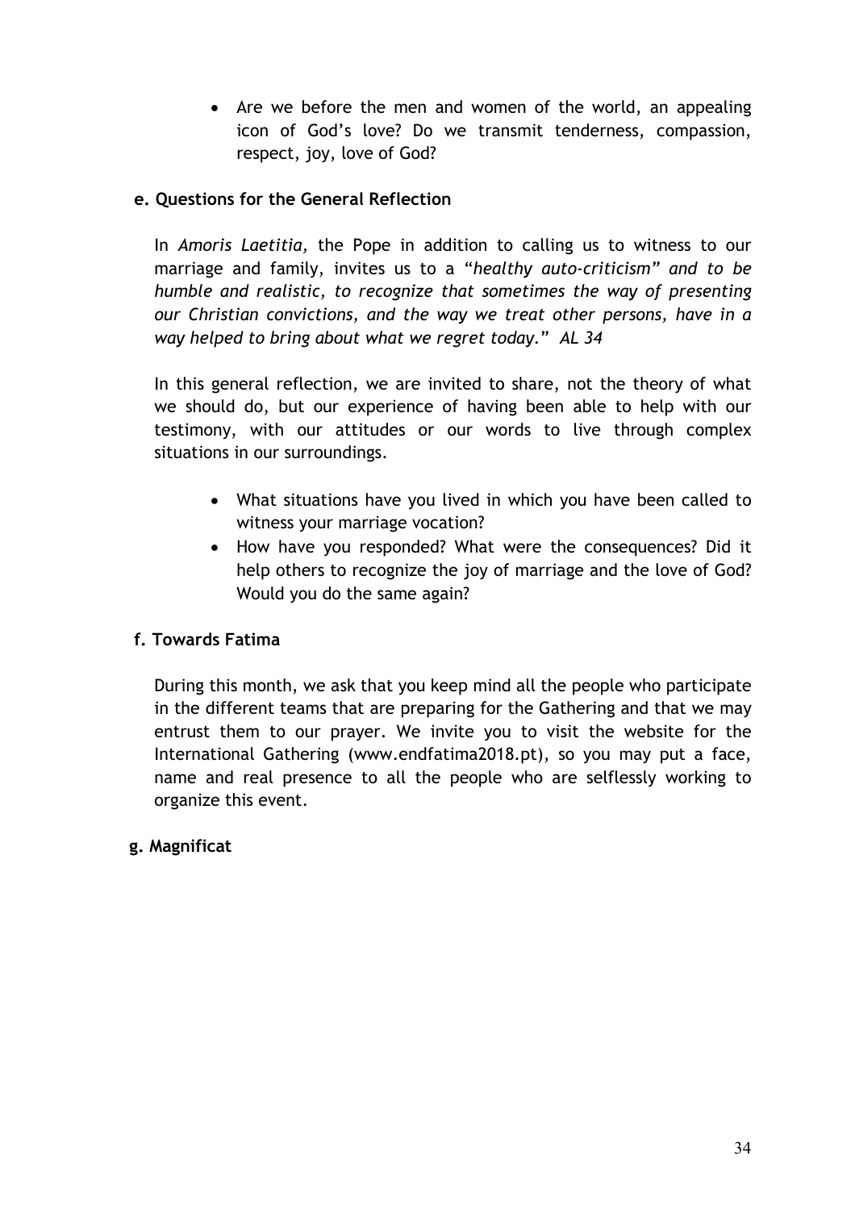- Are we before the men and women of the world, an appealing icon of God's love? Do we transmit tenderness, compassion, respect, joy, love of God?

**e. Questions for the General Reflection**

In *Amoris Laetitia,* the Pope in addition to calling us to witness to our marriage and family, invites us to a "*healthy auto-criticism" and to be humble and realistic, to recognize that sometimes the way of presenting our Christian convictions, and the way we treat other persons, have in a way helped to bring about what we regret today.*" *AL 34*

In this general reflection, we are invited to share, not the theory of what we should do, but our experience of having been able to help with our testimony, with our attitudes or our words to live through complex situations in our surroundings.

- What situations have you lived in which you have been called to witness your marriage vocation?
- How have you responded? What were the consequences? Did it help others to recognize the joy of marriage and the love of God? Would you do the same again?

**f. Towards Fatima**

During this month, we ask that you keep mind all the people who participate in the different teams that are preparing for the Gathering and that we may entrust them to our prayer. We invite you to visit the website for the International Gathering (www.endfatima2018.pt), so you may put a face, name and real presence to all the people who are selflessly working to organize this event.

**g. Magnificat**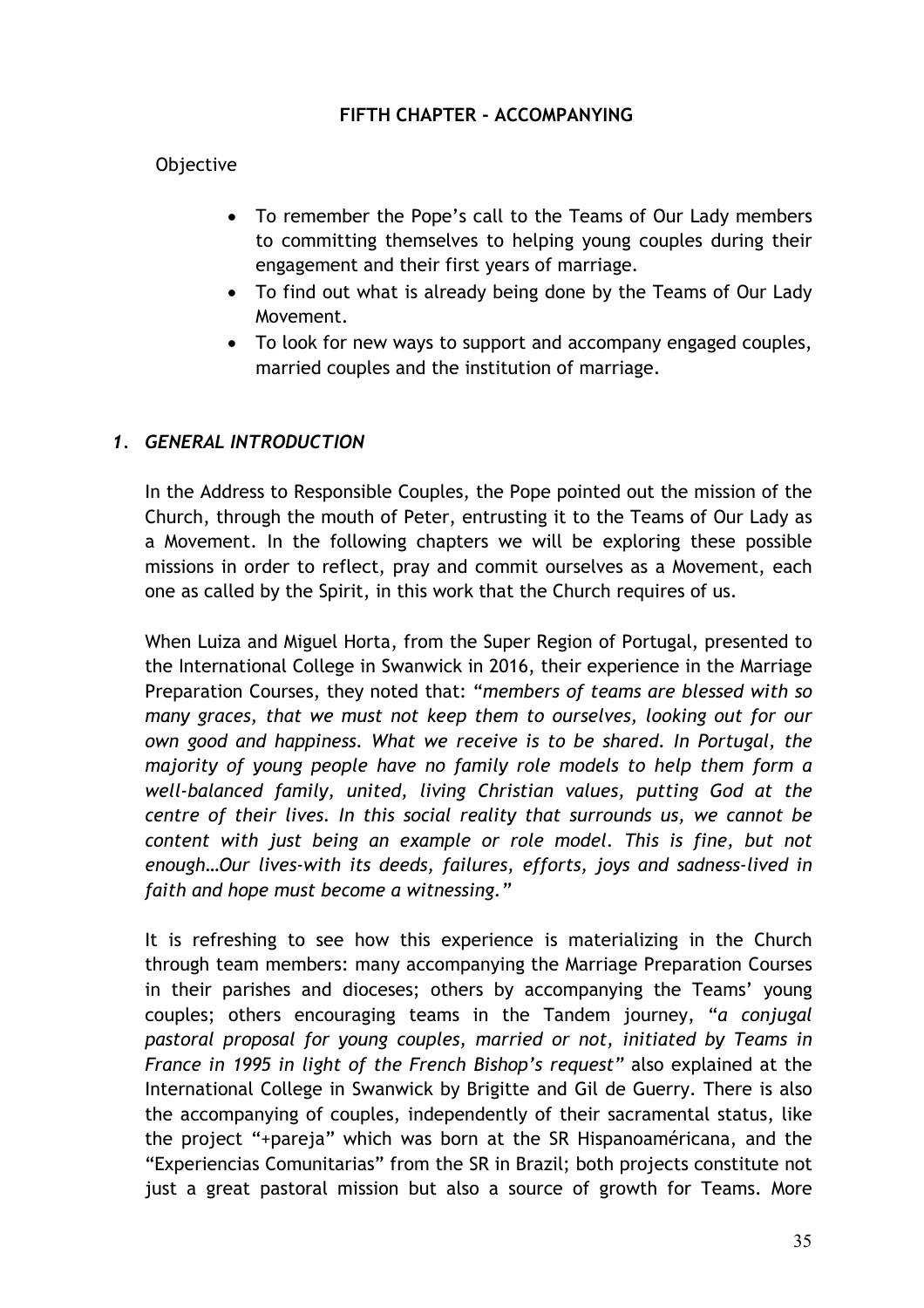**FIFTH CHAPTER - ACCOMPANYING**

Objective

- To remember the Pope's call to the Teams of Our Lady members to committing themselves to helping young couples during their engagement and their first years of marriage.
- To find out what is already being done by the Teams of Our Lady Movement.
- To look for new ways to support and accompany engaged couples, married couples and the institution of marriage.

## *1. GENERAL INTRODUCTION*

In the Address to Responsible Couples, the Pope pointed out the mission of the Church, through the mouth of Peter, entrusting it to the Teams of Our Lady as a Movement. In the following chapters we will be exploring these possible missions in order to reflect, pray and commit ourselves as a Movement, each one as called by the Spirit, in this work that the Church requires of us.

When Luiza and Miguel Horta, from the Super Region of Portugal, presented to the International College in Swanwick in 2016, their experience in the Marriage Preparation Courses, they noted that: "*members of teams are blessed with so many graces, that we must not keep them to ourselves, looking out for our own good and happiness. What we receive is to be shared. In Portugal, the majority of young people have no family role models to help them form a well-balanced family, united, living Christian values, putting God at the centre of their lives. In this social reality that surrounds us, we cannot be content with just being an example or role model. This is fine, but not enough…Our lives-with its deeds, failures, efforts, joys and sadness-lived in faith and hope must become a witnessing.*"

It is refreshing to see how this experience is materializing in the Church through team members: many accompanying the Marriage Preparation Courses in their parishes and dioceses; others by accompanying the Teams' young couples; others encouraging teams in the Tandem journey, "*a conjugal pastoral proposal for young couples, married or not, initiated by Teams in France in 1995 in light of the French Bishop's request*" also explained at the International College in Swanwick by Brigitte and Gil de Guerry. There is also the accompanying of couples, independently of their sacramental status, like the project "+pareja" which was born at the SR Hispanoamérica​na, and the "Experiencias Comunitarias" from the SR in Brazil; both projects constitute not just a great pastoral mission but also a source of growth for Teams. More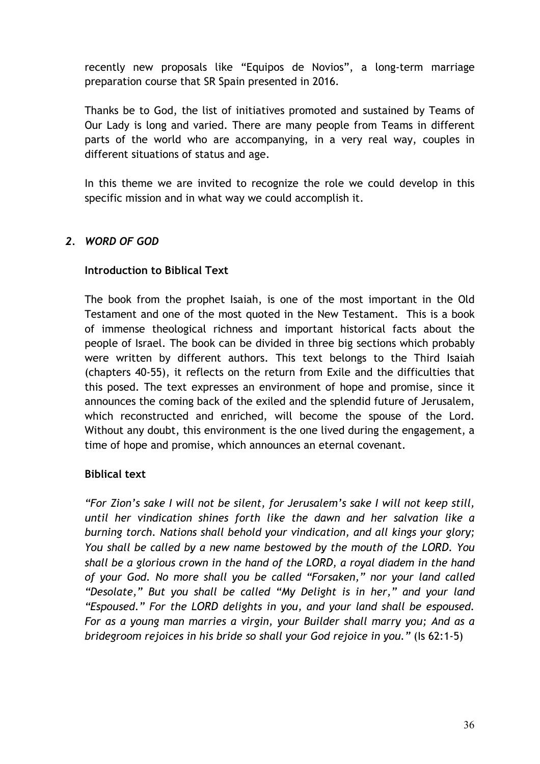recently new proposals like "Equipos de Novios", a long-term marriage preparation course that SR Spain presented in 2016.

Thanks be to God, the list of initiatives promoted and sustained by Teams of Our Lady is long and varied. There are many people from Teams in different parts of the world who are accompanying, in a very real way, couples in different situations of status and age.

In this theme we are invited to recognize the role we could develop in this specific mission and in what way we could accomplish it.

## *2. WORD OF GOD*

**Introduction to Biblical Text**

The book from the prophet Isaiah, is one of the most important in the Old Testament and one of the most quoted in the New Testament. This is a book of immense theological richness and important historical facts about the people of Israel. The book can be divided in three big sections which probably were written by different authors. This text belongs to the Third Isaiah (chapters 40-55), it reflects on the return from Exile and the difficulties that this posed. The text expresses an environment of hope and promise, since it announces the coming back of the exiled and the splendid future of Jerusalem, which reconstructed and enriched, will become the spouse of the Lord. Without any doubt, this environment is the one lived during the engagement, a time of hope and promise, which announces an eternal covenant.

**Biblical text**

*"For Zion's sake I will not be silent, for Jerusalem's sake I will not keep still, until her vindication shines forth like the dawn and her salvation like a burning torch. Nations shall behold your vindication, and all kings your glory; You shall be called by a new name bestowed by the mouth of the LORD. You shall be a glorious crown in the hand of the LORD, a royal diadem in the hand of your God. No more shall you be called "Forsaken," nor your land called "Desolate," But you shall be called "My Delight is in her," and your land "Espoused." For the LORD delights in you, and your land shall be espoused. For as a young man marries a virgin, your Builder shall marry you; And as a bridegroom rejoices in his bride so shall your God rejoice in you."* (Is 62:1-5)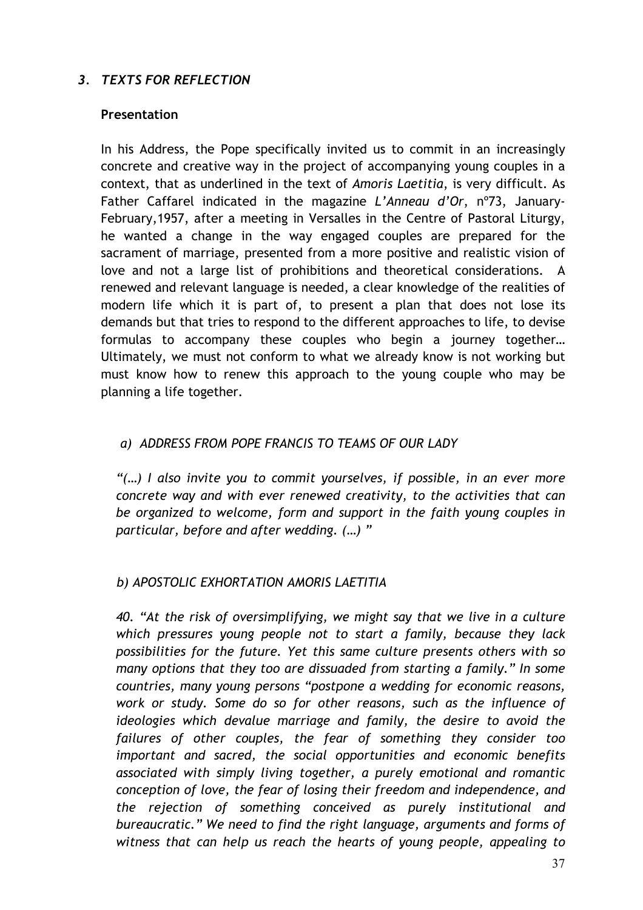## *3. TEXTS FOR REFLECTION*

**Presentation**

In his Address, the Pope specifically invited us to commit in an increasingly concrete and creative way in the project of accompanying young couples in a context, that as underlined in the text of *Amoris Laetitia*, is very difficult. As Father Caffarel indicated in the magazine *L'Anneau d'Or*, nº73, January-February,1957, after a meeting in Versalles in the Centre of Pastoral Liturgy, he wanted a change in the way engaged couples are prepared for the sacrament of marriage, presented from a more positive and realistic vision of love and not a large list of prohibitions and theoretical considerations. A renewed and relevant language is needed, a clear knowledge of the realities of modern life which it is part of, to present a plan that does not lose its demands but that tries to respond to the different approaches to life, to devise formulas to accompany these couples who begin a journey together… Ultimately, we must not conform to what we already know is not working but must know how to renew this approach to the young couple who may be planning a life together.

### *a) ADDRESS FROM POPE FRANCIS TO TEAMS OF OUR LADY*

*"(…) I also invite you to commit yourselves, if possible, in an ever more concrete way and with ever renewed creativity, to the activities that can be organized to welcome, form and support in the faith young couples in particular, before and after wedding. (…) "*

### *b) APOSTOLIC EXHORTATION AMORIS LAETITIA*

*40. "At the risk of oversimplifying, we might say that we live in a culture which pressures young people not to start a family, because they lack possibilities for the future. Yet this same culture presents others with so many options that they too are dissuaded from starting a family." In some countries, many young persons "postpone a wedding for economic reasons, work or study. Some do so for other reasons, such as the influence of ideologies which devalue marriage and family, the desire to avoid the failures of other couples, the fear of something they consider too important and sacred, the social opportunities and economic benefits associated with simply living together, a purely emotional and romantic conception of love, the fear of losing their freedom and independence, and the rejection of something conceived as purely institutional and bureaucratic." We need to find the right language, arguments and forms of witness that can help us reach the hearts of young people, appealing to*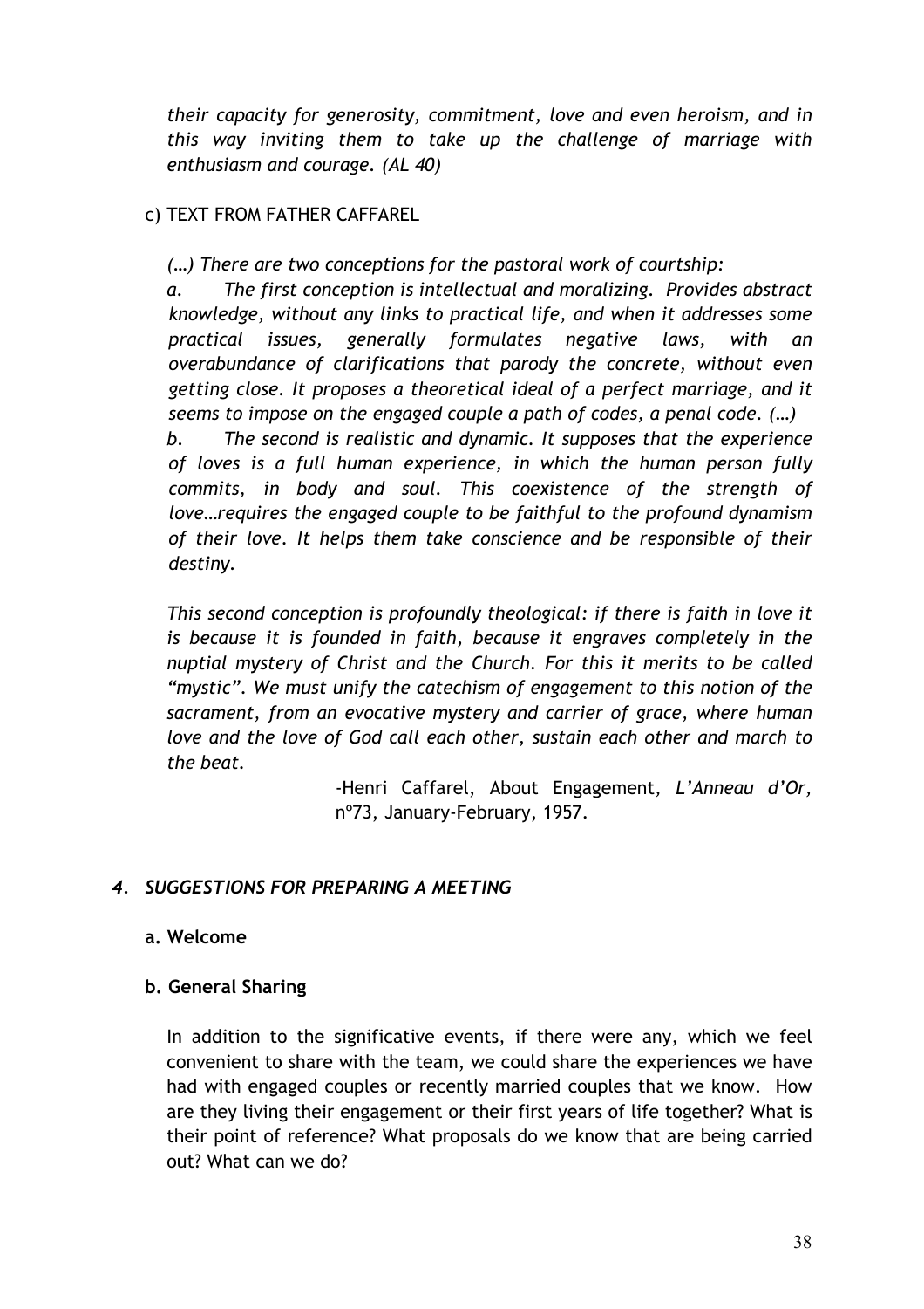*their capacity for generosity, commitment, love and even heroism, and in this way inviting them to take up the challenge of marriage with enthusiasm and courage. (AL 40)*

c) TEXT FROM FATHER CAFFAREL

*(…) There are two conceptions for the pastoral work of courtship:*

*a. The first conception is intellectual and moralizing. Provides abstract knowledge, without any links to practical life, and when it addresses some practical issues, generally formulates negative laws, with an overabundance of clarifications that parody the concrete, without even getting close. It proposes a theoretical ideal of a perfect marriage, and it seems to impose on the engaged couple a path of codes, a penal code. (…)*

*b. The second is realistic and dynamic. It supposes that the experience of loves is a full human experience, in which the human person fully commits, in body and soul. This coexistence of the strength of love…requires the engaged couple to be faithful to the profound dynamism of their love. It helps them take conscience and be responsible of their destiny.*

*This second conception is profoundly theological: if there is faith in love it is because it is founded in faith, because it engraves completely in the nuptial mystery of Christ and the Church. For this it merits to be called "mystic". We must unify the catechism of engagement to this notion of the sacrament, from an evocative mystery and carrier of grace, where human love and the love of God call each other, sustain each other and march to the beat.*

-Henri Caffarel, About Engagement, *L'Anneau d'Or*, nº73, January-February, 1957.

### *4. SUGGESTIONS FOR PREPARING A MEETING*

**a. Welcome**

**b. General Sharing**

In addition to the significative events, if there were any, which we feel convenient to share with the team, we could share the experiences we have had with engaged couples or recently married couples that we know. How are they living their engagement or their first years of life together? What is their point of reference? What proposals do we know that are being carried out? What can we do?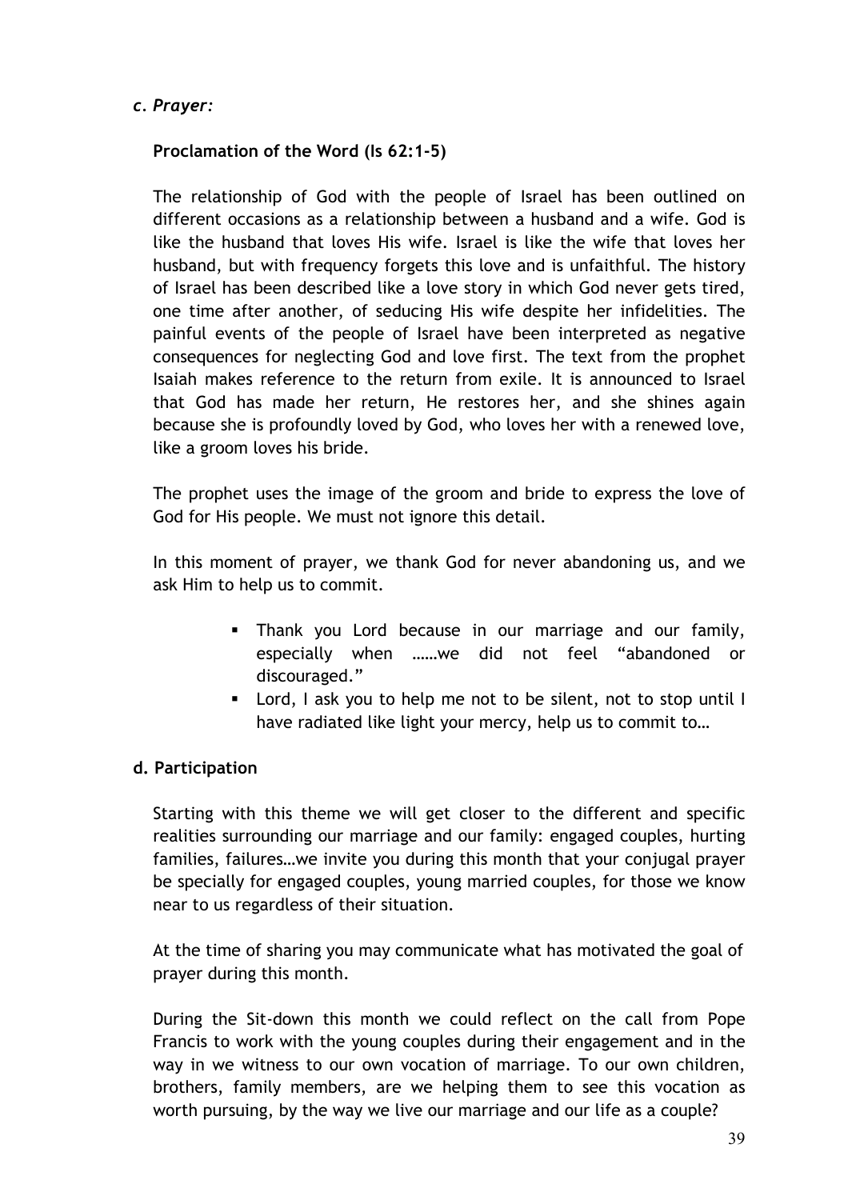*c. Prayer:*

**Proclamation of the Word (Is 62:1-5)**

The relationship of God with the people of Israel has been outlined on different occasions as a relationship between a husband and a wife. God is like the husband that loves His wife. Israel is like the wife that loves her husband, but with frequency forgets this love and is unfaithful. The history of Israel has been described like a love story in which God never gets tired, one time after another, of seducing His wife despite her infidelities. The painful events of the people of Israel have been interpreted as negative consequences for neglecting God and love first. The text from the prophet Isaiah makes reference to the return from exile. It is announced to Israel that God has made her return, He restores her, and she shines again because she is profoundly loved by God, who loves her with a renewed love, like a groom loves his bride.

The prophet uses the image of the groom and bride to express the love of God for His people. We must not ignore this detail.

In this moment of prayer, we thank God for never abandoning us, and we ask Him to help us to commit.

- Thank you Lord because in our marriage and our family, especially when ……we did not feel "abandoned or discouraged."
- Lord, I ask you to help me not to be silent, not to stop until I have radiated like light your mercy, help us to commit to…

**d. Participation**

Starting with this theme we will get closer to the different and specific realities surrounding our marriage and our family: engaged couples, hurting families, failures…we invite you during this month that your conjugal prayer be specially for engaged couples, young married couples, for those we know near to us regardless of their situation.

At the time of sharing you may communicate what has motivated the goal of prayer during this month.

During the Sit-down this month we could reflect on the call from Pope Francis to work with the young couples during their engagement and in the way in we witness to our own vocation of marriage. To our own children, brothers, family members, are we helping them to see this vocation as worth pursuing, by the way we live our marriage and our life as a couple?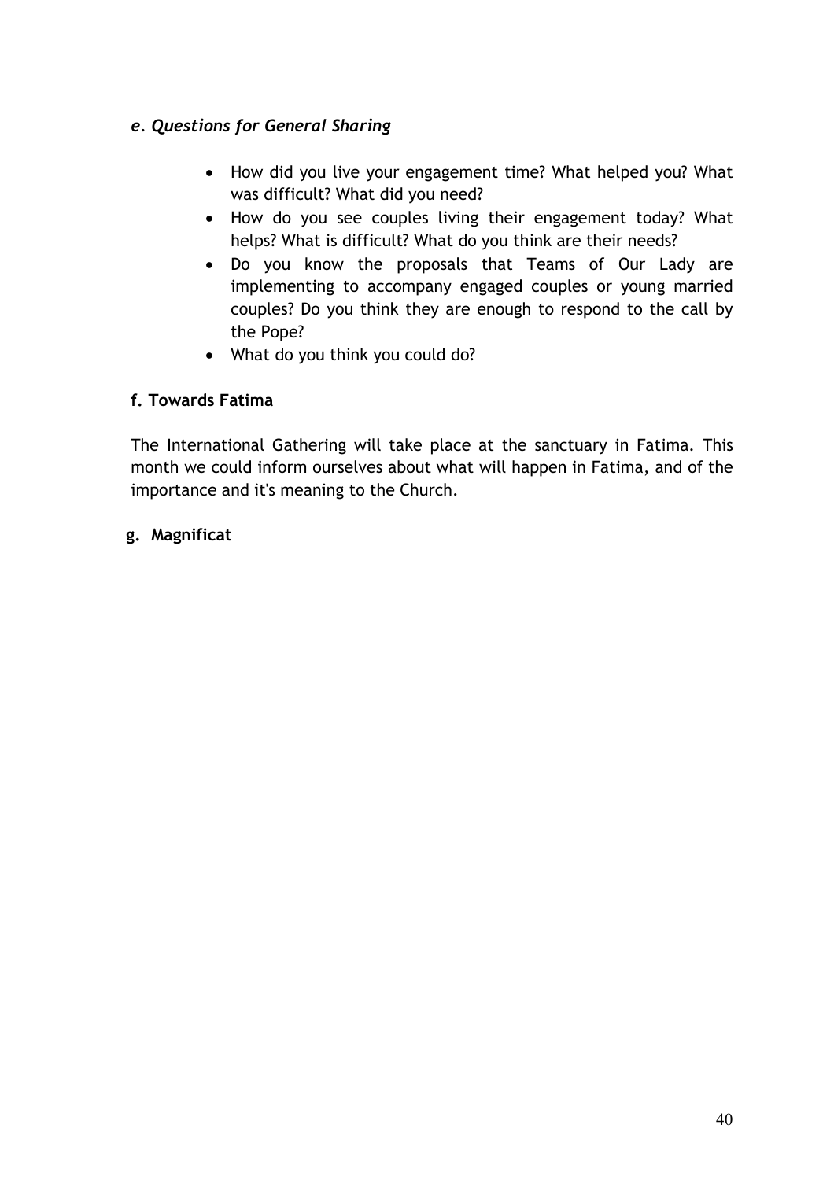### *e. Questions for General Sharing*

- How did you live your engagement time? What helped you? What was difficult? What did you need?
- How do you see couples living their engagement today? What helps? What is difficult? What do you think are their needs?
- Do you know the proposals that Teams of Our Lady are implementing to accompany engaged couples or young married couples? Do you think they are enough to respond to the call by the Pope?
- What do you think you could do?

### f. Towards Fatima

The International Gathering will take place at the sanctuary in Fatima. This month we could inform ourselves about what will happen in Fatima, and of the importance and it's meaning to the Church.

### g. Magnificat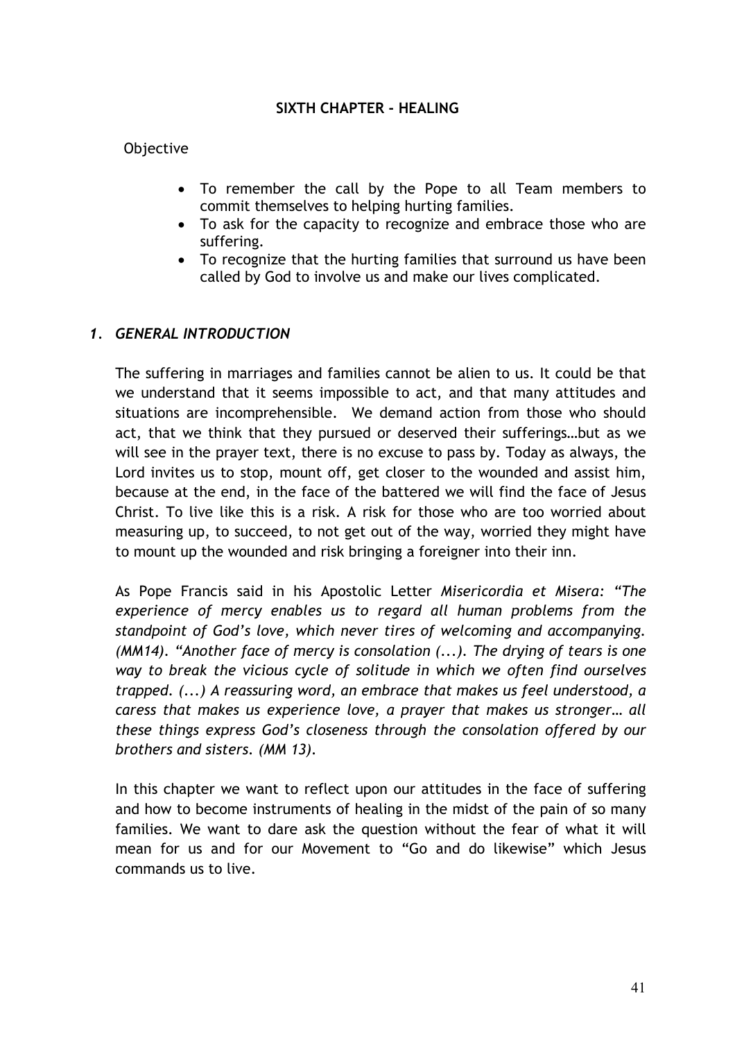## SIXTH CHAPTER - HEALING

Objective

- To remember the call by the Pope to all Team members to commit themselves to helping hurting families.
- To ask for the capacity to recognize and embrace those who are suffering.
- To recognize that the hurting families that surround us have been called by God to involve us and make our lives complicated.

### *1. GENERAL INTRODUCTION*

The suffering in marriages and families cannot be alien to us. It could be that we understand that it seems impossible to act, and that many attitudes and situations are incomprehensible. We demand action from those who should act, that we think that they pursued or deserved their sufferings…but as we will see in the prayer text, there is no excuse to pass by. Today as always, the Lord invites us to stop, mount off, get closer to the wounded and assist him, because at the end, in the face of the battered we will find the face of Jesus Christ. To live like this is a risk. A risk for those who are too worried about measuring up, to succeed, to not get out of the way, worried they might have to mount up the wounded and risk bringing a foreigner into their inn.

As Pope Francis said in his Apostolic Letter *Misericordia et Misera: "The experience of mercy enables us to regard all human problems from the standpoint of God's love, which never tires of welcoming and accompanying. (MM14). "Another face of mercy is consolation (...). The drying of tears is one way to break the vicious cycle of solitude in which we often find ourselves trapped. (...) A reassuring word, an embrace that makes us feel understood, a caress that makes us experience love, a prayer that makes us stronger… all these things express God's closeness through the consolation offered by our brothers and sisters. (MM 13).*

In this chapter we want to reflect upon our attitudes in the face of suffering and how to become instruments of healing in the midst of the pain of so many families. We want to dare ask the question without the fear of what it will mean for us and for our Movement to "Go and do likewise" which Jesus commands us to live.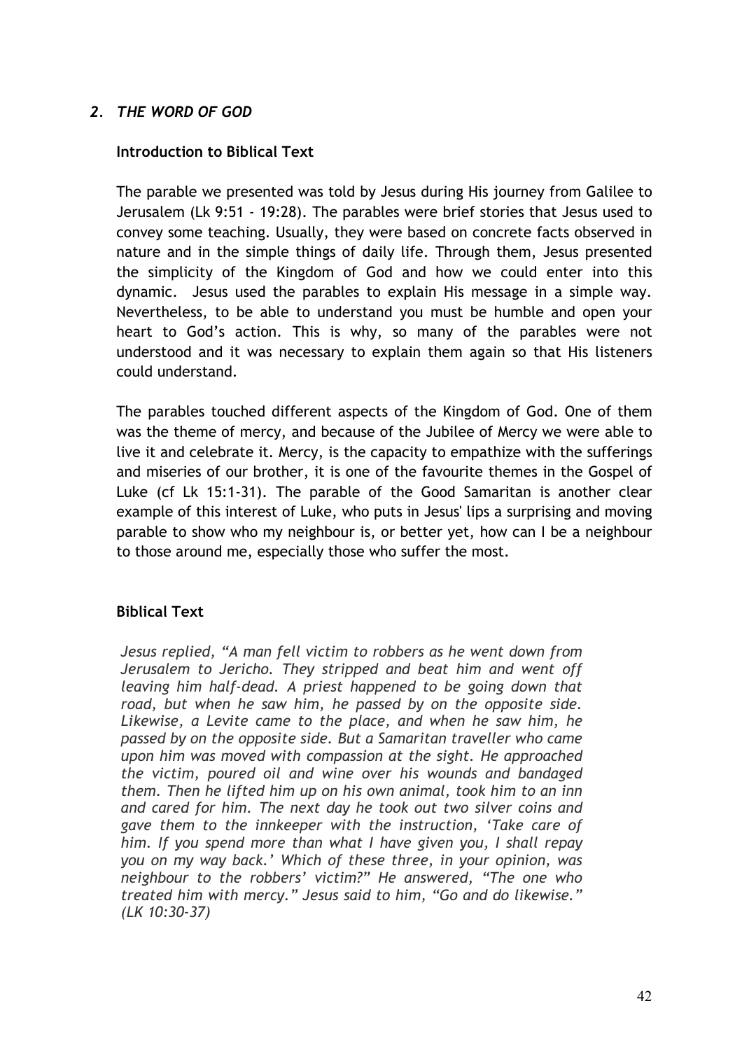## *2. THE WORD OF GOD*

### Introduction to Biblical Text

The parable we presented was told by Jesus during His journey from Galilee to Jerusalem (Lk 9:51 - 19:28). The parables were brief stories that Jesus used to convey some teaching. Usually, they were based on concrete facts observed in nature and in the simple things of daily life. Through them, Jesus presented the simplicity of the Kingdom of God and how we could enter into this dynamic. Jesus used the parables to explain His message in a simple way. Nevertheless, to be able to understand you must be humble and open your heart to God's action. This is why, so many of the parables were not understood and it was necessary to explain them again so that His listeners could understand.

The parables touched different aspects of the Kingdom of God. One of them was the theme of mercy, and because of the Jubilee of Mercy we were able to live it and celebrate it. Mercy, is the capacity to empathize with the sufferings and miseries of our brother, it is one of the favourite themes in the Gospel of Luke (cf Lk 15:1-31). The parable of the Good Samaritan is another clear example of this interest of Luke, who puts in Jesus' lips a surprising and moving parable to show who my neighbour is, or better yet, how can I be a neighbour to those around me, especially those who suffer the most.

### Biblical Text

*Jesus replied, "A man fell victim to robbers as he went down from Jerusalem to Jericho. They stripped and beat him and went off leaving him half-dead. A priest happened to be going down that road, but when he saw him, he passed by on the opposite side. Likewise, a Levite came to the place, and when he saw him, he passed by on the opposite side. But a Samaritan traveller who came upon him was moved with compassion at the sight. He approached the victim, poured oil and wine over his wounds and bandaged them. Then he lifted him up on his own animal, took him to an inn and cared for him. The next day he took out two silver coins and gave them to the innkeeper with the instruction, 'Take care of him. If you spend more than what I have given you, I shall repay you on my way back.' Which of these three, in your opinion, was neighbour to the robbers' victim?" He answered, "The one who treated him with mercy." Jesus said to him, "Go and do likewise." (LK 10:30-37)*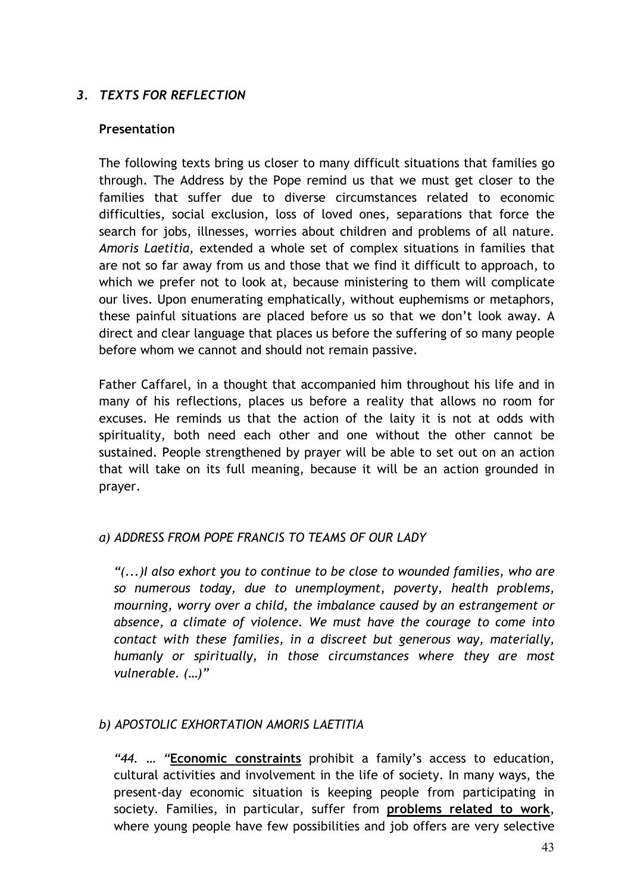## *3. TEXTS FOR REFLECTION*

**Presentation**

The following texts bring us closer to many difficult situations that families go through. The Address by the Pope remind us that we must get closer to the families that suffer due to diverse circumstances related to economic difficulties, social exclusion, loss of loved ones, separations that force the search for jobs, illnesses, worries about children and problems of all nature. *Amoris Laetitia,* extended a whole set of complex situations in families that are not so far away from us and those that we find it difficult to approach, to which we prefer not to look at, because ministering to them will complicate our lives. Upon enumerating emphatically, without euphemisms or metaphors, these painful situations are placed before us so that we don't look away. A direct and clear language that places us before the suffering of so many people before whom we cannot and should not remain passive.

Father Caffarel, in a thought that accompanied him throughout his life and in many of his reflections, places us before a reality that allows no room for excuses. He reminds us that the action of the laity it is not at odds with spirituality, both need each other and one without the other cannot be sustained. People strengthened by prayer will be able to set out on an action that will take on its full meaning, because it will be an action grounded in prayer.

### *a) ADDRESS FROM POPE FRANCIS TO TEAMS OF OUR LADY*

> *"(...)I also exhort you to continue to be close to wounded families, who are so numerous today, due to unemployment, poverty, health problems, mourning, worry over a child, the imbalance caused by an estrangement or absence, a climate of violence. We must have the courage to come into contact with these families, in a discreet but generous way, materially, humanly or spiritually, in those circumstances where they are most vulnerable. (…)"*

### *b) APOSTOLIC EXHORTATION AMORIS LAETITIA*

> *"44. … "***<u>Economic constraints</u>** prohibit a family's access to education, cultural activities and involvement in the life of society. In many ways, the present-day economic situation is keeping people from participating in society. Families, in particular, suffer from **<u>problems related to work</u>**, where young people have few possibilities and job offers are very selective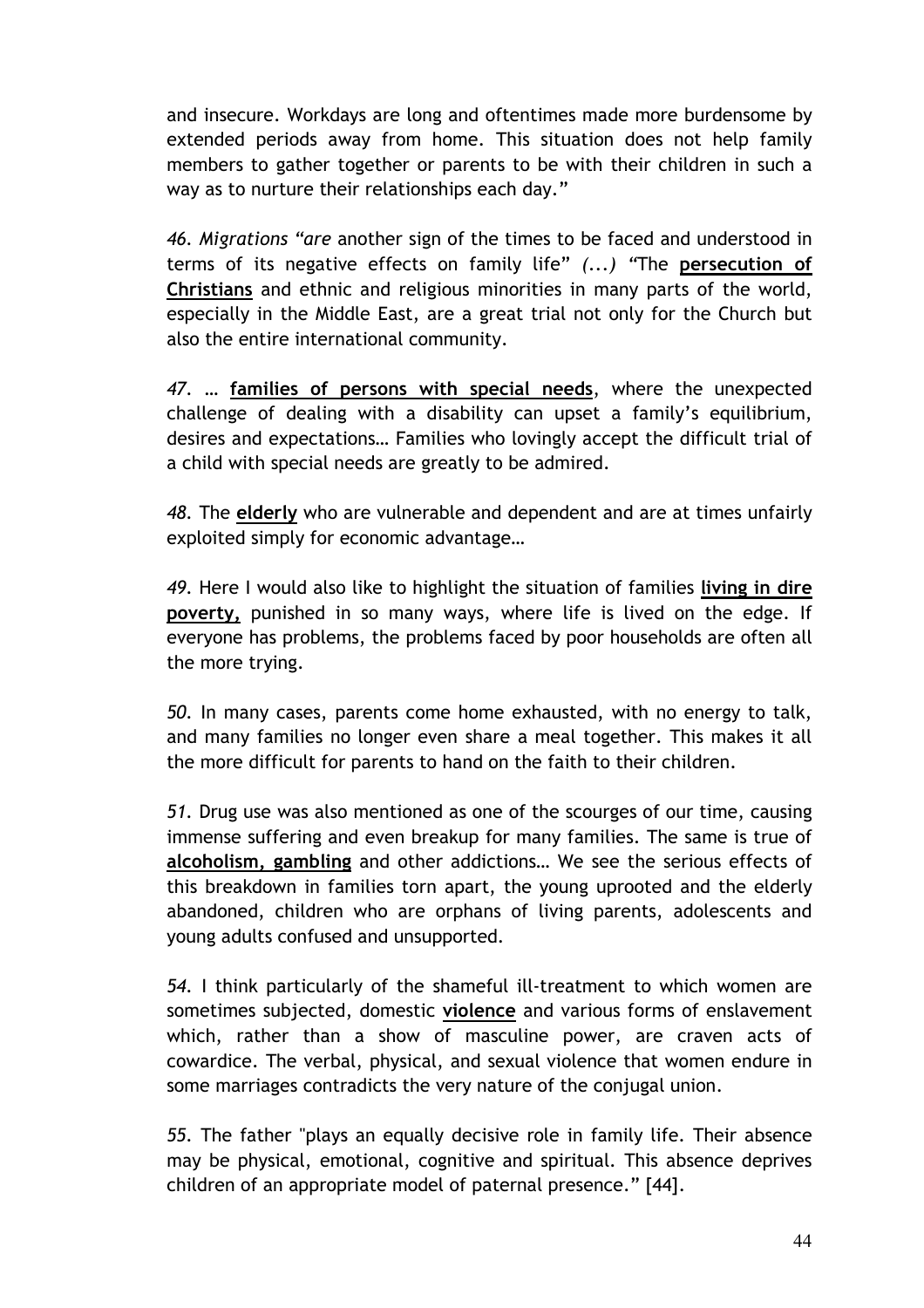and insecure. Workdays are long and oftentimes made more burdensome by extended periods away from home. This situation does not help family members to gather together or parents to be with their children in such a way as to nurture their relationships each day."

*46. Migrations "are* another sign of the times to be faced and understood in terms of its negative effects on family life" *(...)* "The **persecution of Christians** and ethnic and religious minorities in many parts of the world, especially in the Middle East, are a great trial not only for the Church but also the entire international community.

*47.* … **families of persons with special needs**, where the unexpected challenge of dealing with a disability can upset a family's equilibrium, desires and expectations… Families who lovingly accept the difficult trial of a child with special needs are greatly to be admired.

*48.* The **elderly** who are vulnerable and dependent and are at times unfairly exploited simply for economic advantage…

*49.* Here I would also like to highlight the situation of families **living in dire poverty,** punished in so many ways, where life is lived on the edge. If everyone has problems, the problems faced by poor households are often all the more trying.

*50.* In many cases, parents come home exhausted, with no energy to talk, and many families no longer even share a meal together. This makes it all the more difficult for parents to hand on the faith to their children.

*51.* Drug use was also mentioned as one of the scourges of our time, causing immense suffering and even breakup for many families. The same is true of **alcoholism, gambling** and other addictions… We see the serious effects of this breakdown in families torn apart, the young uprooted and the elderly abandoned, children who are orphans of living parents, adolescents and young adults confused and unsupported.

*54.* I think particularly of the shameful ill-treatment to which women are sometimes subjected, domestic **violence** and various forms of enslavement which, rather than a show of masculine power, are craven acts of cowardice. The verbal, physical, and sexual violence that women endure in some marriages contradicts the very nature of the conjugal union.

*55.* The father "plays an equally decisive role in family life. Their absence may be physical, emotional, cognitive and spiritual. This absence deprives children of an appropriate model of paternal presence." [44].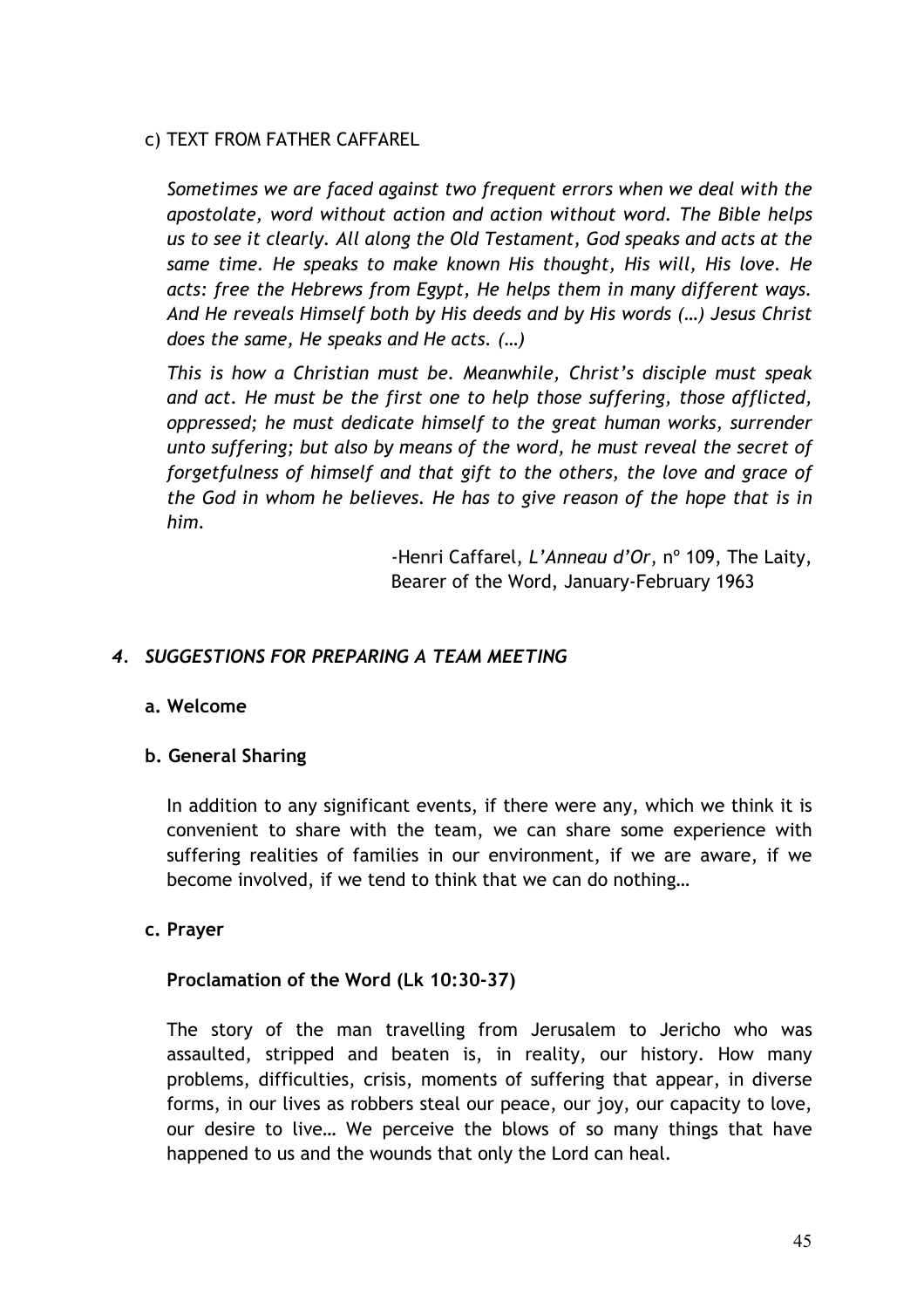c) TEXT FROM FATHER CAFFAREL

*Sometimes we are faced against two frequent errors when we deal with the apostolate, word without action and action without word. The Bible helps us to see it clearly. All along the Old Testament, God speaks and acts at the same time. He speaks to make known His thought, His will, His love. He acts: free the Hebrews from Egypt, He helps them in many different ways. And He reveals Himself both by His deeds and by His words (…) Jesus Christ does the same, He speaks and He acts. (…)*

*This is how a Christian must be. Meanwhile, Christ's disciple must speak and act. He must be the first one to help those suffering, those afflicted, oppressed; he must dedicate himself to the great human works, surrender unto suffering; but also by means of the word, he must reveal the secret of forgetfulness of himself and that gift to the others, the love and grace of the God in whom he believes. He has to give reason of the hope that is in him.*

-Henri Caffarel, *L'Anneau d'Or*, nº 109, The Laity, Bearer of the Word, January-February 1963

## *4. SUGGESTIONS FOR PREPARING A TEAM MEETING*

**a. Welcome**

**b. General Sharing**

In addition to any significant events, if there were any, which we think it is convenient to share with the team, we can share some experience with suffering realities of families in our environment, if we are aware, if we become involved, if we tend to think that we can do nothing…

**c. Prayer**

**Proclamation of the Word (Lk 10:30-37)**

The story of the man travelling from Jerusalem to Jericho who was assaulted, stripped and beaten is, in reality, our history. How many problems, difficulties, crisis, moments of suffering that appear, in diverse forms, in our lives as robbers steal our peace, our joy, our capacity to love, our desire to live… We perceive the blows of so many things that have happened to us and the wounds that only the Lord can heal.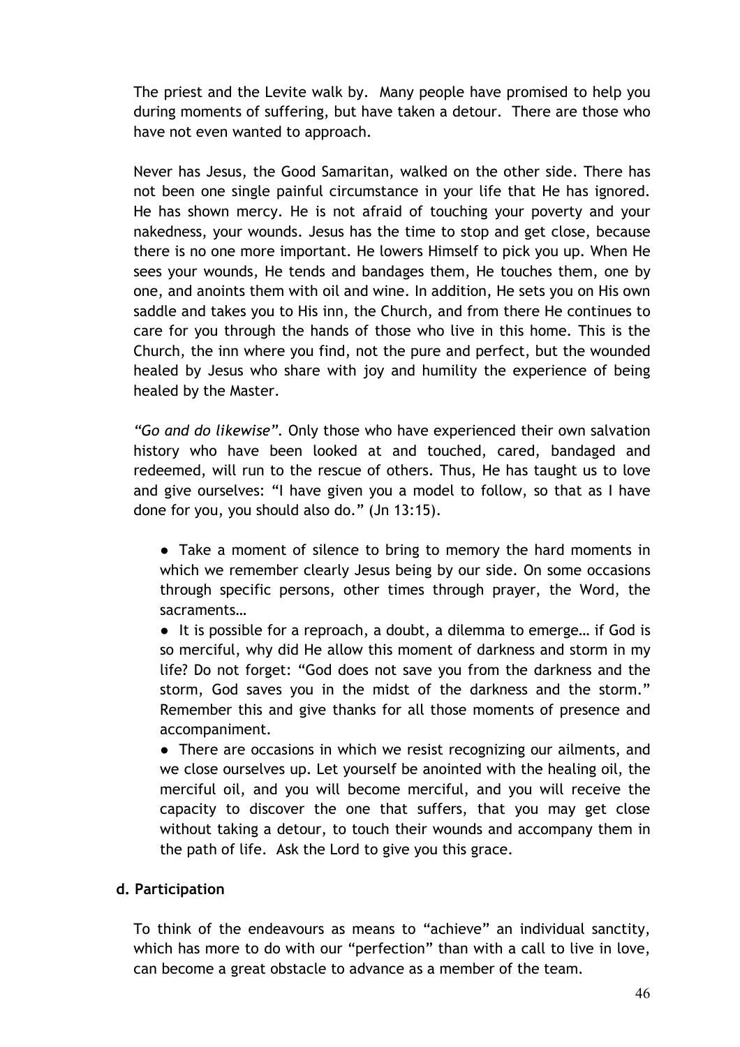The priest and the Levite walk by. Many people have promised to help you during moments of suffering, but have taken a detour. There are those who have not even wanted to approach.

Never has Jesus, the Good Samaritan, walked on the other side. There has not been one single painful circumstance in your life that He has ignored. He has shown mercy. He is not afraid of touching your poverty and your nakedness, your wounds. Jesus has the time to stop and get close, because there is no one more important. He lowers Himself to pick you up. When He sees your wounds, He tends and bandages them, He touches them, one by one, and anoints them with oil and wine. In addition, He sets you on His own saddle and takes you to His inn, the Church, and from there He continues to care for you through the hands of those who live in this home. This is the Church, the inn where you find, not the pure and perfect, but the wounded healed by Jesus who share with joy and humility the experience of being healed by the Master.

*"Go and do likewise"*. Only those who have experienced their own salvation history who have been looked at and touched, cared, bandaged and redeemed, will run to the rescue of others. Thus, He has taught us to love and give ourselves: "I have given you a model to follow, so that as I have done for you, you should also do." (Jn 13:15).

- Take a moment of silence to bring to memory the hard moments in which we remember clearly Jesus being by our side. On some occasions through specific persons, other times through prayer, the Word, the sacraments…
- It is possible for a reproach, a doubt, a dilemma to emerge… if God is so merciful, why did He allow this moment of darkness and storm in my life? Do not forget: "God does not save you from the darkness and the storm, God saves you in the midst of the darkness and the storm." Remember this and give thanks for all those moments of presence and accompaniment.
- There are occasions in which we resist recognizing our ailments, and we close ourselves up. Let yourself be anointed with the healing oil, the merciful oil, and you will become merciful, and you will receive the capacity to discover the one that suffers, that you may get close without taking a detour, to touch their wounds and accompany them in the path of life. Ask the Lord to give you this grace.

**d. Participation**

To think of the endeavours as means to "achieve" an individual sanctity, which has more to do with our "perfection" than with a call to live in love, can become a great obstacle to advance as a member of the team.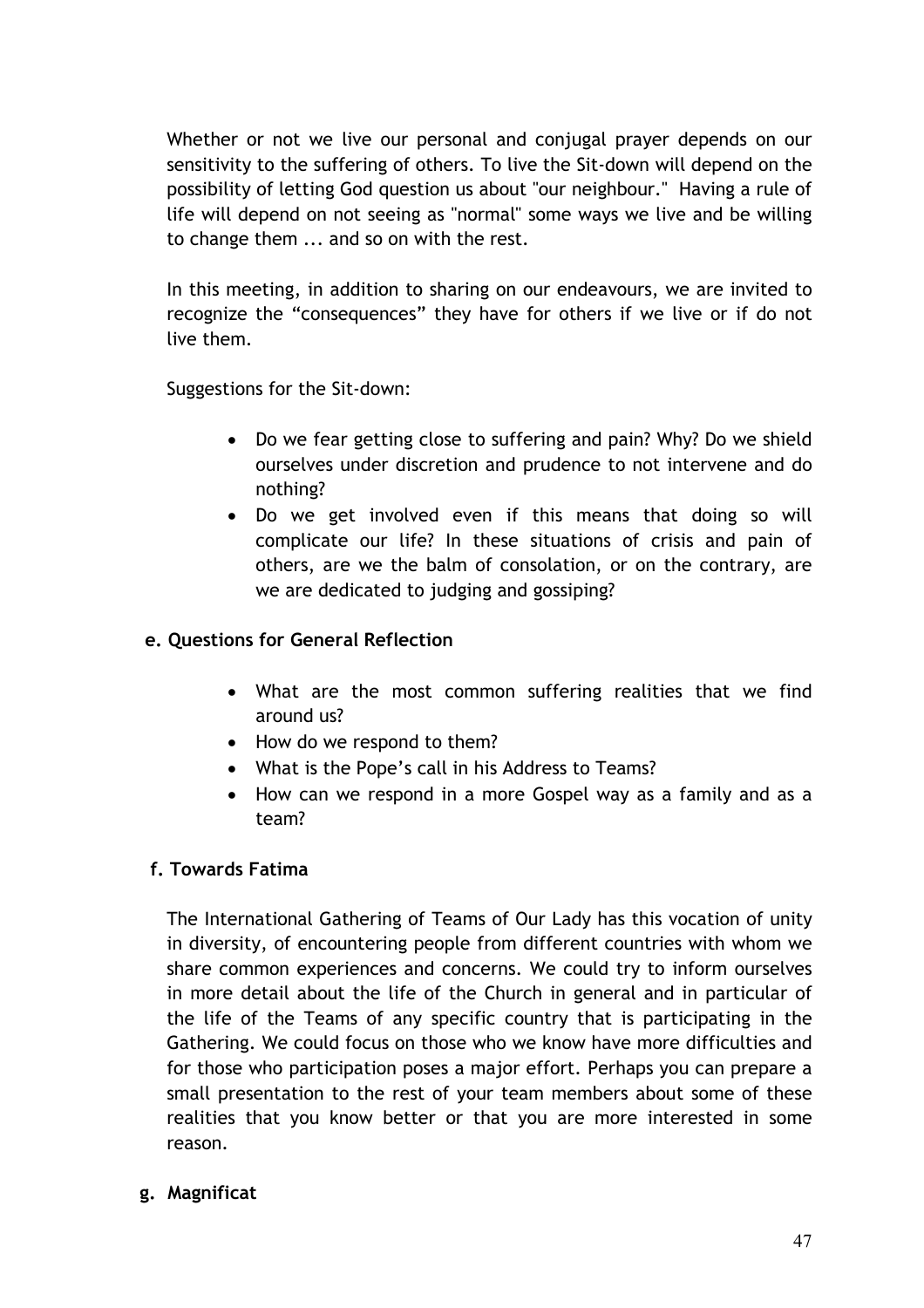Whether or not we live our personal and conjugal prayer depends on our sensitivity to the suffering of others. To live the Sit-down will depend on the possibility of letting God question us about "our neighbour." Having a rule of life will depend on not seeing as "normal" some ways we live and be willing to change them ... and so on with the rest.

In this meeting, in addition to sharing on our endeavours, we are invited to recognize the "consequences" they have for others if we live or if do not live them.

Suggestions for the Sit-down:

- Do we fear getting close to suffering and pain? Why? Do we shield ourselves under discretion and prudence to not intervene and do nothing?
- Do we get involved even if this means that doing so will complicate our life? In these situations of crisis and pain of others, are we the balm of consolation, or on the contrary, are we are dedicated to judging and gossiping?

### e. Questions for General Reflection

- What are the most common suffering realities that we find around us?
- How do we respond to them?
- What is the Pope's call in his Address to Teams?
- How can we respond in a more Gospel way as a family and as a team?

### f. Towards Fatima

The International Gathering of Teams of Our Lady has this vocation of unity in diversity, of encountering people from different countries with whom we share common experiences and concerns. We could try to inform ourselves in more detail about the life of the Church in general and in particular of the life of the Teams of any specific country that is participating in the Gathering. We could focus on those who we know have more difficulties and for those who participation poses a major effort. Perhaps you can prepare a small presentation to the rest of your team members about some of these realities that you know better or that you are more interested in some reason.

### g. Magnificat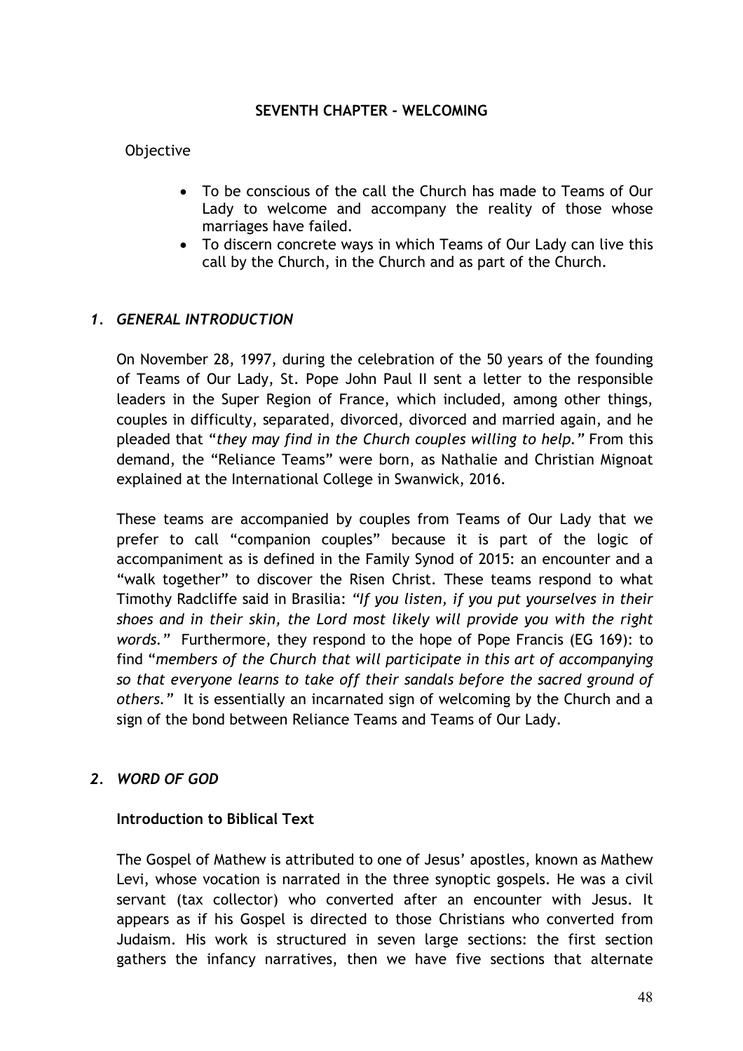**SEVENTH CHAPTER - WELCOMING**

Objective

- To be conscious of the call the Church has made to Teams of Our Lady to welcome and accompany the reality of those whose marriages have failed.
- To discern concrete ways in which Teams of Our Lady can live this call by the Church, in the Church and as part of the Church.

## *1. GENERAL INTRODUCTION*

On November 28, 1997, during the celebration of the 50 years of the founding of Teams of Our Lady, St. Pope John Paul II sent a letter to the responsible leaders in the Super Region of France, which included, among other things, couples in difficulty, separated, divorced, divorced and married again, and he pleaded that "*they may find in the Church couples willing to help.*" From this demand, the "Reliance Teams" were born, as Nathalie and Christian Mignoat explained at the International College in Swanwick, 2016.

These teams are accompanied by couples from Teams of Our Lady that we prefer to call "companion couples" because it is part of the logic of accompaniment as is defined in the Family Synod of 2015: an encounter and a "walk together" to discover the Risen Christ. These teams respond to what Timothy Radcliffe said in Brasilia: *"If you listen, if you put yourselves in their shoes and in their skin, the Lord most likely will provide you with the right words."* Furthermore, they respond to the hope of Pope Francis (EG 169): to find "*members of the Church that will participate in this art of accompanying so that everyone learns to take off their sandals before the sacred ground of others.*" It is essentially an incarnated sign of welcoming by the Church and a sign of the bond between Reliance Teams and Teams of Our Lady.

## *2. WORD OF GOD*

### Introduction to Biblical Text

The Gospel of Mathew is attributed to one of Jesus' apostles, known as Mathew Levi, whose vocation is narrated in the three synoptic gospels. He was a civil servant (tax collector) who converted after an encounter with Jesus. It appears as if his Gospel is directed to those Christians who converted from Judaism. His work is structured in seven large sections: the first section gathers the infancy narratives, then we have five sections that alternate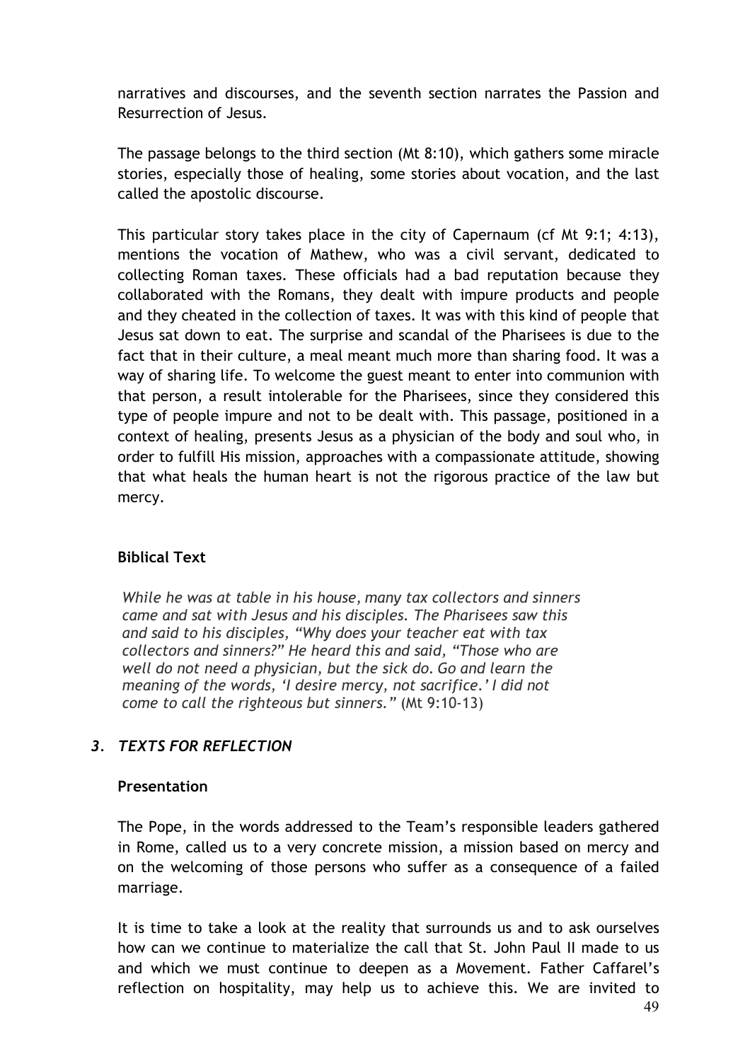narratives and discourses, and the seventh section narrates the Passion and Resurrection of Jesus.

The passage belongs to the third section (Mt 8:10), which gathers some miracle stories, especially those of healing, some stories about vocation, and the last called the apostolic discourse.

This particular story takes place in the city of Capernaum (cf Mt 9:1; 4:13), mentions the vocation of Mathew, who was a civil servant, dedicated to collecting Roman taxes. These officials had a bad reputation because they collaborated with the Romans, they dealt with impure products and people and they cheated in the collection of taxes. It was with this kind of people that Jesus sat down to eat. The surprise and scandal of the Pharisees is due to the fact that in their culture, a meal meant much more than sharing food. It was a way of sharing life. To welcome the guest meant to enter into communion with that person, a result intolerable for the Pharisees, since they considered this type of people impure and not to be dealt with. This passage, positioned in a context of healing, presents Jesus as a physician of the body and soul who, in order to fulfill His mission, approaches with a compassionate attitude, showing that what heals the human heart is not the rigorous practice of the law but mercy.

**Biblical Text**

> *While he was at table in his house, many tax collectors and sinners came and sat with Jesus and his disciples. The Pharisees saw this and said to his disciples, "Why does your teacher eat with tax collectors and sinners?" He heard this and said, "Those who are well do not need a physician, but the sick do. Go and learn the meaning of the words, 'I desire mercy, not sacrifice.' I did not come to call the righteous but sinners."* (Mt 9:10-13)

### *3. TEXTS FOR REFLECTION*

**Presentation**

The Pope, in the words addressed to the Team's responsible leaders gathered in Rome, called us to a very concrete mission, a mission based on mercy and on the welcoming of those persons who suffer as a consequence of a failed marriage.

It is time to take a look at the reality that surrounds us and to ask ourselves how can we continue to materialize the call that St. John Paul II made to us and which we must continue to deepen as a Movement. Father Caffarel's reflection on hospitality, may help us to achieve this. We are invited to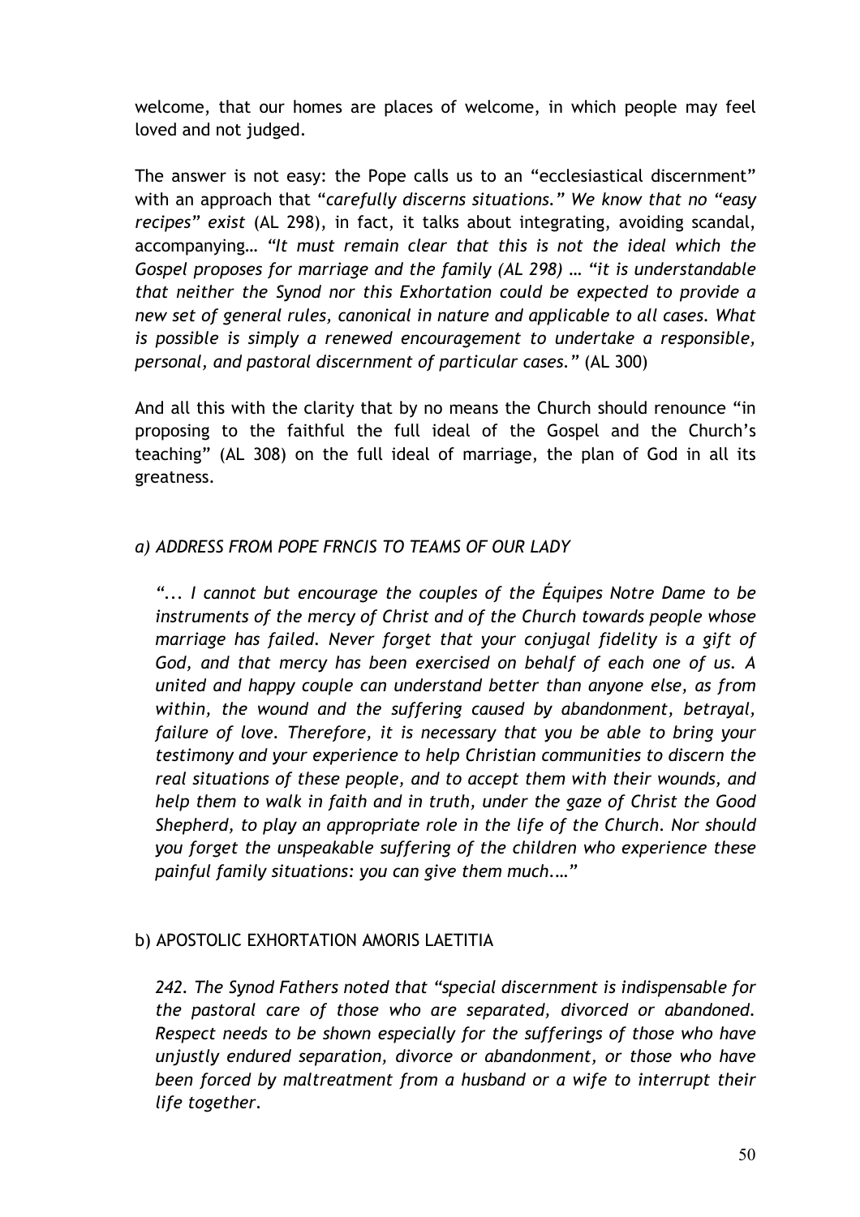welcome, that our homes are places of welcome, in which people may feel loved and not judged.

The answer is not easy: the Pope calls us to an "ecclesiastical discernment" with an approach that "*carefully discerns situations." We know that no "easy recipes" exist* (AL 298), in fact, it talks about integrating, avoiding scandal, accompanying… *"It must remain clear that this is not the ideal which the Gospel proposes for marriage and the family (AL 298) … "it is understandable that neither the Synod nor this Exhortation could be expected to provide a new set of general rules, canonical in nature and applicable to all cases. What is possible is simply a renewed encouragement to undertake a responsible, personal, and pastoral discernment of particular cases."* (AL 300)

And all this with the clarity that by no means the Church should renounce "in proposing to the faithful the full ideal of the Gospel and the Church's teaching" (AL 308) on the full ideal of marriage, the plan of God in all its greatness.

*a) ADDRESS FROM POPE FRNCIS TO TEAMS OF OUR LADY*

> *"... I cannot but encourage the couples of the Équipes Notre Dame to be instruments of the mercy of Christ and of the Church towards people whose marriage has failed. Never forget that your conjugal fidelity is a gift of God, and that mercy has been exercised on behalf of each one of us. A united and happy couple can understand better than anyone else, as from within, the wound and the suffering caused by abandonment, betrayal, failure of love. Therefore, it is necessary that you be able to bring your testimony and your experience to help Christian communities to discern the real situations of these people, and to accept them with their wounds, and help them to walk in faith and in truth, under the gaze of Christ the Good Shepherd, to play an appropriate role in the life of the Church. Nor should you forget the unspeakable suffering of the children who experience these painful family situations: you can give them much.…"*

b) APOSTOLIC EXHORTATION AMORIS LAETITIA

> *242. The Synod Fathers noted that "special discernment is indispensable for the pastoral care of those who are separated, divorced or abandoned. Respect needs to be shown especially for the sufferings of those who have unjustly endured separation, divorce or abandonment, or those who have been forced by maltreatment from a husband or a wife to interrupt their life together.*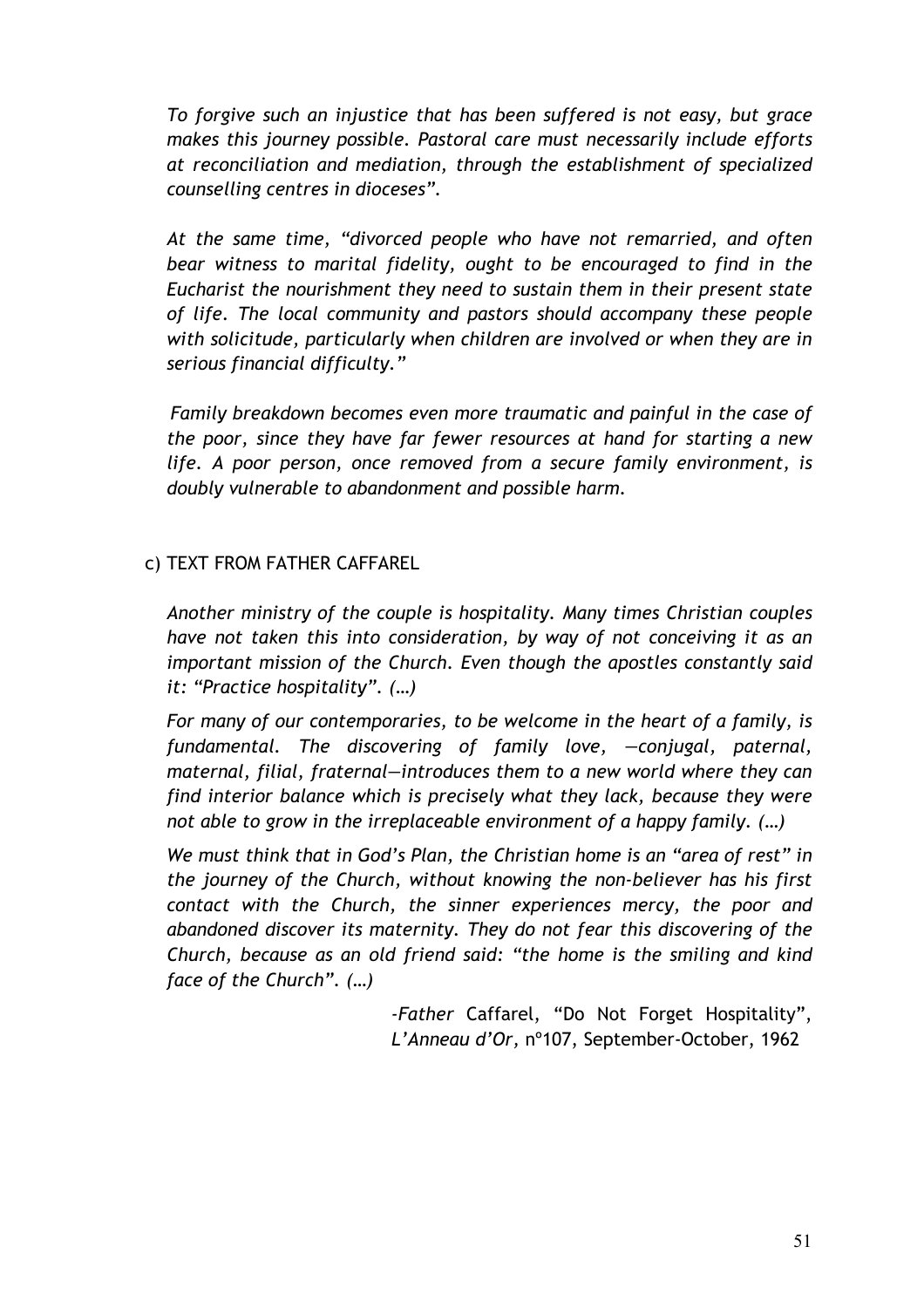*To forgive such an injustice that has been suffered is not easy, but grace makes this journey possible. Pastoral care must necessarily include efforts at reconciliation and mediation, through the establishment of specialized counselling centres in dioceses".*

*At the same time, "divorced people who have not remarried, and often bear witness to marital fidelity, ought to be encouraged to find in the Eucharist the nourishment they need to sustain them in their present state of life. The local community and pastors should accompany these people with solicitude, particularly when children are involved or when they are in serious financial difficulty."*

*Family breakdown becomes even more traumatic and painful in the case of the poor, since they have far fewer resources at hand for starting a new life. A poor person, once removed from a secure family environment, is doubly vulnerable to abandonment and possible harm.*

c) TEXT FROM FATHER CAFFAREL

*Another ministry of the couple is hospitality. Many times Christian couples have not taken this into consideration, by way of not conceiving it as an important mission of the Church. Even though the apostles constantly said it: "Practice hospitality". (…)*

*For many of our contemporaries, to be welcome in the heart of a family, is fundamental. The discovering of family love, —conjugal, paternal, maternal, filial, fraternal—introduces them to a new world where they can find interior balance which is precisely what they lack, because they were not able to grow in the irreplaceable environment of a happy family. (…)*

*We must think that in God's Plan, the Christian home is an "area of rest" in the journey of the Church, without knowing the non-believer has his first contact with the Church, the sinner experiences mercy, the poor and abandoned discover its maternity. They do not fear this discovering of the Church, because as an old friend said: "the home is the smiling and kind face of the Church". (…)*

-*Father* Caffarel, "Do Not Forget Hospitality", *L'Anneau d'Or*, nº107, September-October, 1962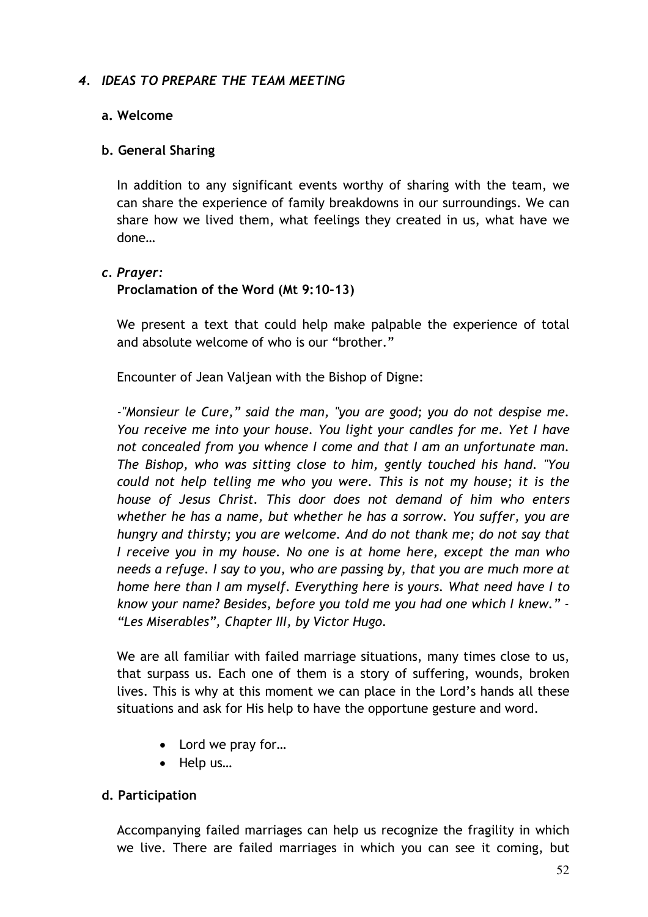## *4. IDEAS TO PREPARE THE TEAM MEETING*

### a. Welcome

### b. General Sharing

In addition to any significant events worthy of sharing with the team, we can share the experience of family breakdowns in our surroundings. We can share how we lived them, what feelings they created in us, what have we done…

### *c. Prayer:*

**Proclamation of the Word (Mt 9:10-13)**

We present a text that could help make palpable the experience of total and absolute welcome of who is our "brother."

Encounter of Jean Valjean with the Bishop of Digne:

*-"Monsieur le Cure," said the man, "you are good; you do not despise me. You receive me into your house. You light your candles for me. Yet I have not concealed from you whence I come and that I am an unfortunate man. The Bishop, who was sitting close to him, gently touched his hand. "You could not help telling me who you were. This is not my house; it is the house of Jesus Christ. This door does not demand of him who enters whether he has a name, but whether he has a sorrow. You suffer, you are hungry and thirsty; you are welcome. And do not thank me; do not say that I receive you in my house. No one is at home here, except the man who needs a refuge. I say to you, who are passing by, that you are much more at home here than I am myself. Everything here is yours. What need have I to know your name? Besides, before you told me you had one which I knew." - "Les Miserables", Chapter III, by Victor Hugo.*

We are all familiar with failed marriage situations, many times close to us, that surpass us. Each one of them is a story of suffering, wounds, broken lives. This is why at this moment we can place in the Lord's hands all these situations and ask for His help to have the opportune gesture and word.

- Lord we pray for…
- Help us…

### d. Participation

Accompanying failed marriages can help us recognize the fragility in which we live. There are failed marriages in which you can see it coming, but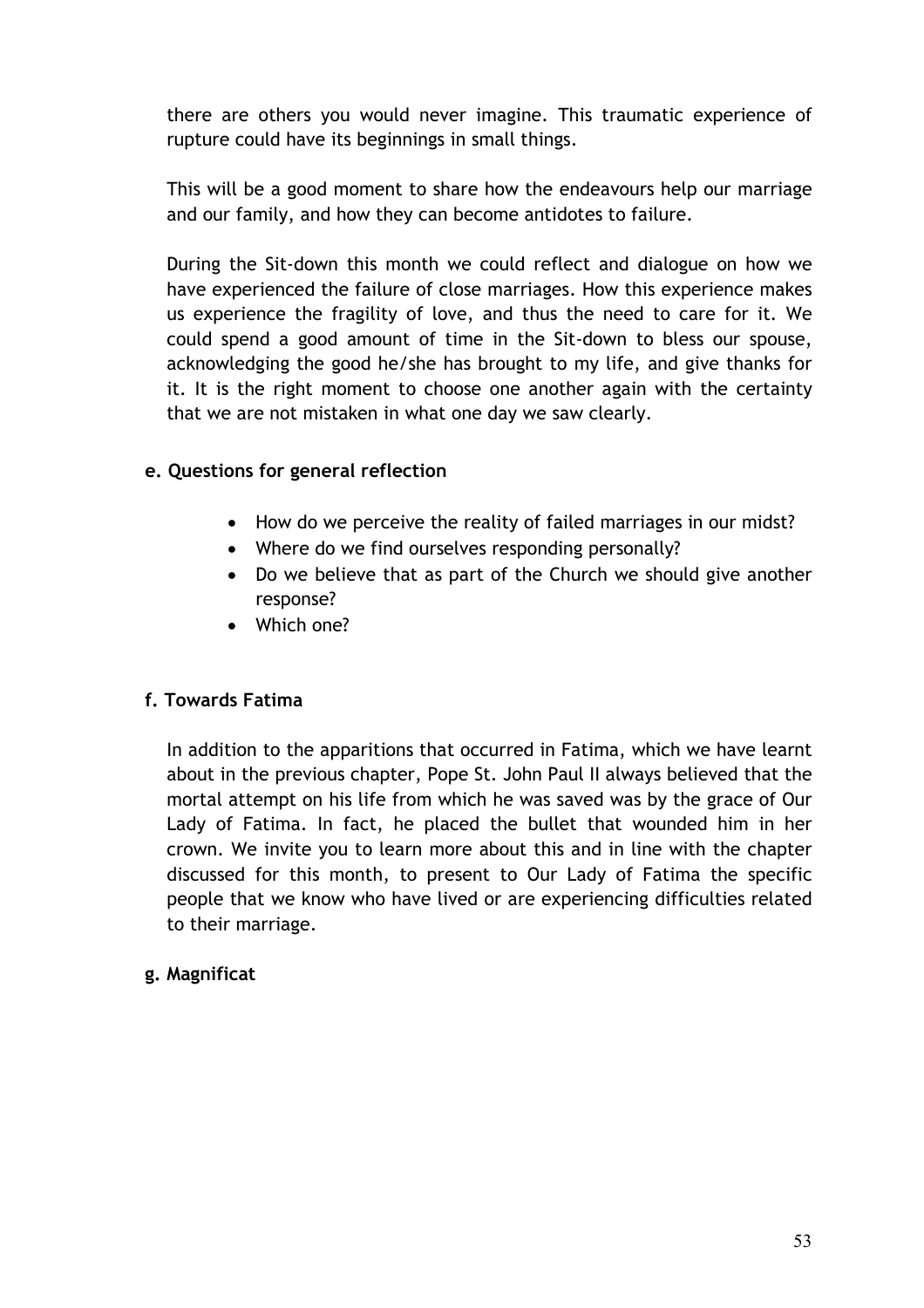there are others you would never imagine. This traumatic experience of rupture could have its beginnings in small things.

This will be a good moment to share how the endeavours help our marriage and our family, and how they can become antidotes to failure.

During the Sit-down this month we could reflect and dialogue on how we have experienced the failure of close marriages. How this experience makes us experience the fragility of love, and thus the need to care for it. We could spend a good amount of time in the Sit-down to bless our spouse, acknowledging the good he/she has brought to my life, and give thanks for it. It is the right moment to choose one another again with the certainty that we are not mistaken in what one day we saw clearly.

**e. Questions for general reflection**

- How do we perceive the reality of failed marriages in our midst?
- Where do we find ourselves responding personally?
- Do we believe that as part of the Church we should give another response?
- Which one?

**f. Towards Fatima**

In addition to the apparitions that occurred in Fatima, which we have learnt about in the previous chapter, Pope St. John Paul II always believed that the mortal attempt on his life from which he was saved was by the grace of Our Lady of Fatima. In fact, he placed the bullet that wounded him in her crown. We invite you to learn more about this and in line with the chapter discussed for this month, to present to Our Lady of Fatima the specific people that we know who have lived or are experiencing difficulties related to their marriage.

**g. Magnificat**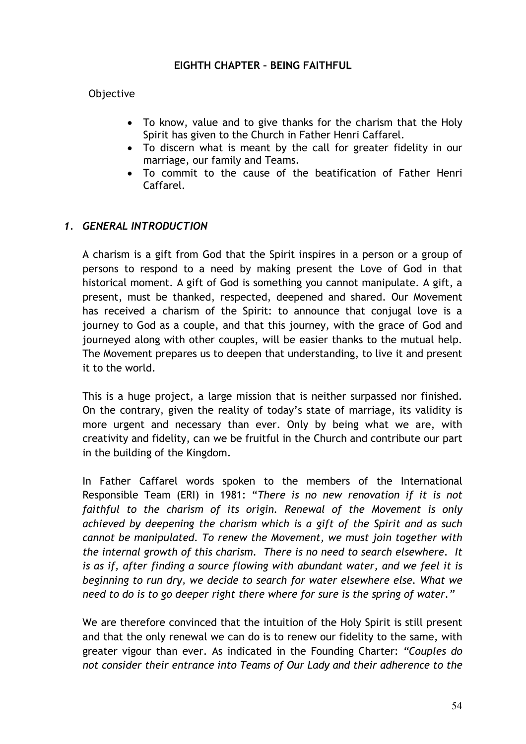## EIGHTH CHAPTER – BEING FAITHFUL

Objective

- To know, value and to give thanks for the charism that the Holy Spirit has given to the Church in Father Henri Caffarel.
- To discern what is meant by the call for greater fidelity in our marriage, our family and Teams.
- To commit to the cause of the beatification of Father Henri Caffarel.

### *1. GENERAL INTRODUCTION*

A charism is a gift from God that the Spirit inspires in a person or a group of persons to respond to a need by making present the Love of God in that historical moment. A gift of God is something you cannot manipulate. A gift, a present, must be thanked, respected, deepened and shared. Our Movement has received a charism of the Spirit: to announce that conjugal love is a journey to God as a couple, and that this journey, with the grace of God and journeyed along with other couples, will be easier thanks to the mutual help. The Movement prepares us to deepen that understanding, to live it and present it to the world.

This is a huge project, a large mission that is neither surpassed nor finished. On the contrary, given the reality of today's state of marriage, its validity is more urgent and necessary than ever. Only by being what we are, with creativity and fidelity, can we be fruitful in the Church and contribute our part in the building of the Kingdom.

In Father Caffarel words spoken to the members of the International Responsible Team (ERI) in 1981: "*There is no new renovation if it is not faithful to the charism of its origin. Renewal of the Movement is only achieved by deepening the charism which is a gift of the Spirit and as such cannot be manipulated. To renew the Movement, we must join together with the internal growth of this charism. There is no need to search elsewhere. It is as if, after finding a source flowing with abundant water, and we feel it is beginning to run dry, we decide to search for water elsewhere else. What we need to do is to go deeper right there where for sure is the spring of water.*"

We are therefore convinced that the intuition of the Holy Spirit is still present and that the only renewal we can do is to renew our fidelity to the same, with greater vigour than ever. As indicated in the Founding Charter: "*Couples do not consider their entrance into Teams of Our Lady and their adherence to the*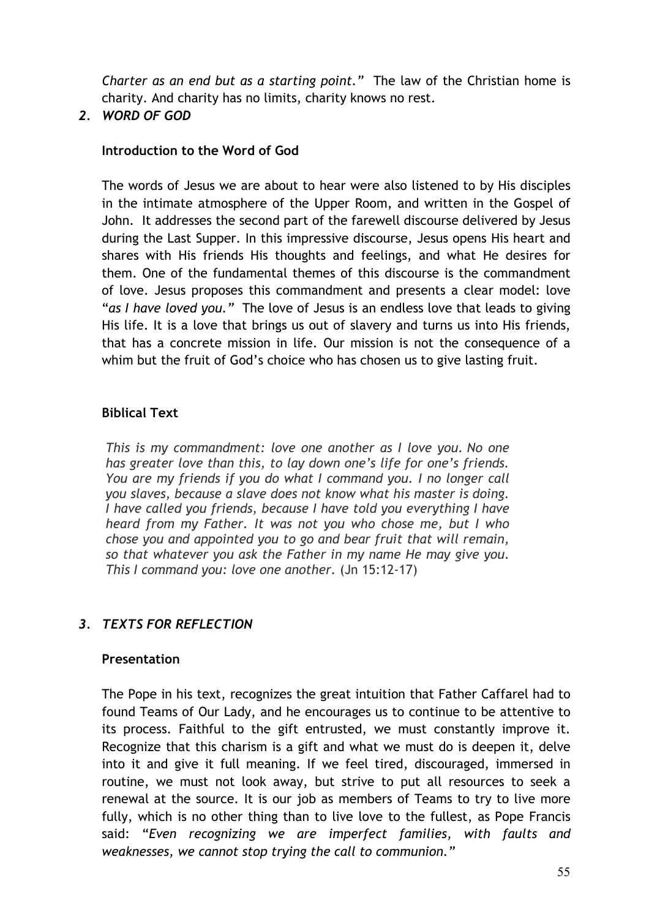*Charter as an end but as a starting point."* The law of the Christian home is charity. And charity has no limits, charity knows no rest.

## *2. WORD OF GOD*

### Introduction to the Word of God

The words of Jesus we are about to hear were also listened to by His disciples in the intimate atmosphere of the Upper Room, and written in the Gospel of John. It addresses the second part of the farewell discourse delivered by Jesus during the Last Supper. In this impressive discourse, Jesus opens His heart and shares with His friends His thoughts and feelings, and what He desires for them. One of the fundamental themes of this discourse is the commandment of love. Jesus proposes this commandment and presents a clear model: love "*as I have loved you."* The love of Jesus is an endless love that leads to giving His life. It is a love that brings us out of slavery and turns us into His friends, that has a concrete mission in life. Our mission is not the consequence of a whim but the fruit of God's choice who has chosen us to give lasting fruit.

### Biblical Text

*This is my commandment: love one another as I love you. No one has greater love than this, to lay down one's life for one's friends. You are my friends if you do what I command you. I no longer call you slaves, because a slave does not know what his master is doing. I have called you friends, because I have told you everything I have heard from my Father. It was not you who chose me, but I who chose you and appointed you to go and bear fruit that will remain, so that whatever you ask the Father in my name He may give you. This I command you: love one another.* (Jn 15:12-17)

## *3. TEXTS FOR REFLECTION*

### Presentation

The Pope in his text, recognizes the great intuition that Father Caffarel had to found Teams of Our Lady, and he encourages us to continue to be attentive to its process. Faithful to the gift entrusted, we must constantly improve it. Recognize that this charism is a gift and what we must do is deepen it, delve into it and give it full meaning. If we feel tired, discouraged, immersed in routine, we must not look away, but strive to put all resources to seek a renewal at the source. It is our job as members of Teams to try to live more fully, which is no other thing than to live love to the fullest, as Pope Francis said: "*Even recognizing we are imperfect families, with faults and weaknesses, we cannot stop trying the call to communion."*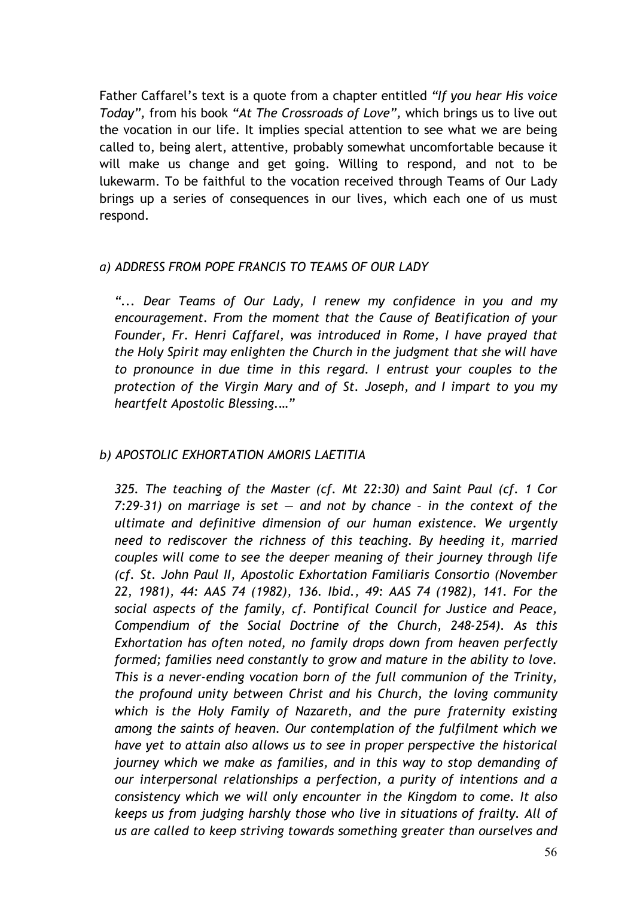Father Caffarel's text is a quote from a chapter entitled *"If you hear His voice Today"*, from his book *"At The Crossroads of Love"*, which brings us to live out the vocation in our life. It implies special attention to see what we are being called to, being alert, attentive, probably somewhat uncomfortable because it will make us change and get going. Willing to respond, and not to be lukewarm. To be faithful to the vocation received through Teams of Our Lady brings up a series of consequences in our lives, which each one of us must respond.

*a) ADDRESS FROM POPE FRANCIS TO TEAMS OF OUR LADY*

> *"... Dear Teams of Our Lady, I renew my confidence in you and my encouragement. From the moment that the Cause of Beatification of your Founder, Fr. Henri Caffarel, was introduced in Rome, I have prayed that the Holy Spirit may enlighten the Church in the judgment that she will have to pronounce in due time in this regard. I entrust your couples to the protection of the Virgin Mary and of St. Joseph, and I impart to you my heartfelt Apostolic Blessing.…"*

*b) APOSTOLIC EXHORTATION AMORIS LAETITIA*

> *325. The teaching of the Master (cf. Mt 22:30) and Saint Paul (cf. 1 Cor 7:29-31) on marriage is set — and not by chance – in the context of the ultimate and definitive dimension of our human existence. We urgently need to rediscover the richness of this teaching. By heeding it, married couples will come to see the deeper meaning of their journey through life (cf. St. John Paul II, Apostolic Exhortation Familiaris Consortio (November 22, 1981), 44: AAS 74 (1982), 136. Ibid., 49: AAS 74 (1982), 141. For the social aspects of the family, cf. Pontifical Council for Justice and Peace, Compendium of the Social Doctrine of the Church, 248-254). As this Exhortation has often noted, no family drops down from heaven perfectly formed; families need constantly to grow and mature in the ability to love. This is a never-ending vocation born of the full communion of the Trinity, the profound unity between Christ and his Church, the loving community which is the Holy Family of Nazareth, and the pure fraternity existing among the saints of heaven. Our contemplation of the fulfilment which we have yet to attain also allows us to see in proper perspective the historical journey which we make as families, and in this way to stop demanding of our interpersonal relationships a perfection, a purity of intentions and a consistency which we will only encounter in the Kingdom to come. It also keeps us from judging harshly those who live in situations of frailty. All of us are called to keep striving towards something greater than ourselves and*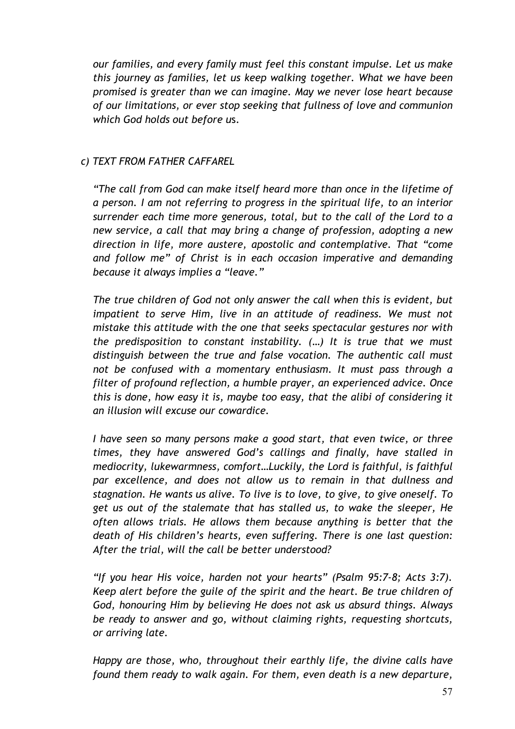*our families, and every family must feel this constant impulse. Let us make this journey as families, let us keep walking together. What we have been promised is greater than we can imagine. May we never lose heart because of our limitations, or ever stop seeking that fullness of love and communion which God holds out before us.*

### *c) TEXT FROM FATHER CAFFAREL*

*"The call from God can make itself heard more than once in the lifetime of a person. I am not referring to progress in the spiritual life, to an interior surrender each time more generous, total, but to the call of the Lord to a new service, a call that may bring a change of profession, adopting a new direction in life, more austere, apostolic and contemplative. That "come and follow me" of Christ is in each occasion imperative and demanding because it always implies a "leave."*

*The true children of God not only answer the call when this is evident, but impatient to serve Him, live in an attitude of readiness. We must not mistake this attitude with the one that seeks spectacular gestures nor with the predisposition to constant instability. (…) It is true that we must distinguish between the true and false vocation. The authentic call must not be confused with a momentary enthusiasm. It must pass through a filter of profound reflection, a humble prayer, an experienced advice. Once this is done, how easy it is, maybe too easy, that the alibi of considering it an illusion will excuse our cowardice.*

*I have seen so many persons make a good start, that even twice, or three times, they have answered God's callings and finally, have stalled in mediocrity, lukewarmness, comfort…Luckily, the Lord is faithful, is faithful par excellence, and does not allow us to remain in that dullness and stagnation. He wants us alive. To live is to love, to give, to give oneself. To get us out of the stalemate that has stalled us, to wake the sleeper, He often allows trials. He allows them because anything is better that the death of His children's hearts, even suffering. There is one last question: After the trial, will the call be better understood?*

*"If you hear His voice, harden not your hearts" (Psalm 95:7-8; Acts 3:7). Keep alert before the guile of the spirit and the heart. Be true children of God, honouring Him by believing He does not ask us absurd things. Always be ready to answer and go, without claiming rights, requesting shortcuts, or arriving late.*

*Happy are those, who, throughout their earthly life, the divine calls have found them ready to walk again. For them, even death is a new departure,*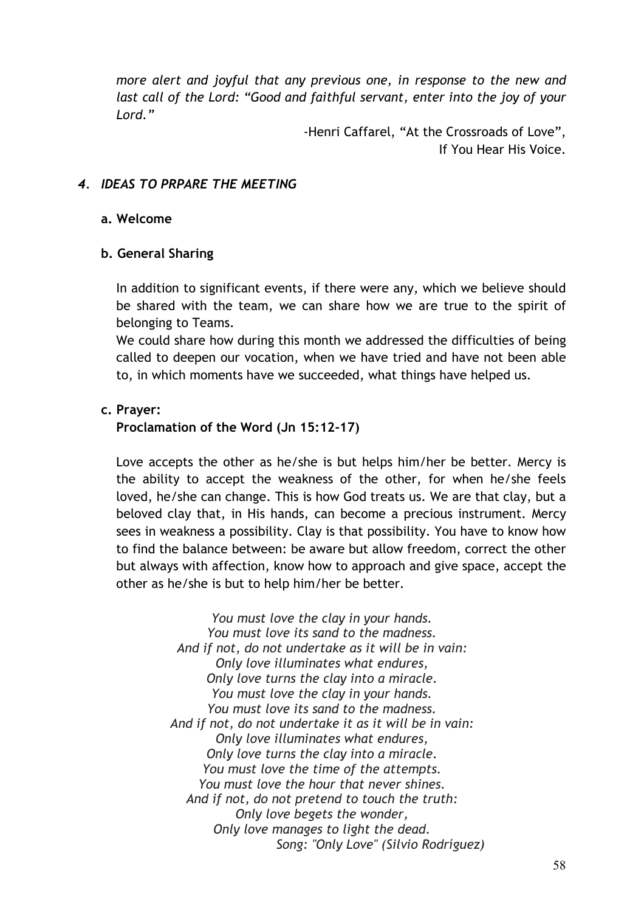*more alert and joyful that any previous one, in response to the new and last call of the Lord: "Good and faithful servant, enter into the joy of your Lord."*

-Henri Caffarel, "At the Crossroads of Love",
If You Hear His Voice.

### *4. IDEAS TO PRPARE THE MEETING*

**a. Welcome**

**b. General Sharing**

In addition to significant events, if there were any, which we believe should be shared with the team, we can share how we are true to the spirit of belonging to Teams.
We could share how during this month we addressed the difficulties of being called to deepen our vocation, when we have tried and have not been able to, in which moments have we succeeded, what things have helped us.

**c. Prayer:**
**Proclamation of the Word (Jn 15:12-17)**

Love accepts the other as he/she is but helps him/her be better. Mercy is the ability to accept the weakness of the other, for when he/she feels loved, he/she can change. This is how God treats us. We are that clay, but a beloved clay that, in His hands, can become a precious instrument. Mercy sees in weakness a possibility. Clay is that possibility. You have to know how to find the balance between: be aware but allow freedom, correct the other but always with affection, know how to approach and give space, accept the other as he/she is but to help him/her be better.

*You must love the clay in your hands.*
*You must love its sand to the madness.*
*And if not, do not undertake as it will be in vain:*
*Only love illuminates what endures,*
*Only love turns the clay into a miracle.*
*You must love the clay in your hands.*
*You must love its sand to the madness.*
*And if not, do not undertake it as it will be in vain:*
*Only love illuminates what endures,*
*Only love turns the clay into a miracle.*
*You must love the time of the attempts.*
*You must love the hour that never shines.*
*And if not, do not pretend to touch the truth:*
*Only love begets the wonder,*
*Only love manages to light the dead.*
*Song: "Only Love" (Silvio Rodríguez)*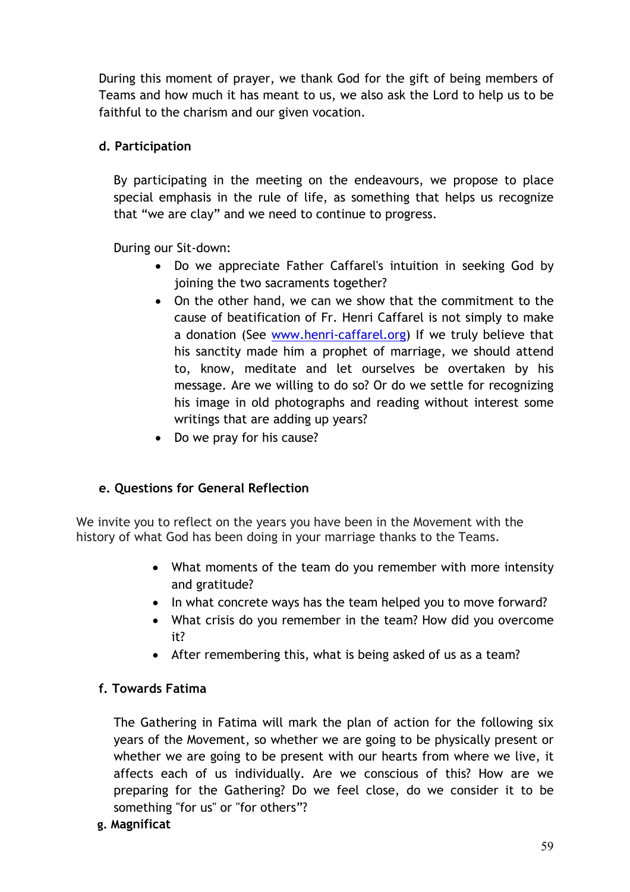During this moment of prayer, we thank God for the gift of being members of Teams and how much it has meant to us, we also ask the Lord to help us to be faithful to the charism and our given vocation.

### d. Participation

By participating in the meeting on the endeavours, we propose to place special emphasis in the rule of life, as something that helps us recognize that "we are clay" and we need to continue to progress.

During our Sit-down:

- Do we appreciate Father Caffarel's intuition in seeking God by joining the two sacraments together?
- On the other hand, we can we show that the commitment to the cause of beatification of Fr. Henri Caffarel is not simply to make a donation (See www.henri-caffarel.org) If we truly believe that his sanctity made him a prophet of marriage, we should attend to, know, meditate and let ourselves be overtaken by his message. Are we willing to do so? Or do we settle for recognizing his image in old photographs and reading without interest some writings that are adding up years?
- Do we pray for his cause?

### e. Questions for General Reflection

We invite you to reflect on the years you have been in the Movement with the history of what God has been doing in your marriage thanks to the Teams.

- What moments of the team do you remember with more intensity and gratitude?
- In what concrete ways has the team helped you to move forward?
- What crisis do you remember in the team? How did you overcome it?
- After remembering this, what is being asked of us as a team?

### f. Towards Fatima

The Gathering in Fatima will mark the plan of action for the following six years of the Movement, so whether we are going to be physically present or whether we are going to be present with our hearts from where we live, it affects each of us individually. Are we conscious of this? How are we preparing for the Gathering? Do we feel close, do we consider it to be something "for us" or "for others"?

### g. Magnificat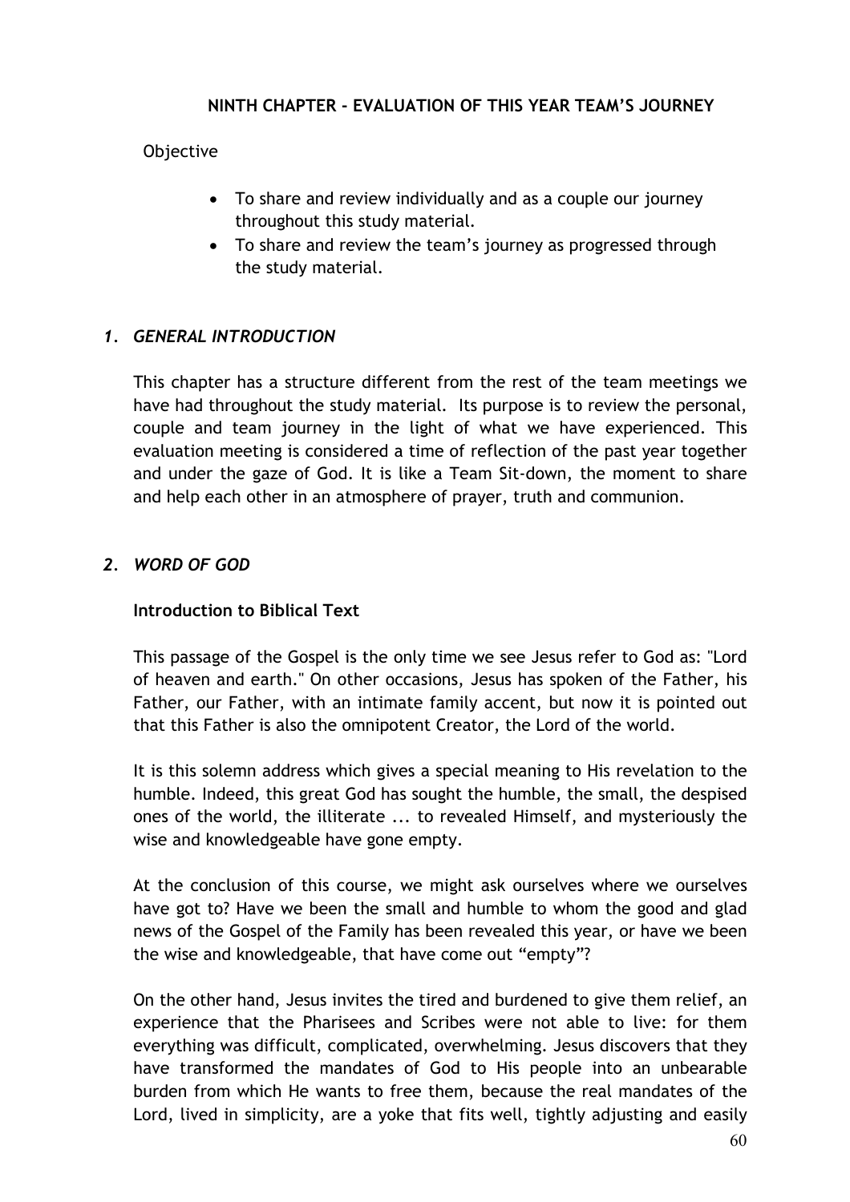## NINTH CHAPTER - EVALUATION OF THIS YEAR TEAM'S JOURNEY

Objective

- To share and review individually and as a couple our journey throughout this study material.
- To share and review the team's journey as progressed through the study material.

### *1. GENERAL INTRODUCTION*

This chapter has a structure different from the rest of the team meetings we have had throughout the study material. Its purpose is to review the personal, couple and team journey in the light of what we have experienced. This evaluation meeting is considered a time of reflection of the past year together and under the gaze of God. It is like a Team Sit-down, the moment to share and help each other in an atmosphere of prayer, truth and communion.

### *2. WORD OF GOD*

**Introduction to Biblical Text**

This passage of the Gospel is the only time we see Jesus refer to God as: "Lord of heaven and earth." On other occasions, Jesus has spoken of the Father, his Father, our Father, with an intimate family accent, but now it is pointed out that this Father is also the omnipotent Creator, the Lord of the world.

It is this solemn address which gives a special meaning to His revelation to the humble. Indeed, this great God has sought the humble, the small, the despised ones of the world, the illiterate ... to revealed Himself, and mysteriously the wise and knowledgeable have gone empty.

At the conclusion of this course, we might ask ourselves where we ourselves have got to? Have we been the small and humble to whom the good and glad news of the Gospel of the Family has been revealed this year, or have we been the wise and knowledgeable, that have come out "empty"?

On the other hand, Jesus invites the tired and burdened to give them relief, an experience that the Pharisees and Scribes were not able to live: for them everything was difficult, complicated, overwhelming. Jesus discovers that they have transformed the mandates of God to His people into an unbearable burden from which He wants to free them, because the real mandates of the Lord, lived in simplicity, are a yoke that fits well, tightly adjusting and easily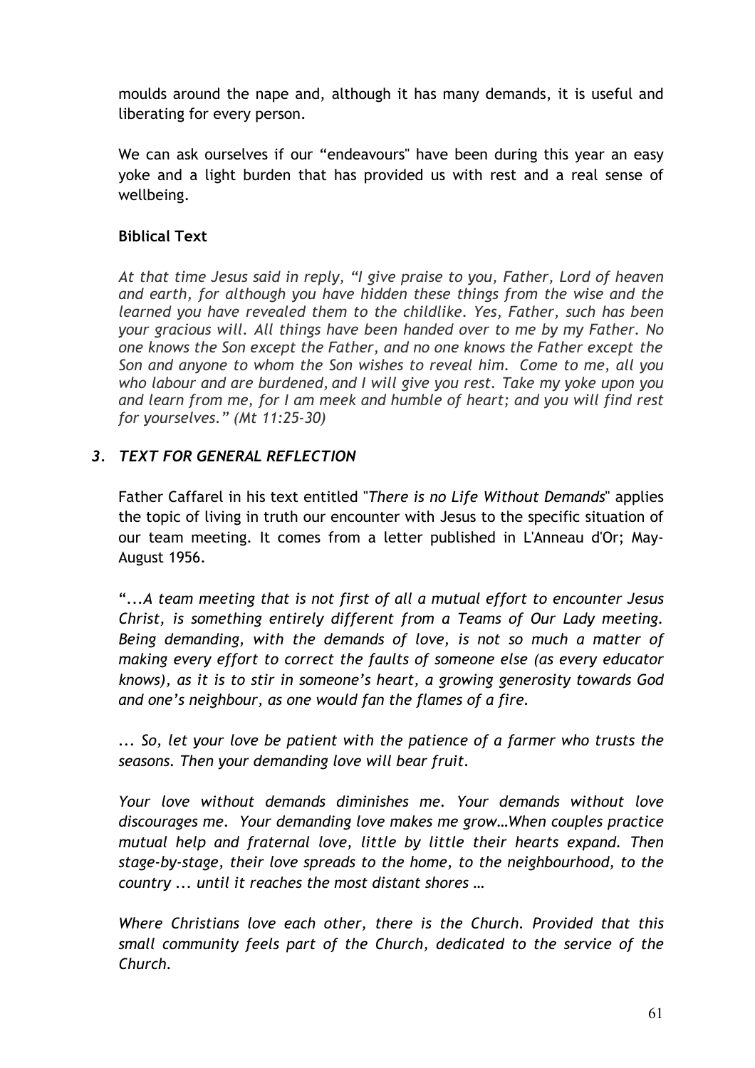moulds around the nape and, although it has many demands, it is useful and liberating for every person.

We can ask ourselves if our “endeavours" have been during this year an easy yoke and a light burden that has provided us with rest and a real sense of wellbeing.

**Biblical Text**

*At that time Jesus said in reply, “I give praise to you, Father, Lord of heaven and earth, for although you have hidden these things from the wise and the learned you have revealed them to the childlike. Yes, Father, such has been your gracious will. All things have been handed over to me by my Father. No one knows the Son except the Father, and no one knows the Father except the Son and anyone to whom the Son wishes to reveal him. Come to me, all you who labour and are burdened, and I will give you rest. Take my yoke upon you and learn from me, for I am meek and humble of heart; and you will find rest for yourselves.” (Mt 11:25-30)*

### *3. TEXT FOR GENERAL REFLECTION*

Father Caffarel in his text entitled "*There is no Life Without Demands*" applies the topic of living in truth our encounter with Jesus to the specific situation of our team meeting. It comes from a letter published in L'Anneau d'Or; May-August 1956.

“...*A team meeting that is not first of all a mutual effort to encounter Jesus Christ, is something entirely different from a Teams of Our Lady meeting. Being demanding, with the demands of love, is not so much a matter of making every effort to correct the faults of someone else (as every educator knows), as it is to stir in someone’s heart, a growing generosity towards God and one’s neighbour, as one would fan the flames of a fire.*

*... So, let your love be patient with the patience of a farmer who trusts the seasons. Then your demanding love will bear fruit.*

*Your love without demands diminishes me. Your demands without love discourages me. Your demanding love makes me grow…When couples practice mutual help and fraternal love, little by little their hearts expand. Then stage-by-stage, their love spreads to the home, to the neighbourhood, to the country ... until it reaches the most distant shores …*

*Where Christians love each other, there is the Church. Provided that this small community feels part of the Church, dedicated to the service of the Church.*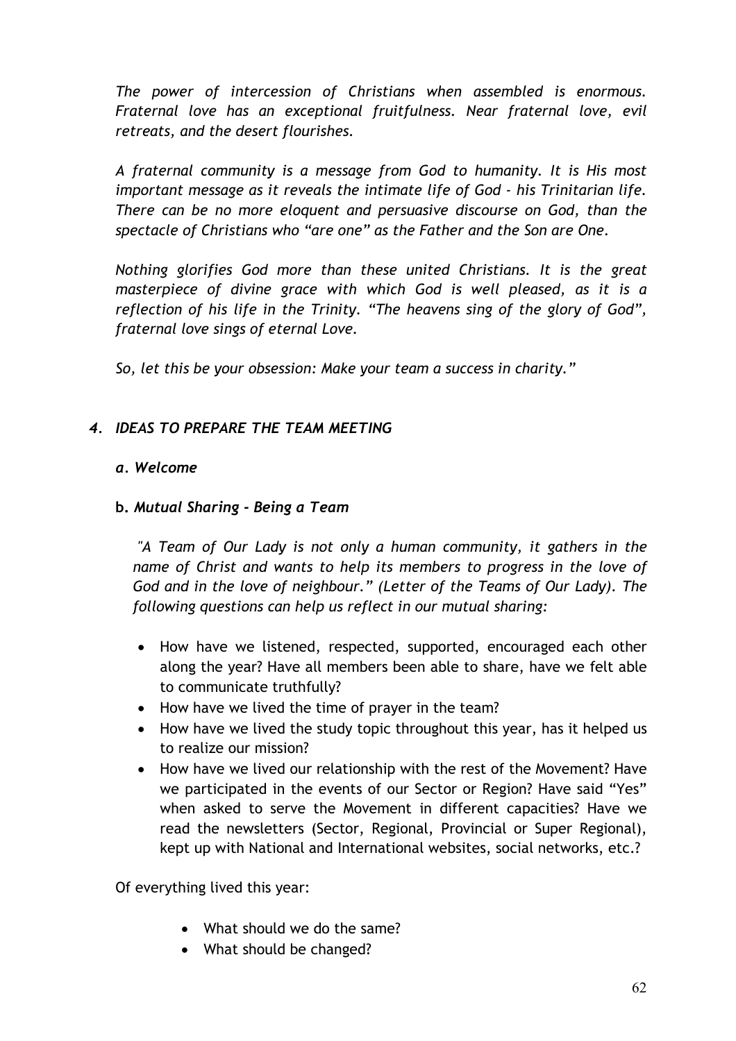*The power of intercession of Christians when assembled is enormous. Fraternal love has an exceptional fruitfulness. Near fraternal love, evil retreats, and the desert flourishes.*

*A fraternal community is a message from God to humanity. It is His most important message as it reveals the intimate life of God - his Trinitarian life. There can be no more eloquent and persuasive discourse on God, than the spectacle of Christians who "are one" as the Father and the Son are One.*

*Nothing glorifies God more than these united Christians. It is the great masterpiece of divine grace with which God is well pleased, as it is a reflection of his life in the Trinity. "The heavens sing of the glory of God", fraternal love sings of eternal Love.*

*So, let this be your obsession: Make your team a success in charity."*

### *4. IDEAS TO PREPARE THE TEAM MEETING*

#### *a. Welcome*

#### b. *Mutual Sharing - Being a Team*

*"A Team of Our Lady is not only a human community, it gathers in the name of Christ and wants to help its members to progress in the love of God and in the love of neighbour." (Letter of the Teams of Our Lady). The following questions can help us reflect in our mutual sharing:*

- How have we listened, respected, supported, encouraged each other along the year? Have all members been able to share, have we felt able to communicate truthfully?
- How have we lived the time of prayer in the team?
- How have we lived the study topic throughout this year, has it helped us to realize our mission?
- How have we lived our relationship with the rest of the Movement? Have we participated in the events of our Sector or Region? Have said "Yes" when asked to serve the Movement in different capacities? Have we read the newsletters (Sector, Regional, Provincial or Super Regional), kept up with National and International websites, social networks, etc.?

Of everything lived this year:

- What should we do the same?
- What should be changed?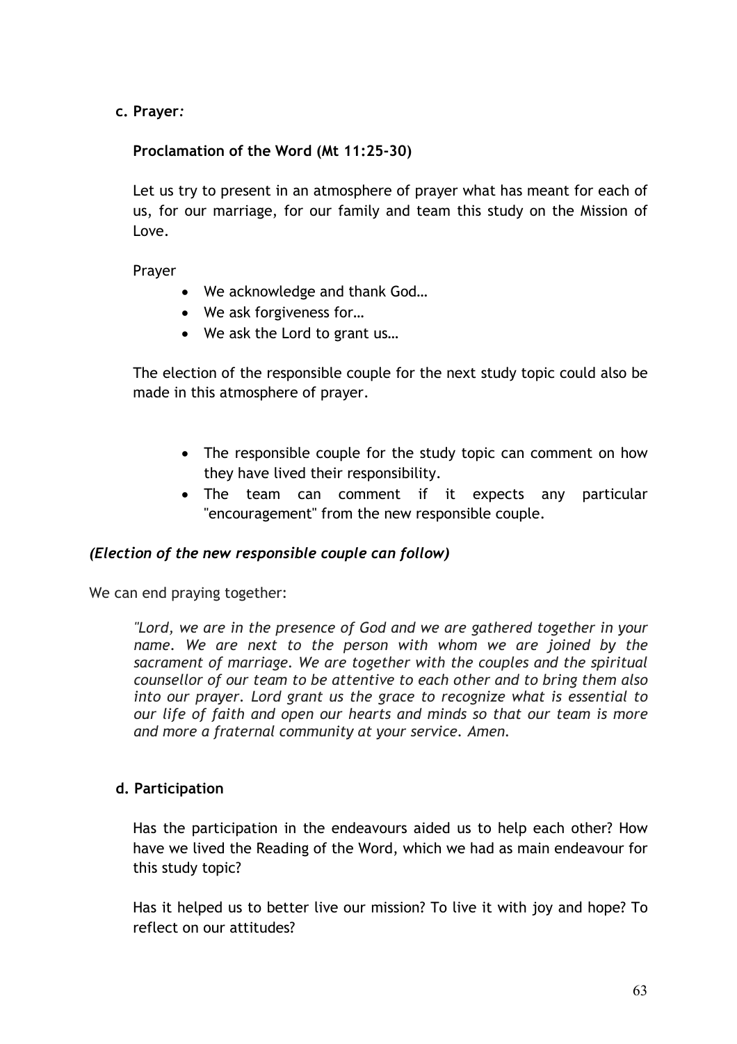**c. Prayer:**

**Proclamation of the Word (Mt 11:25-30)**

Let us try to present in an atmosphere of prayer what has meant for each of us, for our marriage, for our family and team this study on the Mission of Love.

Prayer

- We acknowledge and thank God…
- We ask forgiveness for…
- We ask the Lord to grant us…

The election of the responsible couple for the next study topic could also be made in this atmosphere of prayer.

- The responsible couple for the study topic can comment on how they have lived their responsibility.
- The team can comment if it expects any particular "encouragement" from the new responsible couple.

***(Election of the new responsible couple can follow)***

We can end praying together:

*"Lord, we are in the presence of God and we are gathered together in your name. We are next to the person with whom we are joined by the sacrament of marriage. We are together with the couples and the spiritual counsellor of our team to be attentive to each other and to bring them also into our prayer. Lord grant us the grace to recognize what is essential to our life of faith and open our hearts and minds so that our team is more and more a fraternal community at your service. Amen.*

**d. Participation**

Has the participation in the endeavours aided us to help each other? How have we lived the Reading of the Word, which we had as main endeavour for this study topic?

Has it helped us to better live our mission? To live it with joy and hope? To reflect on our attitudes?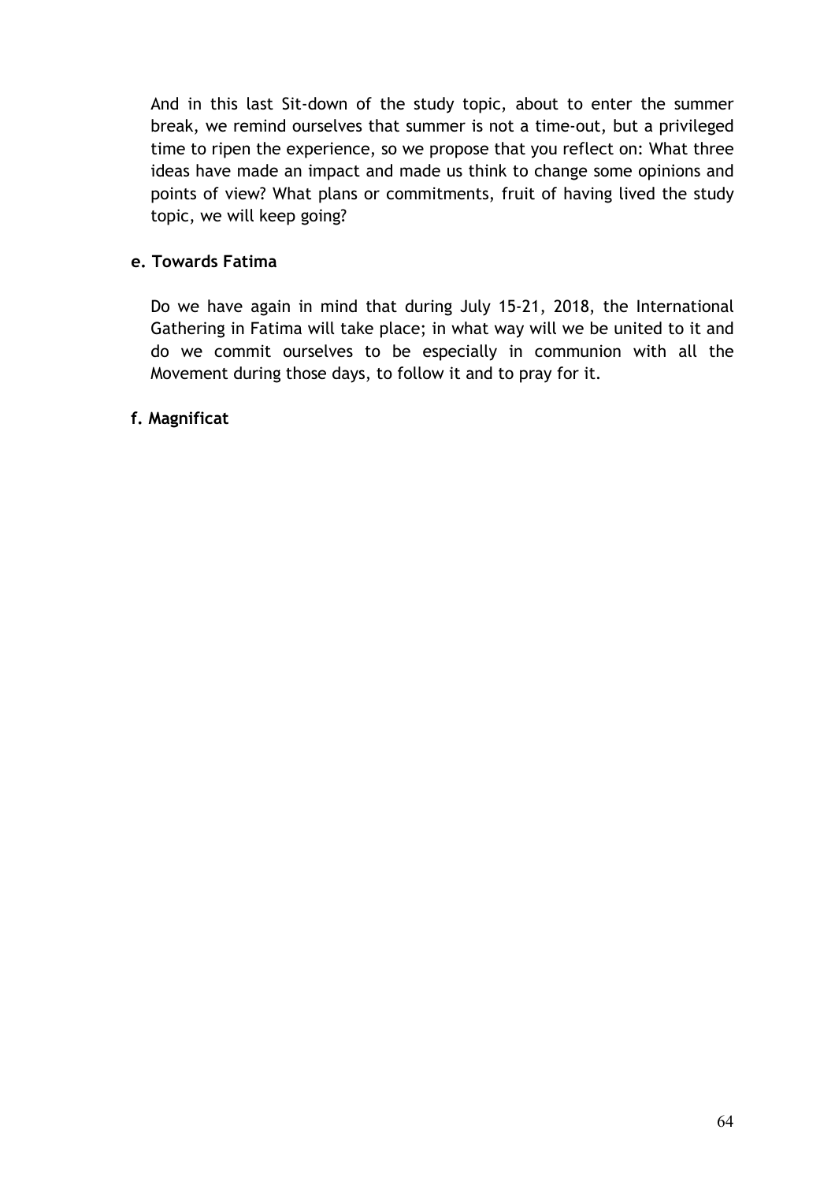And in this last Sit-down of the study topic, about to enter the summer break, we remind ourselves that summer is not a time-out, but a privileged time to ripen the experience, so we propose that you reflect on: What three ideas have made an impact and made us think to change some opinions and points of view? What plans or commitments, fruit of having lived the study topic, we will keep going?

**e. Towards Fatima**

Do we have again in mind that during July 15-21, 2018, the International Gathering in Fatima will take place; in what way will we be united to it and do we commit ourselves to be especially in communion with all the Movement during those days, to follow it and to pray for it.

**f. Magnificat**